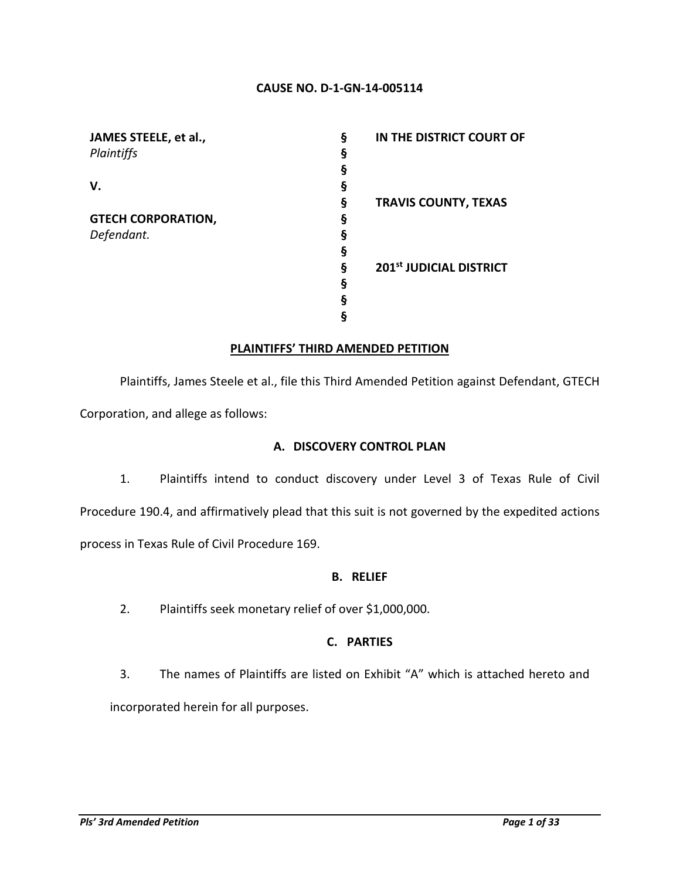**CAUSE NO. D-1-GN-14-005114**

| | | |
|---|---|---|
| **JAMES STEELE, et al.,** *Plaintiffs* | § | **IN THE DISTRICT COURT OF** |
| | § | |
| | § | |
| **V.** | § | |
| | § | **TRAVIS COUNTY, TEXAS** |
| **GTECH CORPORATION,** *Defendant.* | § | |
| | § | |
| | § | |
| | § | **201st JUDICIAL DISTRICT** |
| | § | |
| | § | |
| | § | |

## PLAINTIFFS' THIRD AMENDED PETITION

Plaintiffs, James Steele et al., file this Third Amended Petition against Defendant, GTECH Corporation, and allege as follows:

### A. DISCOVERY CONTROL PLAN

1. Plaintiffs intend to conduct discovery under Level 3 of Texas Rule of Civil Procedure 190.4, and affirmatively plead that this suit is not governed by the expedited actions process in Texas Rule of Civil Procedure 169.

### B. RELIEF

2. Plaintiffs seek monetary relief of over $1,000,000.

### C. PARTIES

3. The names of Plaintiffs are listed on Exhibit "A" which is attached hereto and incorporated herein for all purposes.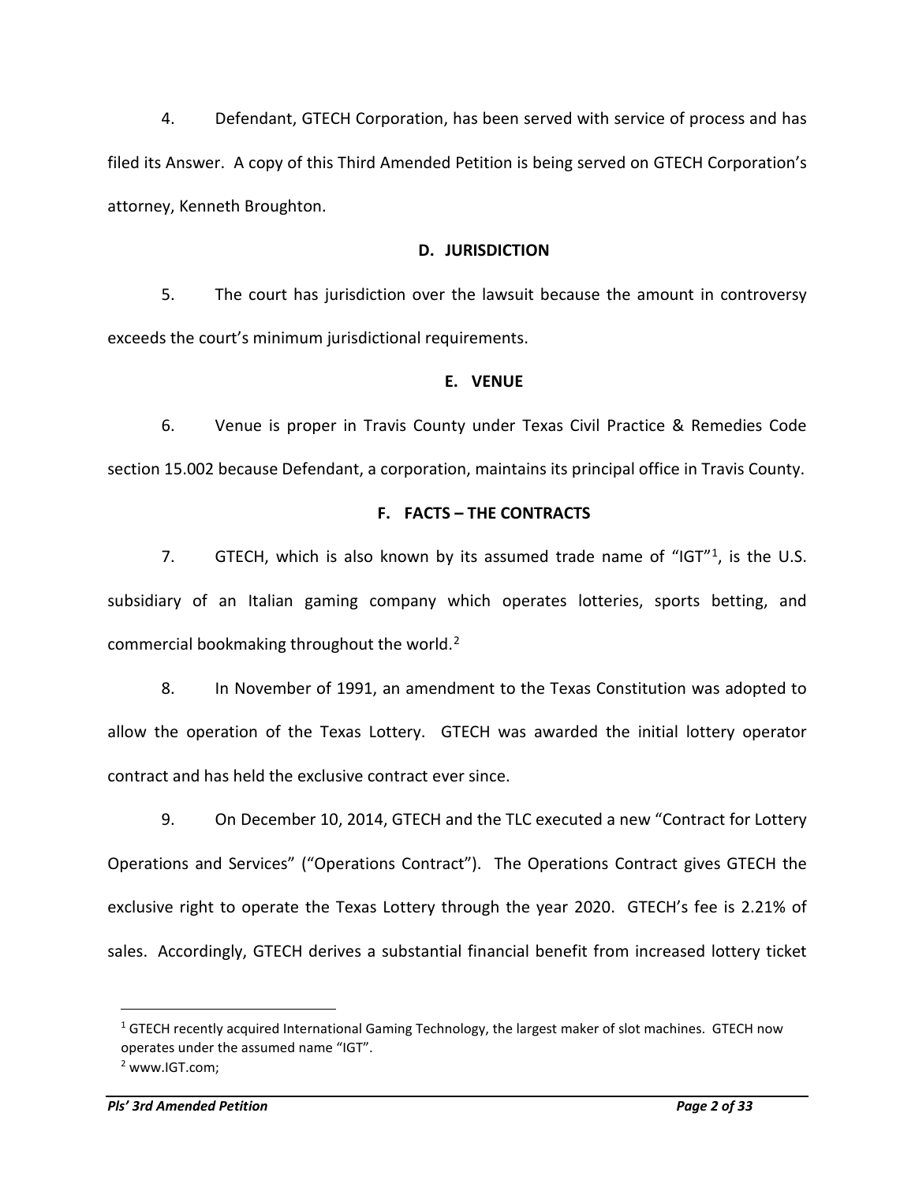4. Defendant, GTECH Corporation, has been served with service of process and has filed its Answer. A copy of this Third Amended Petition is being served on GTECH Corporation's attorney, Kenneth Broughton.

## D. JURISDICTION

5. The court has jurisdiction over the lawsuit because the amount in controversy exceeds the court's minimum jurisdictional requirements.

## E. VENUE

6. Venue is proper in Travis County under Texas Civil Practice & Remedies Code section 15.002 because Defendant, a corporation, maintains its principal office in Travis County.

## F. FACTS – THE CONTRACTS

7. GTECH, which is also known by its assumed trade name of "IGT"[1], is the U.S. subsidiary of an Italian gaming company which operates lotteries, sports betting, and commercial bookmaking throughout the world.[2]

8. In November of 1991, an amendment to the Texas Constitution was adopted to allow the operation of the Texas Lottery. GTECH was awarded the initial lottery operator contract and has held the exclusive contract ever since.

9. On December 10, 2014, GTECH and the TLC executed a new "Contract for Lottery Operations and Services" ("Operations Contract"). The Operations Contract gives GTECH the exclusive right to operate the Texas Lottery through the year 2020. GTECH's fee is 2.21% of sales. Accordingly, GTECH derives a substantial financial benefit from increased lottery ticket

---

[1] GTECH recently acquired International Gaming Technology, the largest maker of slot machines. GTECH now operates under the assumed name "IGT".

[2] www.IGT.com;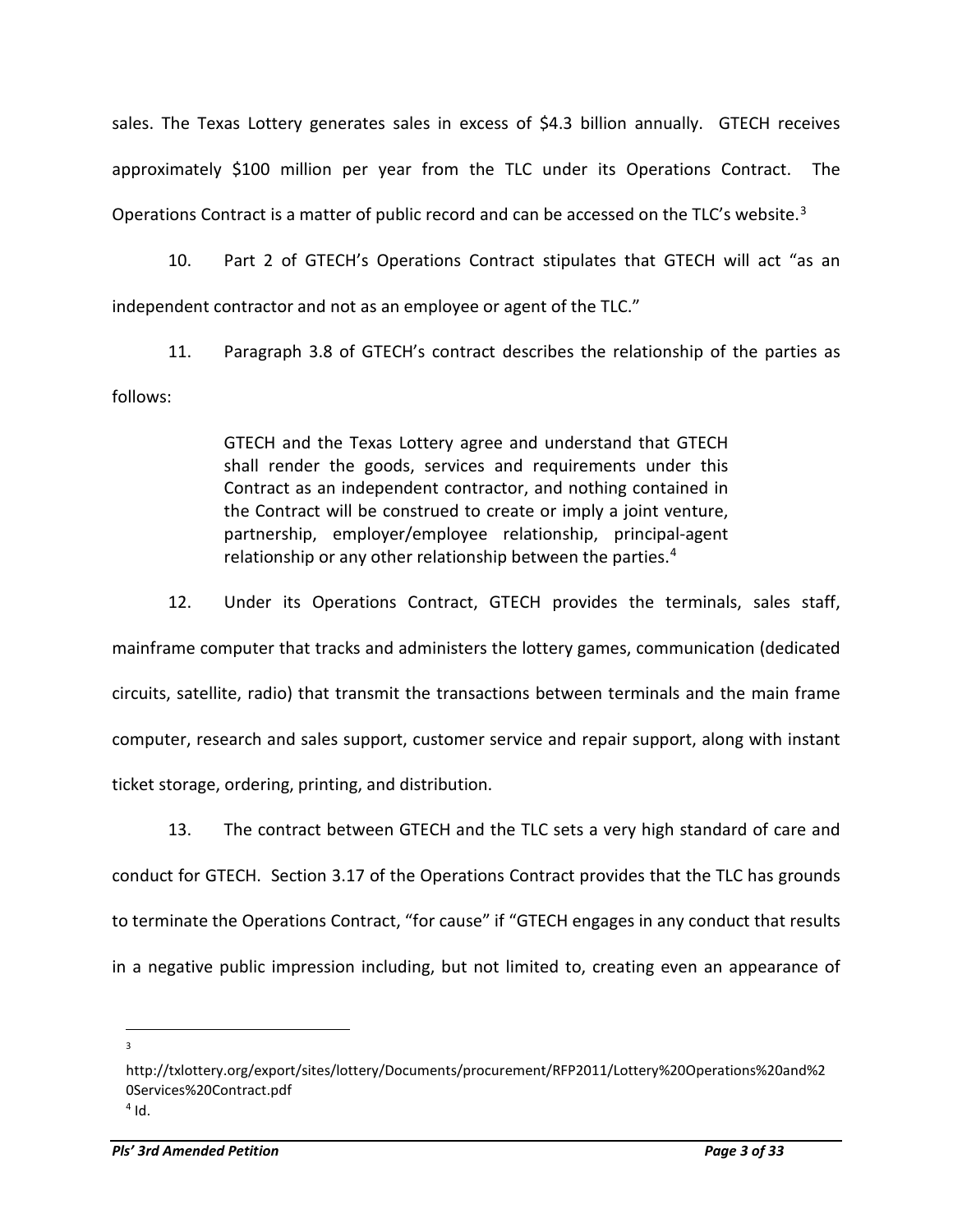sales. The Texas Lottery generates sales in excess of $4.3 billion annually. GTECH receives approximately $100 million per year from the TLC under its Operations Contract. The Operations Contract is a matter of public record and can be accessed on the TLC's website.[3]

10. Part 2 of GTECH's Operations Contract stipulates that GTECH will act "as an independent contractor and not as an employee or agent of the TLC."

11. Paragraph 3.8 of GTECH's contract describes the relationship of the parties as follows:

> GTECH and the Texas Lottery agree and understand that GTECH shall render the goods, services and requirements under this Contract as an independent contractor, and nothing contained in the Contract will be construed to create or imply a joint venture, partnership, employer/employee relationship, principal-agent relationship or any other relationship between the parties.[4]

12. Under its Operations Contract, GTECH provides the terminals, sales staff, mainframe computer that tracks and administers the lottery games, communication (dedicated circuits, satellite, radio) that transmit the transactions between terminals and the main frame computer, research and sales support, customer service and repair support, along with instant ticket storage, ordering, printing, and distribution.

13. The contract between GTECH and the TLC sets a very high standard of care and conduct for GTECH. Section 3.17 of the Operations Contract provides that the TLC has grounds to terminate the Operations Contract, "for cause" if "GTECH engages in any conduct that results in a negative public impression including, but not limited to, creating even an appearance of

---

[3] http://txlottery.org/export/sites/lottery/Documents/procurement/RFP2011/Lottery%20Operations%20and%20Services%20Contract.pdf

[4] Id.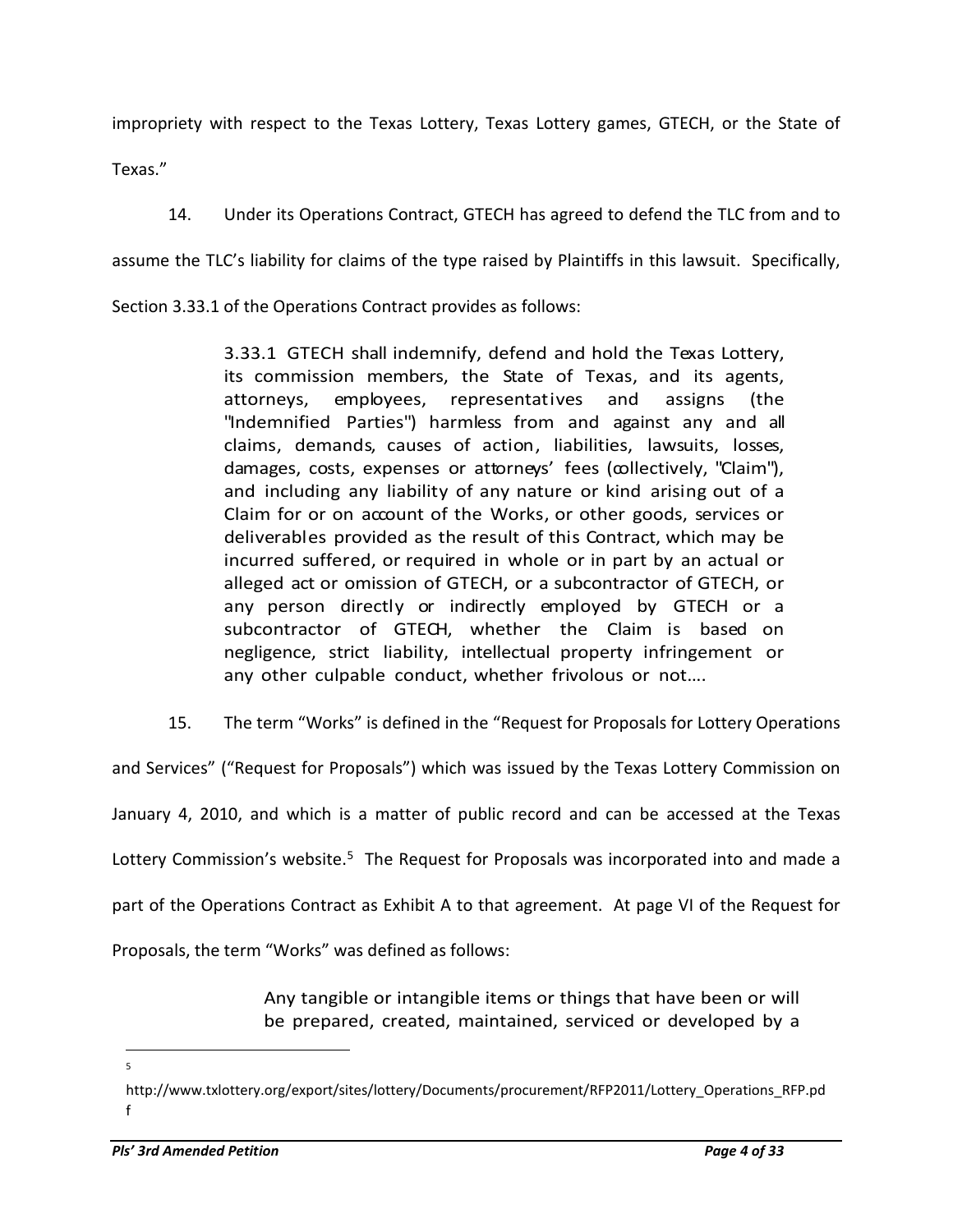impropriety with respect to the Texas Lottery, Texas Lottery games, GTECH, or the State of Texas."

14. Under its Operations Contract, GTECH has agreed to defend the TLC from and to assume the TLC's liability for claims of the type raised by Plaintiffs in this lawsuit. Specifically, Section 3.33.1 of the Operations Contract provides as follows:

> 3.33.1 GTECH shall indemnify, defend and hold the Texas Lottery, its commission members, the State of Texas, and its agents, attorneys, employees, representatives and assigns (the "Indemnified Parties") harmless from and against any and all claims, demands, causes of action, liabilities, lawsuits, losses, damages, costs, expenses or attorneys' fees (collectively, "Claim"), and including any liability of any nature or kind arising out of a Claim for or on account of the Works, or other goods, services or deliverables provided as the result of this Contract, which may be incurred suffered, or required in whole or in part by an actual or alleged act or omission of GTECH, or a subcontractor of GTECH, or any person directly or indirectly employed by GTECH or a subcontractor of GTECH, whether the Claim is based on negligence, strict liability, intellectual property infringement or any other culpable conduct, whether frivolous or not....

15. The term "Works" is defined in the "Request for Proposals for Lottery Operations and Services" ("Request for Proposals") which was issued by the Texas Lottery Commission on January 4, 2010, and which is a matter of public record and can be accessed at the Texas Lottery Commission's website.[5] The Request for Proposals was incorporated into and made a part of the Operations Contract as Exhibit A to that agreement. At page VI of the Request for Proposals, the term "Works" was defined as follows:

> Any tangible or intangible items or things that have been or will be prepared, created, maintained, serviced or developed by a

---

[5] http://www.txlottery.org/export/sites/lottery/Documents/procurement/RFP2011/Lottery_Operations_RFP.pdf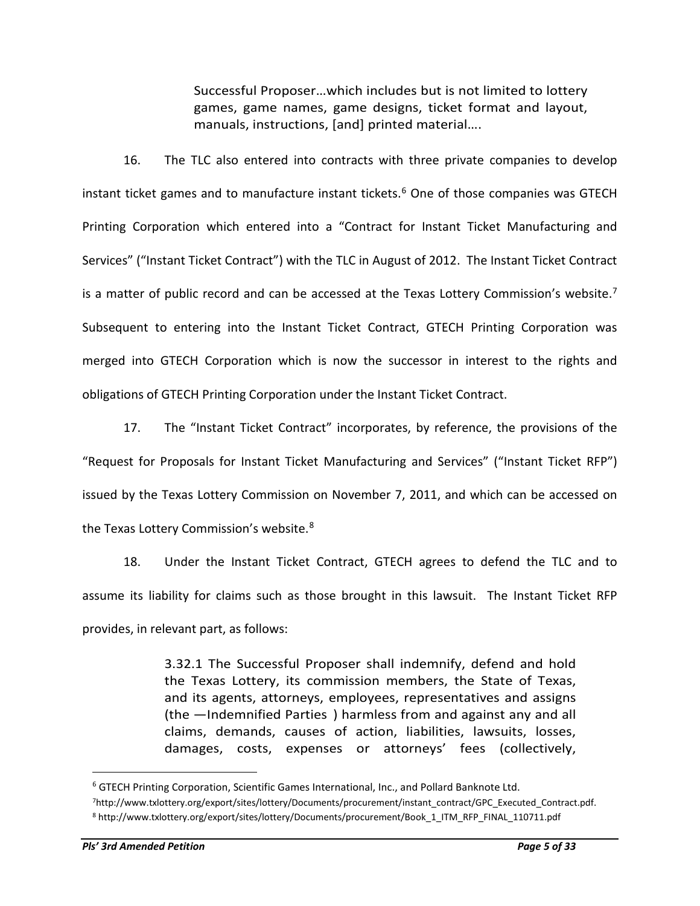> Successful Proposer…which includes but is not limited to lottery games, game names, game designs, ticket format and layout, manuals, instructions, [and] printed material….

16. The TLC also entered into contracts with three private companies to develop instant ticket games and to manufacture instant tickets.[6] One of those companies was GTECH Printing Corporation which entered into a "Contract for Instant Ticket Manufacturing and Services" ("Instant Ticket Contract") with the TLC in August of 2012. The Instant Ticket Contract is a matter of public record and can be accessed at the Texas Lottery Commission's website.[7] Subsequent to entering into the Instant Ticket Contract, GTECH Printing Corporation was merged into GTECH Corporation which is now the successor in interest to the rights and obligations of GTECH Printing Corporation under the Instant Ticket Contract.

17. The "Instant Ticket Contract" incorporates, by reference, the provisions of the "Request for Proposals for Instant Ticket Manufacturing and Services" ("Instant Ticket RFP") issued by the Texas Lottery Commission on November 7, 2011, and which can be accessed on the Texas Lottery Commission's website.[8]

18. Under the Instant Ticket Contract, GTECH agrees to defend the TLC and to assume its liability for claims such as those brought in this lawsuit. The Instant Ticket RFP provides, in relevant part, as follows:

> 3.32.1 The Successful Proposer shall indemnify, defend and hold the Texas Lottery, its commission members, the State of Texas, and its agents, attorneys, employees, representatives and assigns (the ―Indemnified Parties ) harmless from and against any and all claims, demands, causes of action, liabilities, lawsuits, losses, damages, costs, expenses or attorneys' fees (collectively,

---

[6] GTECH Printing Corporation, Scientific Games International, Inc., and Pollard Banknote Ltd.

[7] http://www.txlottery.org/export/sites/lottery/Documents/procurement/instant_contract/GPC_Executed_Contract.pdf.

[8] http://www.txlottery.org/export/sites/lottery/Documents/procurement/Book_1_ITM_RFP_FINAL_110711.pdf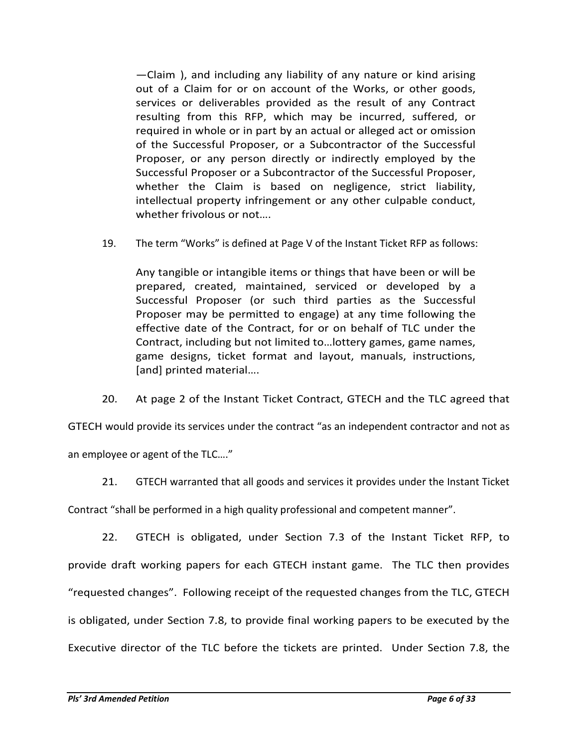—Claim ), and including any liability of any nature or kind arising out of a Claim for or on account of the Works, or other goods, services or deliverables provided as the result of any Contract resulting from this RFP, which may be incurred, suffered, or required in whole or in part by an actual or alleged act or omission of the Successful Proposer, or a Subcontractor of the Successful Proposer, or any person directly or indirectly employed by the Successful Proposer or a Subcontractor of the Successful Proposer, whether the Claim is based on negligence, strict liability, intellectual property infringement or any other culpable conduct, whether frivolous or not….

19. The term "Works" is defined at Page V of the Instant Ticket RFP as follows:

> Any tangible or intangible items or things that have been or will be prepared, created, maintained, serviced or developed by a Successful Proposer (or such third parties as the Successful Proposer may be permitted to engage) at any time following the effective date of the Contract, for or on behalf of TLC under the Contract, including but not limited to…lottery games, game names, game designs, ticket format and layout, manuals, instructions, [and] printed material….

20. At page 2 of the Instant Ticket Contract, GTECH and the TLC agreed that GTECH would provide its services under the contract "as an independent contractor and not as an employee or agent of the TLC…."

21. GTECH warranted that all goods and services it provides under the Instant Ticket Contract "shall be performed in a high quality professional and competent manner".

22. GTECH is obligated, under Section 7.3 of the Instant Ticket RFP, to provide draft working papers for each GTECH instant game. The TLC then provides "requested changes". Following receipt of the requested changes from the TLC, GTECH is obligated, under Section 7.8, to provide final working papers to be executed by the Executive director of the TLC before the tickets are printed. Under Section 7.8, the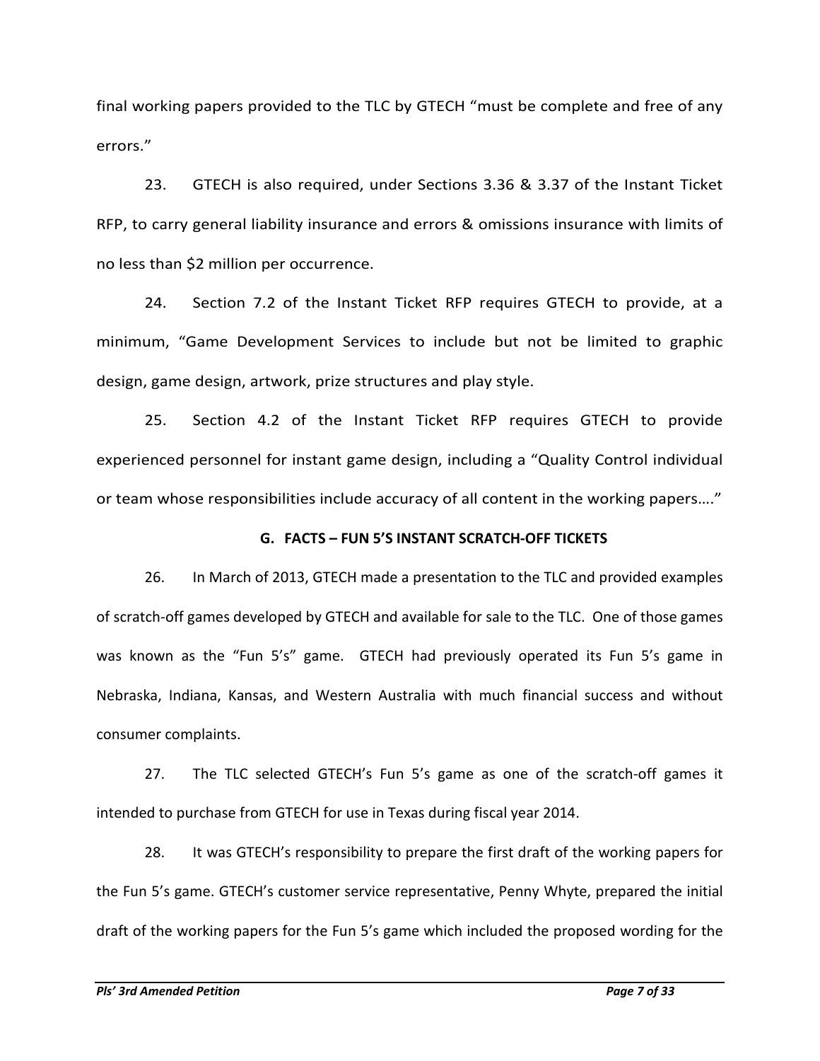final working papers provided to the TLC by GTECH "must be complete and free of any errors."

23. GTECH is also required, under Sections 3.36 & 3.37 of the Instant Ticket RFP, to carry general liability insurance and errors & omissions insurance with limits of no less than $2 million per occurrence.

24. Section 7.2 of the Instant Ticket RFP requires GTECH to provide, at a minimum, "Game Development Services to include but not be limited to graphic design, game design, artwork, prize structures and play style.

25. Section 4.2 of the Instant Ticket RFP requires GTECH to provide experienced personnel for instant game design, including a "Quality Control individual or team whose responsibilities include accuracy of all content in the working papers…."

### G. FACTS – FUN 5'S INSTANT SCRATCH-OFF TICKETS

26. In March of 2013, GTECH made a presentation to the TLC and provided examples of scratch-off games developed by GTECH and available for sale to the TLC. One of those games was known as the "Fun 5's" game. GTECH had previously operated its Fun 5's game in Nebraska, Indiana, Kansas, and Western Australia with much financial success and without consumer complaints.

27. The TLC selected GTECH's Fun 5's game as one of the scratch-off games it intended to purchase from GTECH for use in Texas during fiscal year 2014.

28. It was GTECH's responsibility to prepare the first draft of the working papers for the Fun 5's game. GTECH's customer service representative, Penny Whyte, prepared the initial draft of the working papers for the Fun 5's game which included the proposed wording for the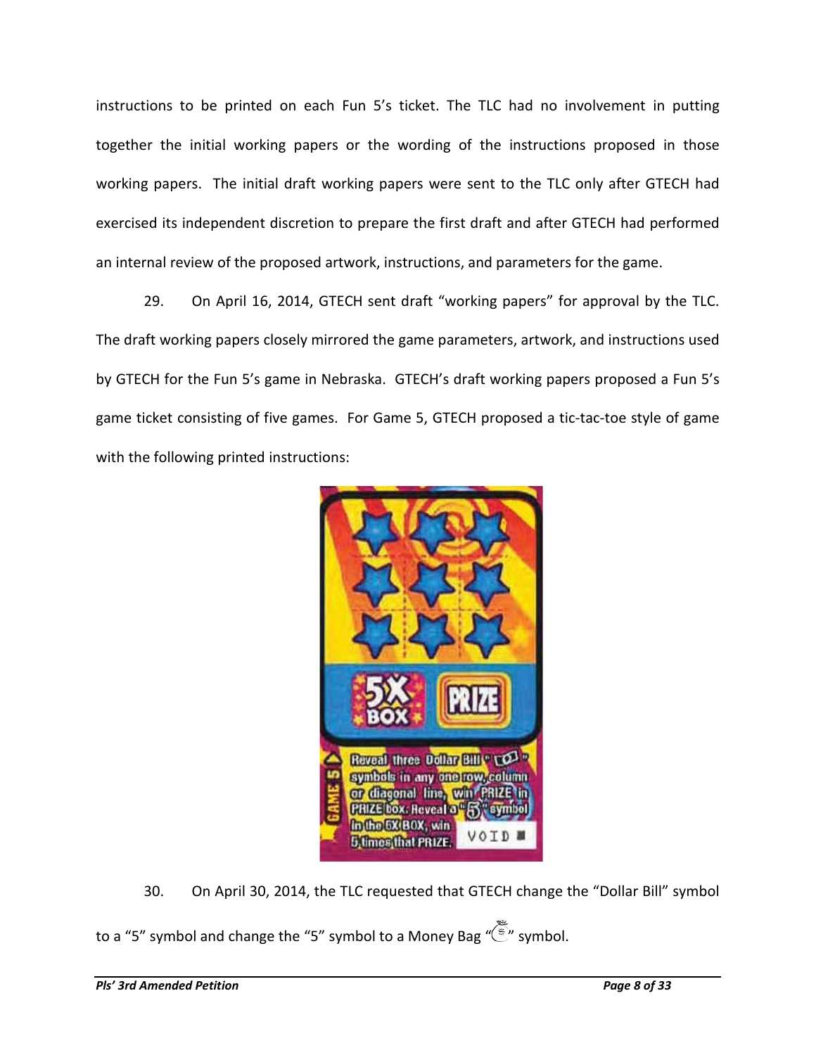instructions to be printed on each Fun 5's ticket. The TLC had no involvement in putting together the initial working papers or the wording of the instructions proposed in those working papers. The initial draft working papers were sent to the TLC only after GTECH had exercised its independent discretion to prepare the first draft and after GTECH had performed an internal review of the proposed artwork, instructions, and parameters for the game.

29. On April 16, 2014, GTECH sent draft "working papers" for approval by the TLC. The draft working papers closely mirrored the game parameters, artwork, and instructions used by GTECH for the Fun 5's game in Nebraska. GTECH's draft working papers proposed a Fun 5's game ticket consisting of five games. For Game 5, GTECH proposed a tic-tac-toe style of game with the following printed instructions:

30. On April 30, 2014, the TLC requested that GTECH change the "Dollar Bill" symbol to a "5" symbol and change the "5" symbol to a Money Bag "" symbol.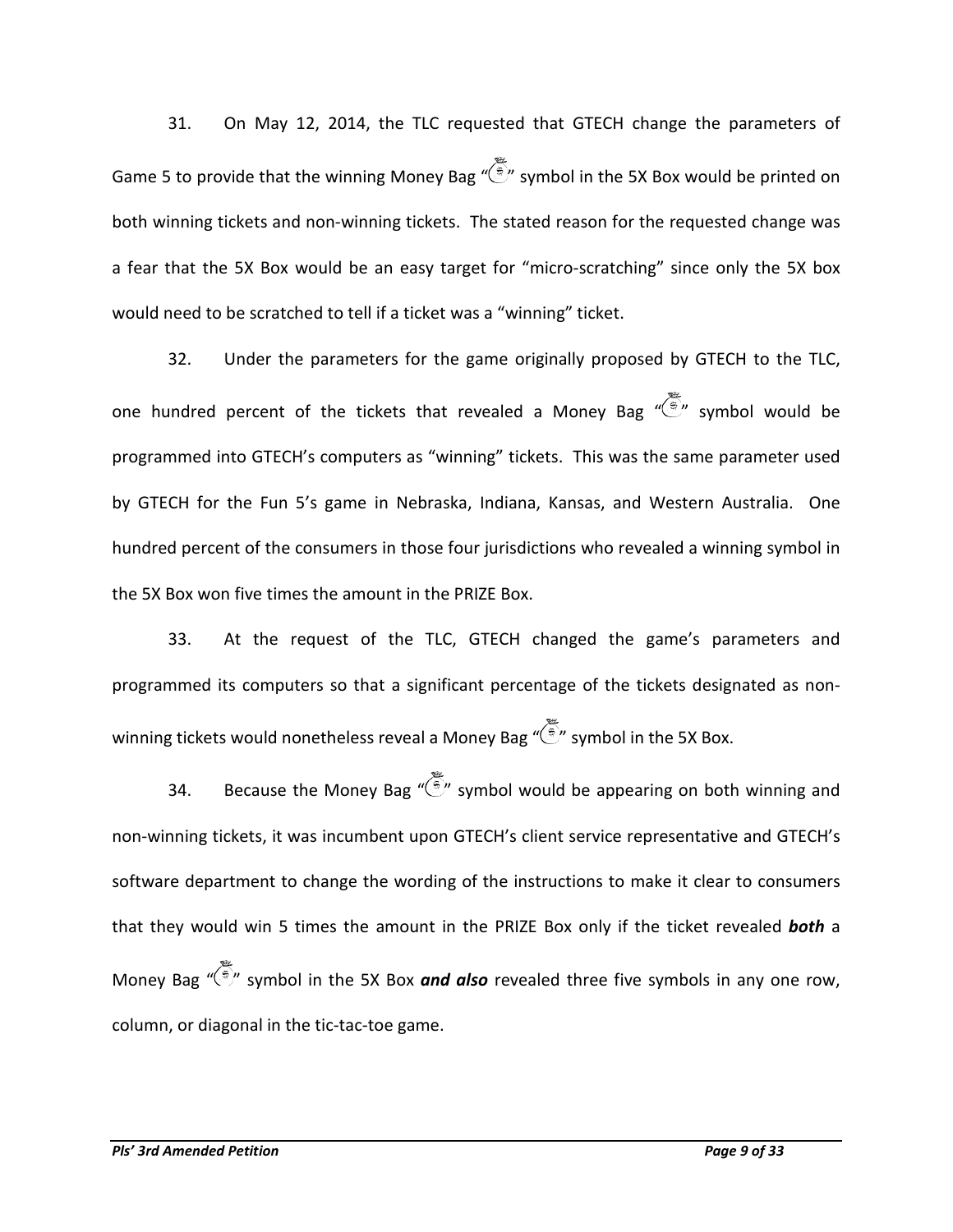31. On May 12, 2014, the TLC requested that GTECH change the parameters of Game 5 to provide that the winning Money Bag "💰" symbol in the 5X Box would be printed on both winning tickets and non-winning tickets. The stated reason for the requested change was a fear that the 5X Box would be an easy target for "micro-scratching" since only the 5X box would need to be scratched to tell if a ticket was a "winning" ticket.

32. Under the parameters for the game originally proposed by GTECH to the TLC, one hundred percent of the tickets that revealed a Money Bag "💰" symbol would be programmed into GTECH's computers as "winning" tickets. This was the same parameter used by GTECH for the Fun 5's game in Nebraska, Indiana, Kansas, and Western Australia. One hundred percent of the consumers in those four jurisdictions who revealed a winning symbol in the 5X Box won five times the amount in the PRIZE Box.

33. At the request of the TLC, GTECH changed the game's parameters and programmed its computers so that a significant percentage of the tickets designated as non-winning tickets would nonetheless reveal a Money Bag "💰" symbol in the 5X Box.

34. Because the Money Bag "💰" symbol would be appearing on both winning and non-winning tickets, it was incumbent upon GTECH's client service representative and GTECH's software department to change the wording of the instructions to make it clear to consumers that they would win 5 times the amount in the PRIZE Box only if the ticket revealed ***both*** a Money Bag "💰" symbol in the 5X Box ***and also*** revealed three five symbols in any one row, column, or diagonal in the tic-tac-toe game.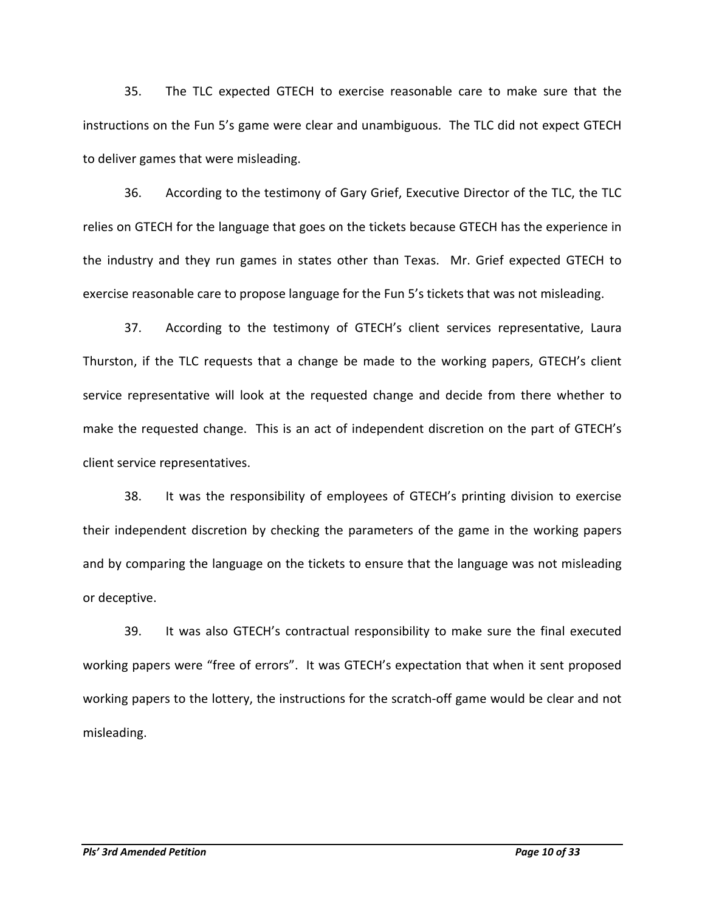35. The TLC expected GTECH to exercise reasonable care to make sure that the instructions on the Fun 5's game were clear and unambiguous. The TLC did not expect GTECH to deliver games that were misleading.

36. According to the testimony of Gary Grief, Executive Director of the TLC, the TLC relies on GTECH for the language that goes on the tickets because GTECH has the experience in the industry and they run games in states other than Texas. Mr. Grief expected GTECH to exercise reasonable care to propose language for the Fun 5's tickets that was not misleading.

37. According to the testimony of GTECH's client services representative, Laura Thurston, if the TLC requests that a change be made to the working papers, GTECH's client service representative will look at the requested change and decide from there whether to make the requested change. This is an act of independent discretion on the part of GTECH's client service representatives.

38. It was the responsibility of employees of GTECH's printing division to exercise their independent discretion by checking the parameters of the game in the working papers and by comparing the language on the tickets to ensure that the language was not misleading or deceptive.

39. It was also GTECH's contractual responsibility to make sure the final executed working papers were "free of errors". It was GTECH's expectation that when it sent proposed working papers to the lottery, the instructions for the scratch-off game would be clear and not misleading.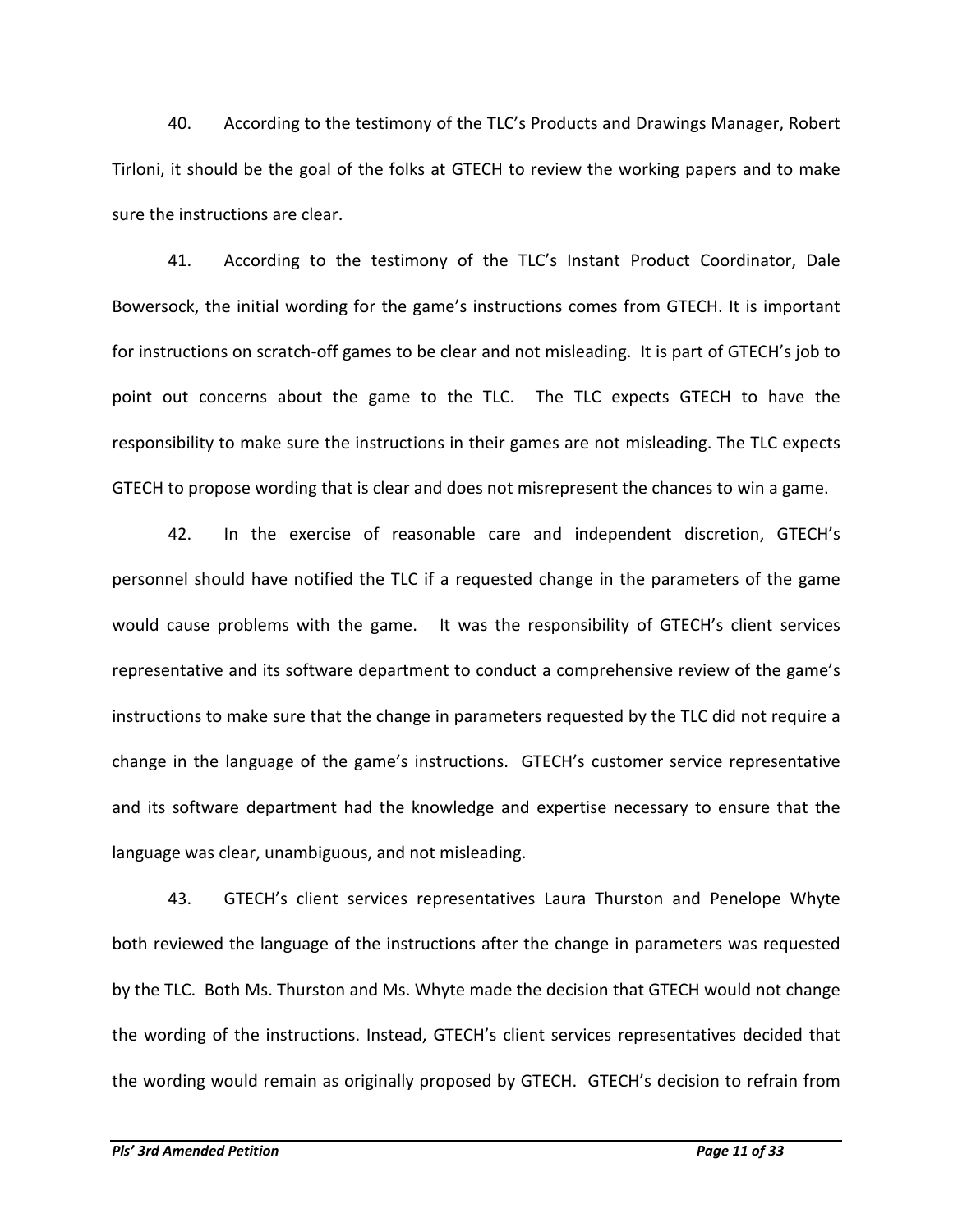40. According to the testimony of the TLC's Products and Drawings Manager, Robert Tirloni, it should be the goal of the folks at GTECH to review the working papers and to make sure the instructions are clear.

41. According to the testimony of the TLC's Instant Product Coordinator, Dale Bowersock, the initial wording for the game's instructions comes from GTECH. It is important for instructions on scratch-off games to be clear and not misleading. It is part of GTECH's job to point out concerns about the game to the TLC. The TLC expects GTECH to have the responsibility to make sure the instructions in their games are not misleading. The TLC expects GTECH to propose wording that is clear and does not misrepresent the chances to win a game.

42. In the exercise of reasonable care and independent discretion, GTECH's personnel should have notified the TLC if a requested change in the parameters of the game would cause problems with the game. It was the responsibility of GTECH's client services representative and its software department to conduct a comprehensive review of the game's instructions to make sure that the change in parameters requested by the TLC did not require a change in the language of the game's instructions. GTECH's customer service representative and its software department had the knowledge and expertise necessary to ensure that the language was clear, unambiguous, and not misleading.

43. GTECH's client services representatives Laura Thurston and Penelope Whyte both reviewed the language of the instructions after the change in parameters was requested by the TLC. Both Ms. Thurston and Ms. Whyte made the decision that GTECH would not change the wording of the instructions. Instead, GTECH's client services representatives decided that the wording would remain as originally proposed by GTECH. GTECH's decision to refrain from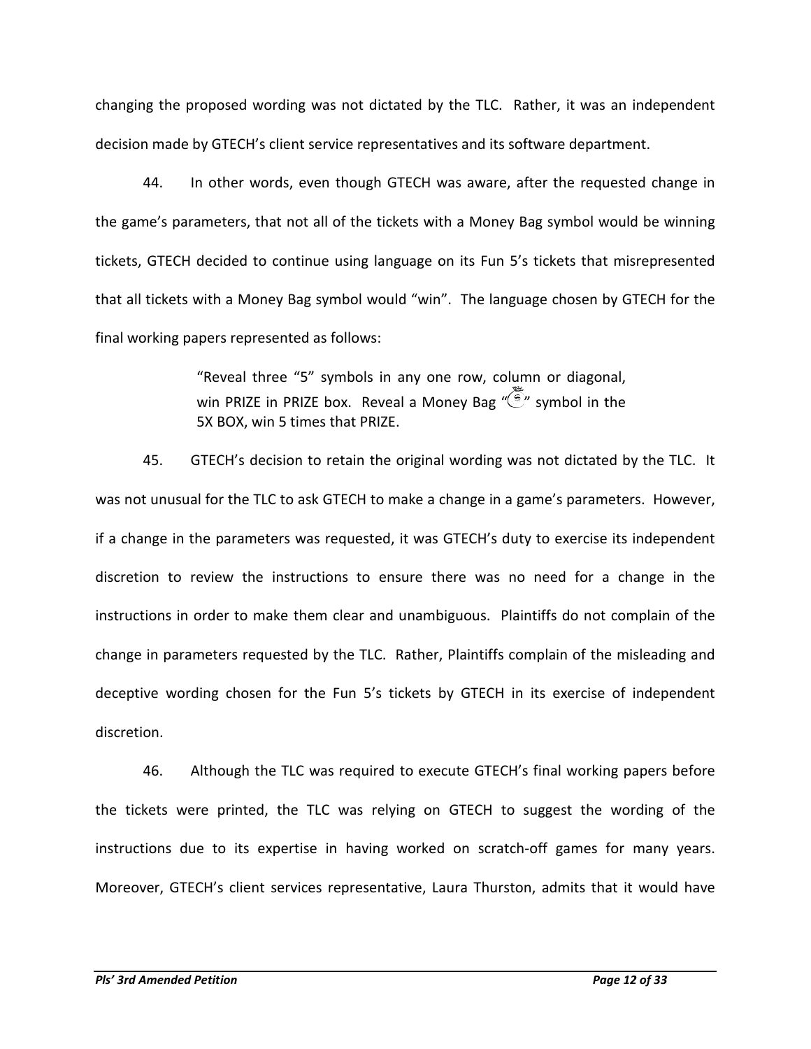changing the proposed wording was not dictated by the TLC. Rather, it was an independent decision made by GTECH's client service representatives and its software department.

44. In other words, even though GTECH was aware, after the requested change in the game's parameters, that not all of the tickets with a Money Bag symbol would be winning tickets, GTECH decided to continue using language on its Fun 5's tickets that misrepresented that all tickets with a Money Bag symbol would "win". The language chosen by GTECH for the final working papers represented as follows:

> "Reveal three "5" symbols in any one row, column or diagonal, win PRIZE in PRIZE box. Reveal a Money Bag "" symbol in the 5X BOX, win 5 times that PRIZE.

45. GTECH's decision to retain the original wording was not dictated by the TLC. It was not unusual for the TLC to ask GTECH to make a change in a game's parameters. However, if a change in the parameters was requested, it was GTECH's duty to exercise its independent discretion to review the instructions to ensure there was no need for a change in the instructions in order to make them clear and unambiguous. Plaintiffs do not complain of the change in parameters requested by the TLC. Rather, Plaintiffs complain of the misleading and deceptive wording chosen for the Fun 5's tickets by GTECH in its exercise of independent discretion.

46. Although the TLC was required to execute GTECH's final working papers before the tickets were printed, the TLC was relying on GTECH to suggest the wording of the instructions due to its expertise in having worked on scratch-off games for many years. Moreover, GTECH's client services representative, Laura Thurston, admits that it would have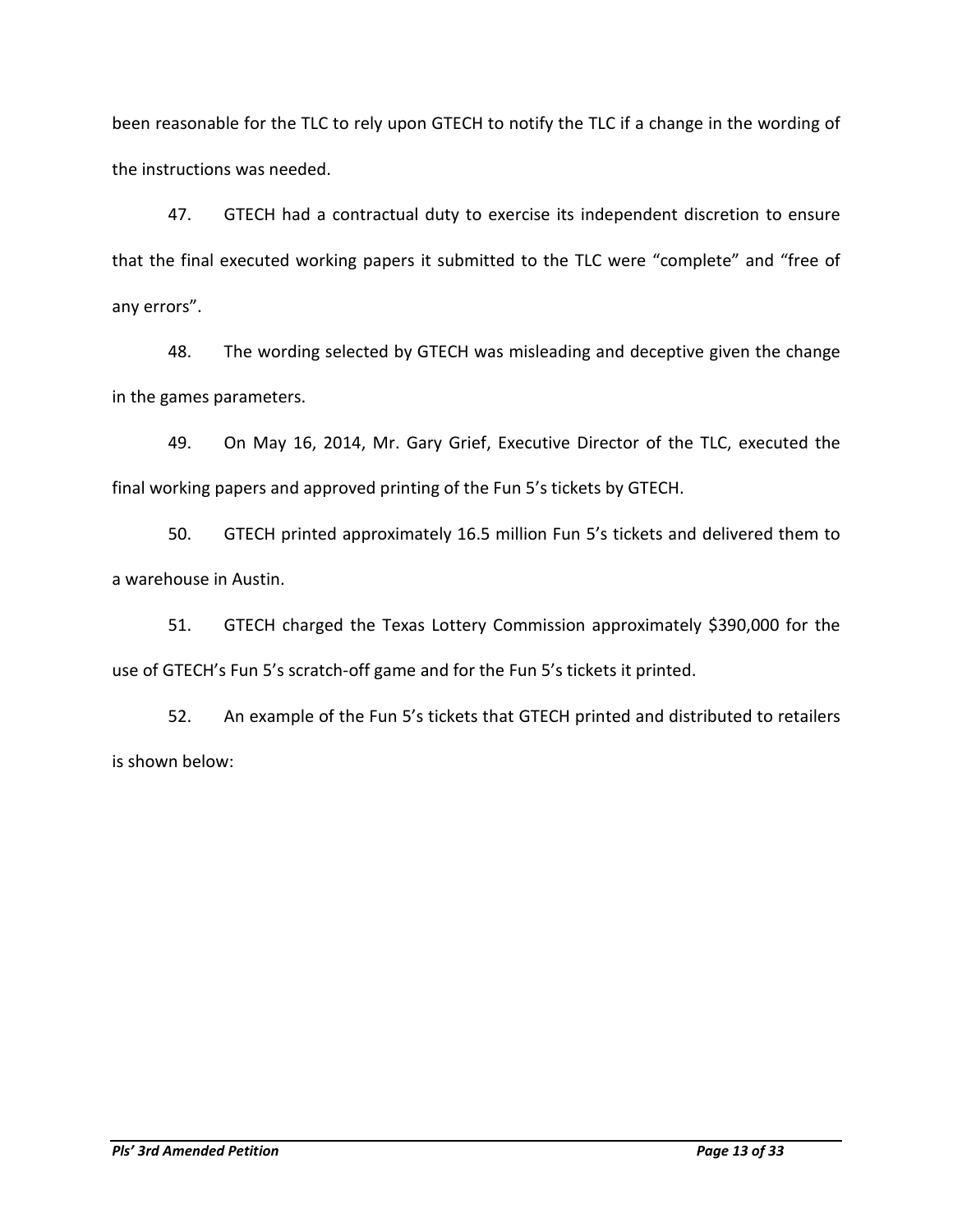been reasonable for the TLC to rely upon GTECH to notify the TLC if a change in the wording of the instructions was needed.

47. GTECH had a contractual duty to exercise its independent discretion to ensure that the final executed working papers it submitted to the TLC were "complete" and "free of any errors".

48. The wording selected by GTECH was misleading and deceptive given the change in the games parameters.

49. On May 16, 2014, Mr. Gary Grief, Executive Director of the TLC, executed the final working papers and approved printing of the Fun 5's tickets by GTECH.

50. GTECH printed approximately 16.5 million Fun 5's tickets and delivered them to a warehouse in Austin.

51. GTECH charged the Texas Lottery Commission approximately $390,000 for the use of GTECH's Fun 5's scratch-off game and for the Fun 5's tickets it printed.

52. An example of the Fun 5's tickets that GTECH printed and distributed to retailers is shown below: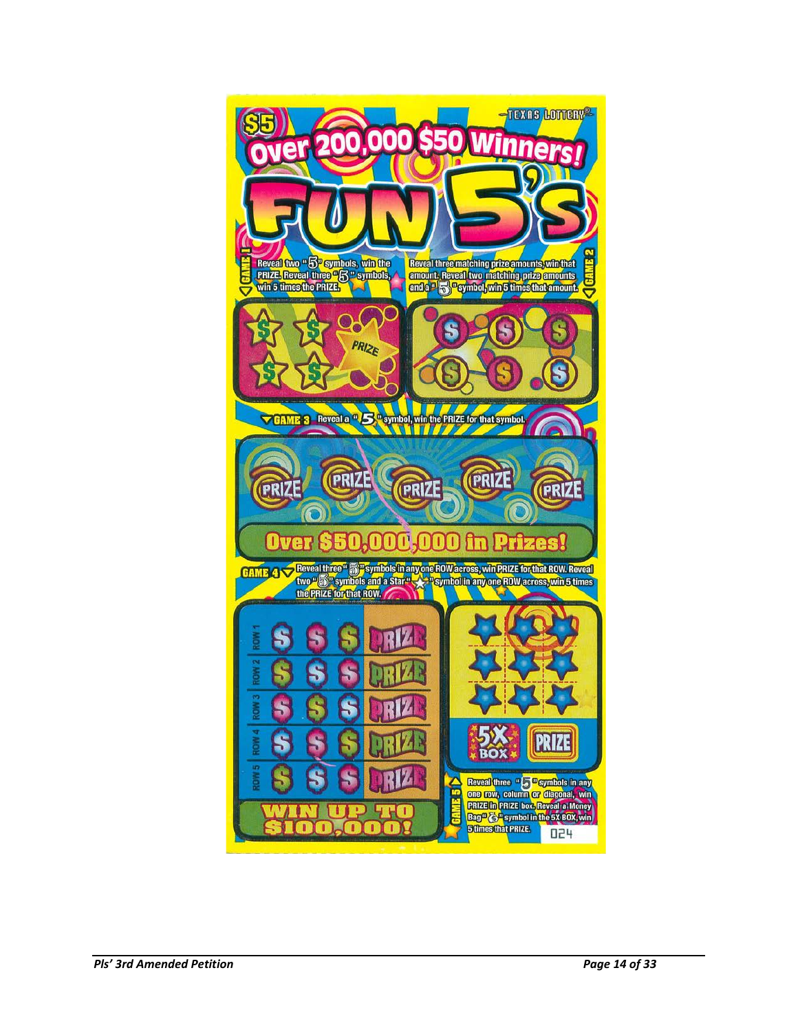$5

TEXAS LOTTERY®

Over 200,000 $50 Winners!

FUN 5's

GAME 1 Reveal two "5" symbols, win the PRIZE. Reveal three "5" symbols, win 5 times the PRIZE.

GAME 2 Reveal three matching prize amounts, win that amount. Reveal two matching prize amounts and a "5" symbol, win 5 times that amount.

PRIZE

GAME 3 Reveal a "5" symbol, win the PRIZE for that symbol.

PRIZE PRIZE PRIZE PRIZE PRIZE

Over $50,000,000 in Prizes!

GAME 4 Reveal three "5" symbols in any one ROW across, win PRIZE for that ROW. Reveal two "5" symbols and a Star "★" symbol in any one ROW across, win 5 times the PRIZE for that ROW.

ROW 1 PRIZE
ROW 2 PRIZE
ROW 3 PRIZE
ROW 4 PRIZE
ROW 5 PRIZE

WIN UP TO $100,000!

5X BOX PRIZE

GAME 5 Reveal three "5" symbols in any one row, column or diagonal, win PRIZE in PRIZE box. Reveal a Money Bag "$" symbol in the 5X BOX, win 5 times that PRIZE.

024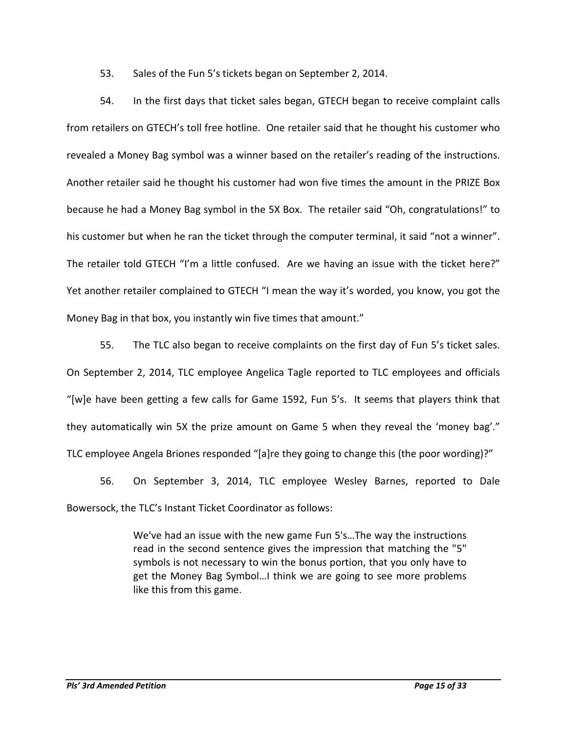53. Sales of the Fun 5's tickets began on September 2, 2014.

54. In the first days that ticket sales began, GTECH began to receive complaint calls from retailers on GTECH's toll free hotline. One retailer said that he thought his customer who revealed a Money Bag symbol was a winner based on the retailer's reading of the instructions. Another retailer said he thought his customer had won five times the amount in the PRIZE Box because he had a Money Bag symbol in the 5X Box. The retailer said "Oh, congratulations!" to his customer but when he ran the ticket through the computer terminal, it said "not a winner". The retailer told GTECH "I'm a little confused. Are we having an issue with the ticket here?" Yet another retailer complained to GTECH "I mean the way it's worded, you know, you got the Money Bag in that box, you instantly win five times that amount."

55. The TLC also began to receive complaints on the first day of Fun 5's ticket sales. On September 2, 2014, TLC employee Angelica Tagle reported to TLC employees and officials "[w]e have been getting a few calls for Game 1592, Fun 5's. It seems that players think that they automatically win 5X the prize amount on Game 5 when they reveal the 'money bag'." TLC employee Angela Briones responded "[a]re they going to change this (the poor wording)?"

56. On September 3, 2014, TLC employee Wesley Barnes, reported to Dale Bowersock, the TLC's Instant Ticket Coordinator as follows:

> We've had an issue with the new game Fun 5's…The way the instructions read in the second sentence gives the impression that matching the "5" symbols is not necessary to win the bonus portion, that you only have to get the Money Bag Symbol…I think we are going to see more problems like this from this game.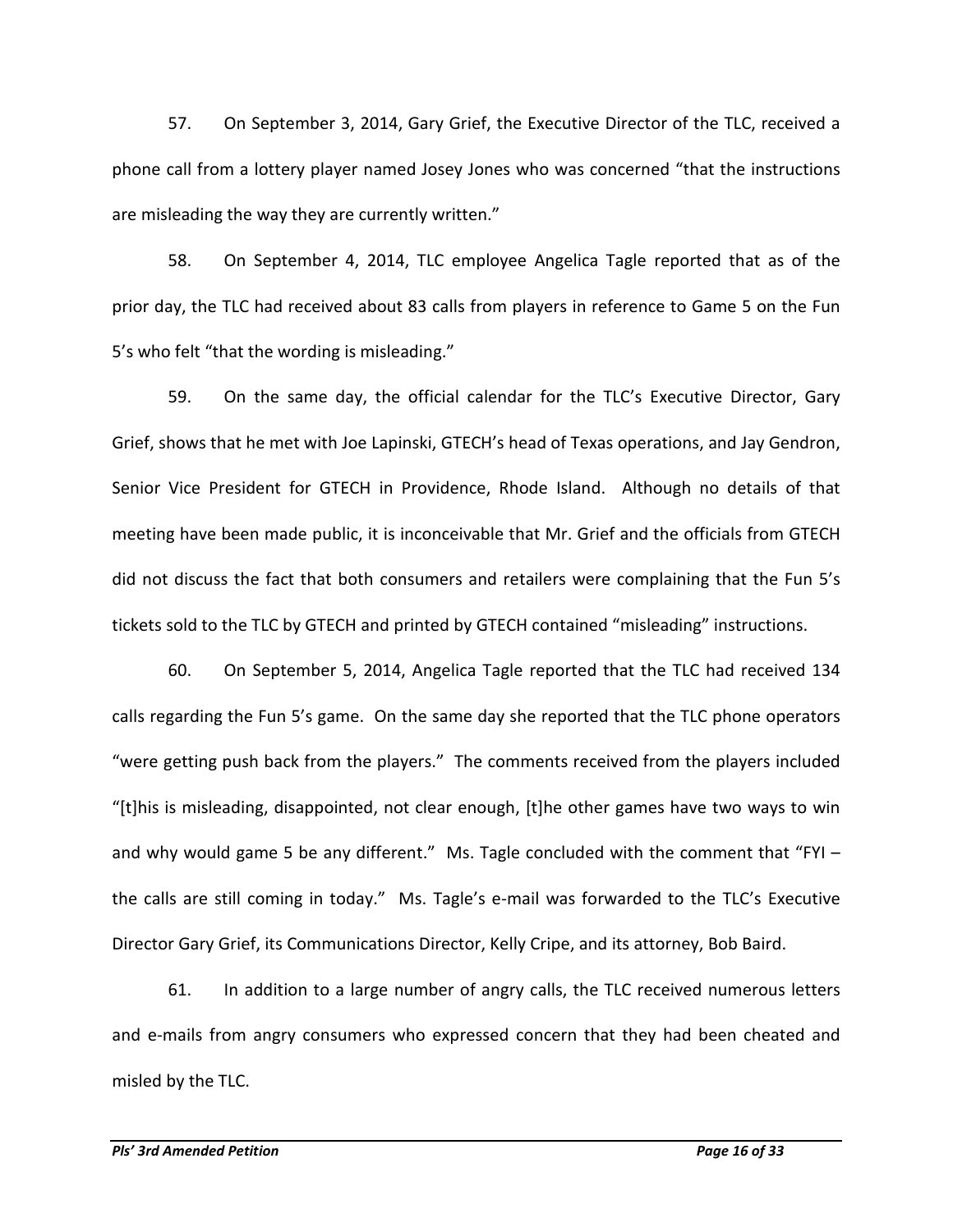57. On September 3, 2014, Gary Grief, the Executive Director of the TLC, received a phone call from a lottery player named Josey Jones who was concerned "that the instructions are misleading the way they are currently written."

58. On September 4, 2014, TLC employee Angelica Tagle reported that as of the prior day, the TLC had received about 83 calls from players in reference to Game 5 on the Fun 5's who felt "that the wording is misleading."

59. On the same day, the official calendar for the TLC's Executive Director, Gary Grief, shows that he met with Joe Lapinski, GTECH's head of Texas operations, and Jay Gendron, Senior Vice President for GTECH in Providence, Rhode Island. Although no details of that meeting have been made public, it is inconceivable that Mr. Grief and the officials from GTECH did not discuss the fact that both consumers and retailers were complaining that the Fun 5's tickets sold to the TLC by GTECH and printed by GTECH contained "misleading" instructions.

60. On September 5, 2014, Angelica Tagle reported that the TLC had received 134 calls regarding the Fun 5's game. On the same day she reported that the TLC phone operators "were getting push back from the players." The comments received from the players included "[t]his is misleading, disappointed, not clear enough, [t]he other games have two ways to win and why would game 5 be any different." Ms. Tagle concluded with the comment that "FYI – the calls are still coming in today." Ms. Tagle's e-mail was forwarded to the TLC's Executive Director Gary Grief, its Communications Director, Kelly Cripe, and its attorney, Bob Baird.

61. In addition to a large number of angry calls, the TLC received numerous letters and e-mails from angry consumers who expressed concern that they had been cheated and misled by the TLC.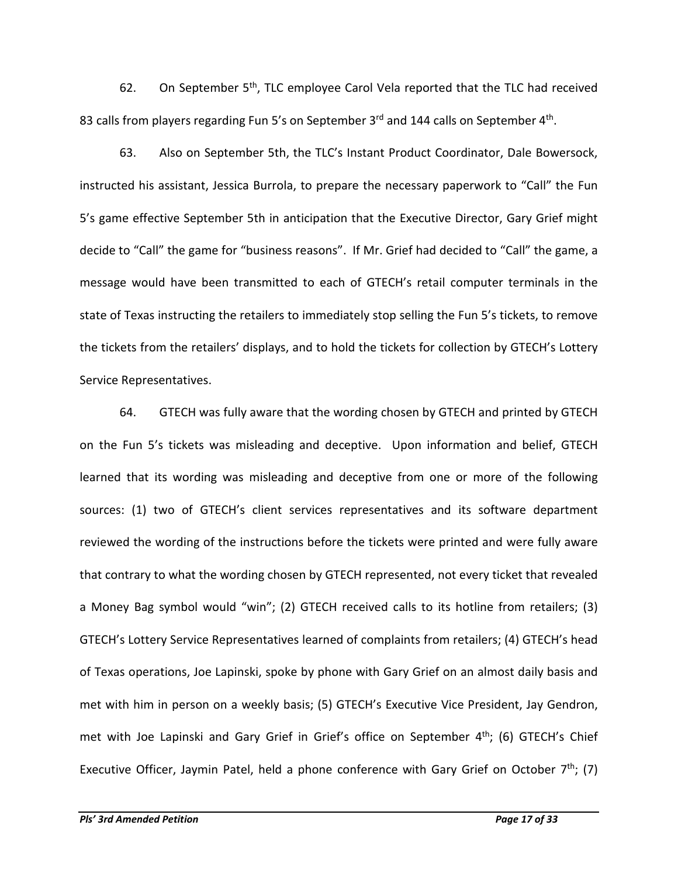62. On September 5th, TLC employee Carol Vela reported that the TLC had received 83 calls from players regarding Fun 5's on September 3rd and 144 calls on September 4th.

63. Also on September 5th, the TLC's Instant Product Coordinator, Dale Bowersock, instructed his assistant, Jessica Burrola, to prepare the necessary paperwork to "Call" the Fun 5's game effective September 5th in anticipation that the Executive Director, Gary Grief might decide to "Call" the game for "business reasons". If Mr. Grief had decided to "Call" the game, a message would have been transmitted to each of GTECH's retail computer terminals in the state of Texas instructing the retailers to immediately stop selling the Fun 5's tickets, to remove the tickets from the retailers' displays, and to hold the tickets for collection by GTECH's Lottery Service Representatives.

64. GTECH was fully aware that the wording chosen by GTECH and printed by GTECH on the Fun 5's tickets was misleading and deceptive. Upon information and belief, GTECH learned that its wording was misleading and deceptive from one or more of the following sources: (1) two of GTECH's client services representatives and its software department reviewed the wording of the instructions before the tickets were printed and were fully aware that contrary to what the wording chosen by GTECH represented, not every ticket that revealed a Money Bag symbol would "win"; (2) GTECH received calls to its hotline from retailers; (3) GTECH's Lottery Service Representatives learned of complaints from retailers; (4) GTECH's head of Texas operations, Joe Lapinski, spoke by phone with Gary Grief on an almost daily basis and met with him in person on a weekly basis; (5) GTECH's Executive Vice President, Jay Gendron, met with Joe Lapinski and Gary Grief in Grief's office on September 4th; (6) GTECH's Chief Executive Officer, Jaymin Patel, held a phone conference with Gary Grief on October 7th; (7)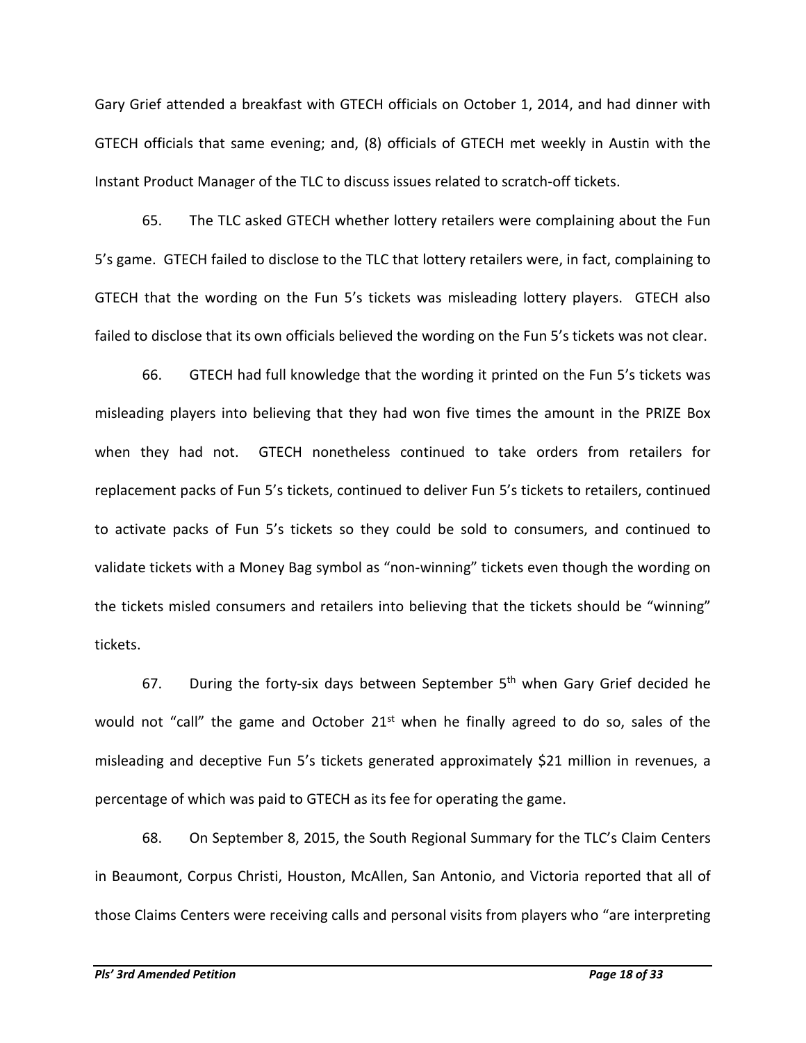Gary Grief attended a breakfast with GTECH officials on October 1, 2014, and had dinner with GTECH officials that same evening; and, (8) officials of GTECH met weekly in Austin with the Instant Product Manager of the TLC to discuss issues related to scratch-off tickets.

65. The TLC asked GTECH whether lottery retailers were complaining about the Fun 5's game. GTECH failed to disclose to the TLC that lottery retailers were, in fact, complaining to GTECH that the wording on the Fun 5's tickets was misleading lottery players. GTECH also failed to disclose that its own officials believed the wording on the Fun 5's tickets was not clear.

66. GTECH had full knowledge that the wording it printed on the Fun 5's tickets was misleading players into believing that they had won five times the amount in the PRIZE Box when they had not. GTECH nonetheless continued to take orders from retailers for replacement packs of Fun 5's tickets, continued to deliver Fun 5's tickets to retailers, continued to activate packs of Fun 5's tickets so they could be sold to consumers, and continued to validate tickets with a Money Bag symbol as "non-winning" tickets even though the wording on the tickets misled consumers and retailers into believing that the tickets should be "winning" tickets.

67. During the forty-six days between September 5th when Gary Grief decided he would not "call" the game and October 21st when he finally agreed to do so, sales of the misleading and deceptive Fun 5's tickets generated approximately $21 million in revenues, a percentage of which was paid to GTECH as its fee for operating the game.

68. On September 8, 2015, the South Regional Summary for the TLC's Claim Centers in Beaumont, Corpus Christi, Houston, McAllen, San Antonio, and Victoria reported that all of those Claims Centers were receiving calls and personal visits from players who "are interpreting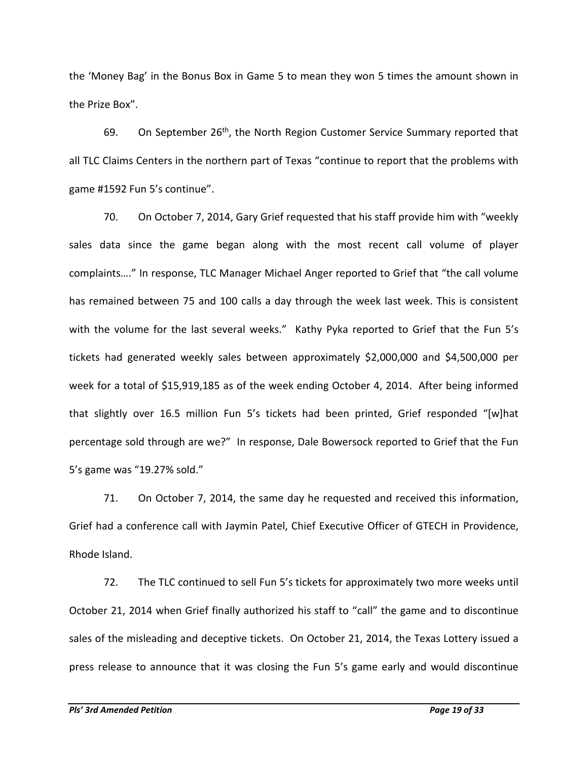the 'Money Bag' in the Bonus Box in Game 5 to mean they won 5 times the amount shown in the Prize Box".

69. On September 26th, the North Region Customer Service Summary reported that all TLC Claims Centers in the northern part of Texas "continue to report that the problems with game #1592 Fun 5's continue".

70. On October 7, 2014, Gary Grief requested that his staff provide him with "weekly sales data since the game began along with the most recent call volume of player complaints…." In response, TLC Manager Michael Anger reported to Grief that "the call volume has remained between 75 and 100 calls a day through the week last week. This is consistent with the volume for the last several weeks." Kathy Pyka reported to Grief that the Fun 5's tickets had generated weekly sales between approximately $2,000,000 and $4,500,000 per week for a total of $15,919,185 as of the week ending October 4, 2014. After being informed that slightly over 16.5 million Fun 5's tickets had been printed, Grief responded "[w]hat percentage sold through are we?" In response, Dale Bowersock reported to Grief that the Fun 5's game was "19.27% sold."

71. On October 7, 2014, the same day he requested and received this information, Grief had a conference call with Jaymin Patel, Chief Executive Officer of GTECH in Providence, Rhode Island.

72. The TLC continued to sell Fun 5's tickets for approximately two more weeks until October 21, 2014 when Grief finally authorized his staff to "call" the game and to discontinue sales of the misleading and deceptive tickets. On October 21, 2014, the Texas Lottery issued a press release to announce that it was closing the Fun 5's game early and would discontinue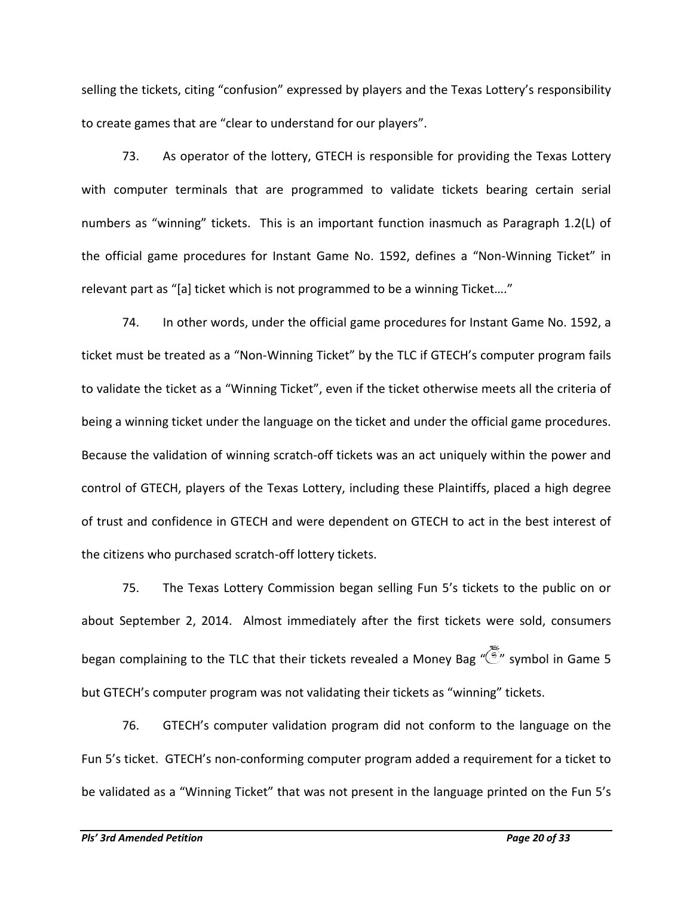selling the tickets, citing "confusion" expressed by players and the Texas Lottery's responsibility to create games that are "clear to understand for our players".

73. As operator of the lottery, GTECH is responsible for providing the Texas Lottery with computer terminals that are programmed to validate tickets bearing certain serial numbers as "winning" tickets. This is an important function inasmuch as Paragraph 1.2(L) of the official game procedures for Instant Game No. 1592, defines a "Non-Winning Ticket" in relevant part as "[a] ticket which is not programmed to be a winning Ticket…."

74. In other words, under the official game procedures for Instant Game No. 1592, a ticket must be treated as a "Non-Winning Ticket" by the TLC if GTECH's computer program fails to validate the ticket as a "Winning Ticket", even if the ticket otherwise meets all the criteria of being a winning ticket under the language on the ticket and under the official game procedures. Because the validation of winning scratch-off tickets was an act uniquely within the power and control of GTECH, players of the Texas Lottery, including these Plaintiffs, placed a high degree of trust and confidence in GTECH and were dependent on GTECH to act in the best interest of the citizens who purchased scratch-off lottery tickets.

75. The Texas Lottery Commission began selling Fun 5's tickets to the public on or about September 2, 2014. Almost immediately after the first tickets were sold, consumers began complaining to the TLC that their tickets revealed a Money Bag "💰" symbol in Game 5 but GTECH's computer program was not validating their tickets as "winning" tickets.

76. GTECH's computer validation program did not conform to the language on the Fun 5's ticket. GTECH's non-conforming computer program added a requirement for a ticket to be validated as a "Winning Ticket" that was not present in the language printed on the Fun 5's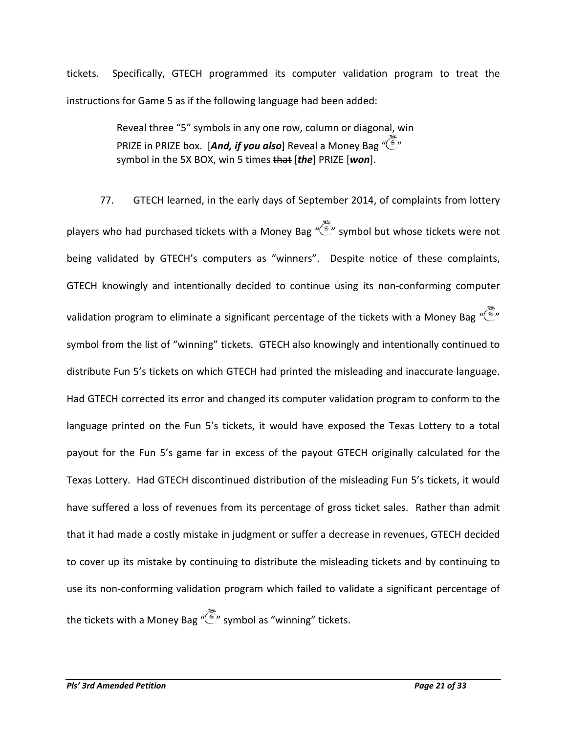tickets. Specifically, GTECH programmed its computer validation program to treat the instructions for Game 5 as if the following language had been added:

> Reveal three "5" symbols in any one row, column or diagonal, win PRIZE in PRIZE box. [***And, if you also***] Reveal a Money Bag "💰" symbol in the 5X BOX, win 5 times ~~that~~ [***the***] PRIZE [***won***].

77. GTECH learned, in the early days of September 2014, of complaints from lottery players who had purchased tickets with a Money Bag "💰" symbol but whose tickets were not being validated by GTECH's computers as "winners". Despite notice of these complaints, GTECH knowingly and intentionally decided to continue using its non-conforming computer validation program to eliminate a significant percentage of the tickets with a Money Bag "💰" symbol from the list of "winning" tickets. GTECH also knowingly and intentionally continued to distribute Fun 5's tickets on which GTECH had printed the misleading and inaccurate language. Had GTECH corrected its error and changed its computer validation program to conform to the language printed on the Fun 5's tickets, it would have exposed the Texas Lottery to a total payout for the Fun 5's game far in excess of the payout GTECH originally calculated for the Texas Lottery. Had GTECH discontinued distribution of the misleading Fun 5's tickets, it would have suffered a loss of revenues from its percentage of gross ticket sales. Rather than admit that it had made a costly mistake in judgment or suffer a decrease in revenues, GTECH decided to cover up its mistake by continuing to distribute the misleading tickets and by continuing to use its non-conforming validation program which failed to validate a significant percentage of the tickets with a Money Bag "💰" symbol as "winning" tickets.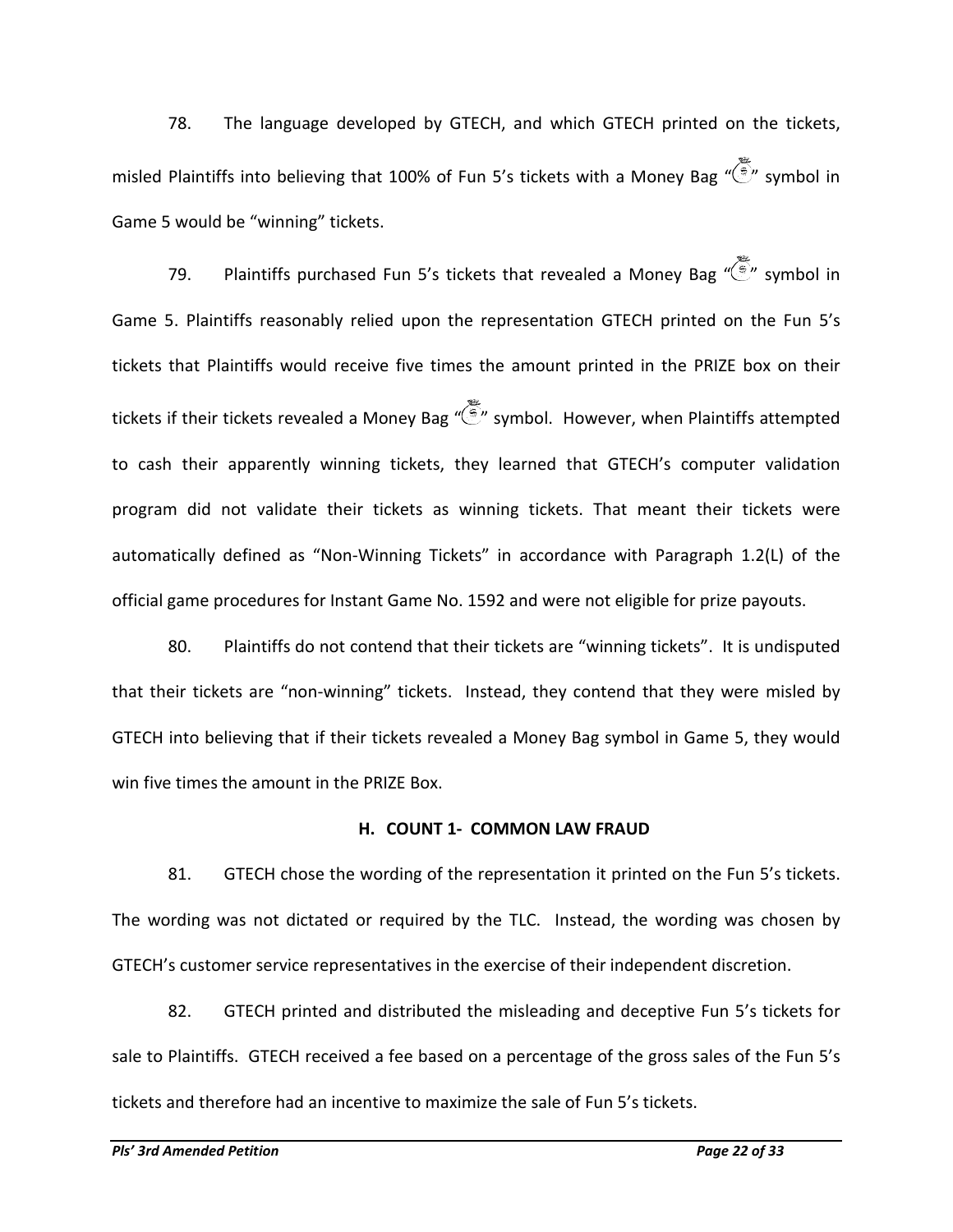78. The language developed by GTECH, and which GTECH printed on the tickets, misled Plaintiffs into believing that 100% of Fun 5's tickets with a Money Bag "💰" symbol in Game 5 would be "winning" tickets.

79. Plaintiffs purchased Fun 5's tickets that revealed a Money Bag "💰" symbol in Game 5. Plaintiffs reasonably relied upon the representation GTECH printed on the Fun 5's tickets that Plaintiffs would receive five times the amount printed in the PRIZE box on their tickets if their tickets revealed a Money Bag "💰" symbol. However, when Plaintiffs attempted to cash their apparently winning tickets, they learned that GTECH's computer validation program did not validate their tickets as winning tickets. That meant their tickets were automatically defined as "Non-Winning Tickets" in accordance with Paragraph 1.2(L) of the official game procedures for Instant Game No. 1592 and were not eligible for prize payouts.

80. Plaintiffs do not contend that their tickets are "winning tickets". It is undisputed that their tickets are "non-winning" tickets. Instead, they contend that they were misled by GTECH into believing that if their tickets revealed a Money Bag symbol in Game 5, they would win five times the amount in the PRIZE Box.

### H. COUNT 1- COMMON LAW FRAUD

81. GTECH chose the wording of the representation it printed on the Fun 5's tickets. The wording was not dictated or required by the TLC. Instead, the wording was chosen by GTECH's customer service representatives in the exercise of their independent discretion.

82. GTECH printed and distributed the misleading and deceptive Fun 5's tickets for sale to Plaintiffs. GTECH received a fee based on a percentage of the gross sales of the Fun 5's tickets and therefore had an incentive to maximize the sale of Fun 5's tickets.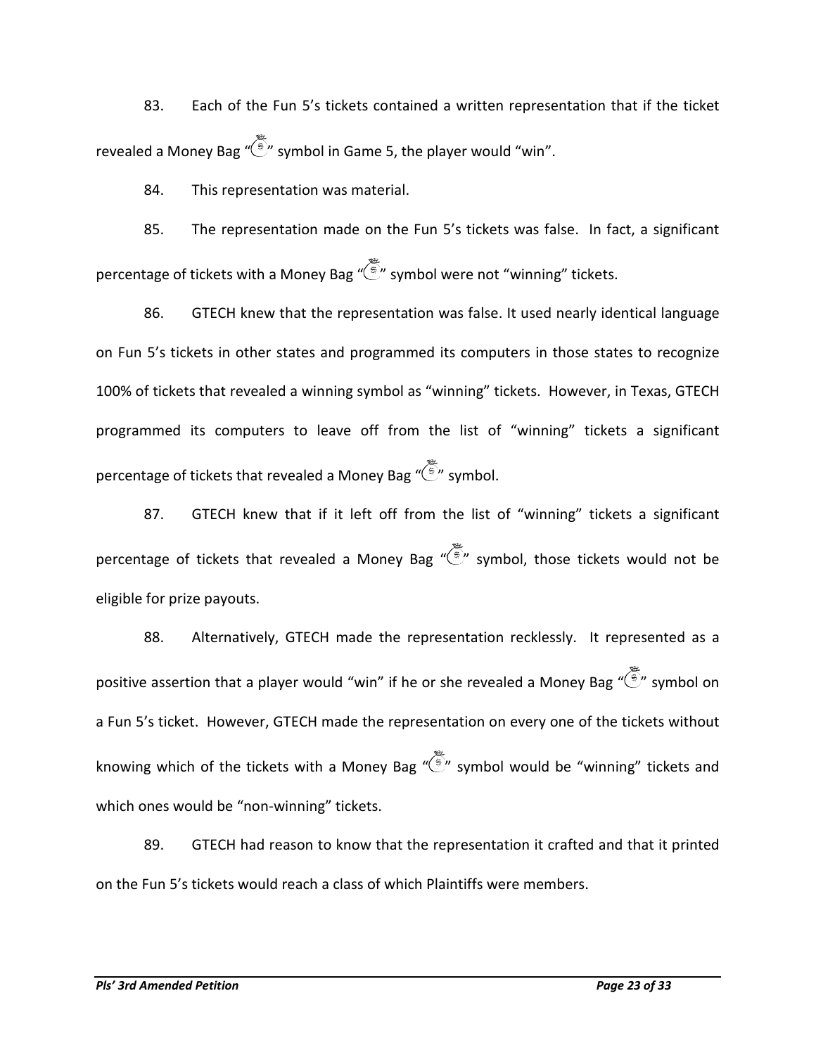83. Each of the Fun 5's tickets contained a written representation that if the ticket revealed a Money Bag "💰" symbol in Game 5, the player would "win".

84. This representation was material.

85. The representation made on the Fun 5's tickets was false. In fact, a significant percentage of tickets with a Money Bag "💰" symbol were not "winning" tickets.

86. GTECH knew that the representation was false. It used nearly identical language on Fun 5's tickets in other states and programmed its computers in those states to recognize 100% of tickets that revealed a winning symbol as "winning" tickets. However, in Texas, GTECH programmed its computers to leave off from the list of "winning" tickets a significant percentage of tickets that revealed a Money Bag "💰" symbol.

87. GTECH knew that if it left off from the list of "winning" tickets a significant percentage of tickets that revealed a Money Bag "💰" symbol, those tickets would not be eligible for prize payouts.

88. Alternatively, GTECH made the representation recklessly. It represented as a positive assertion that a player would "win" if he or she revealed a Money Bag "💰" symbol on a Fun 5's ticket. However, GTECH made the representation on every one of the tickets without knowing which of the tickets with a Money Bag "💰" symbol would be "winning" tickets and which ones would be "non-winning" tickets.

89. GTECH had reason to know that the representation it crafted and that it printed on the Fun 5's tickets would reach a class of which Plaintiffs were members.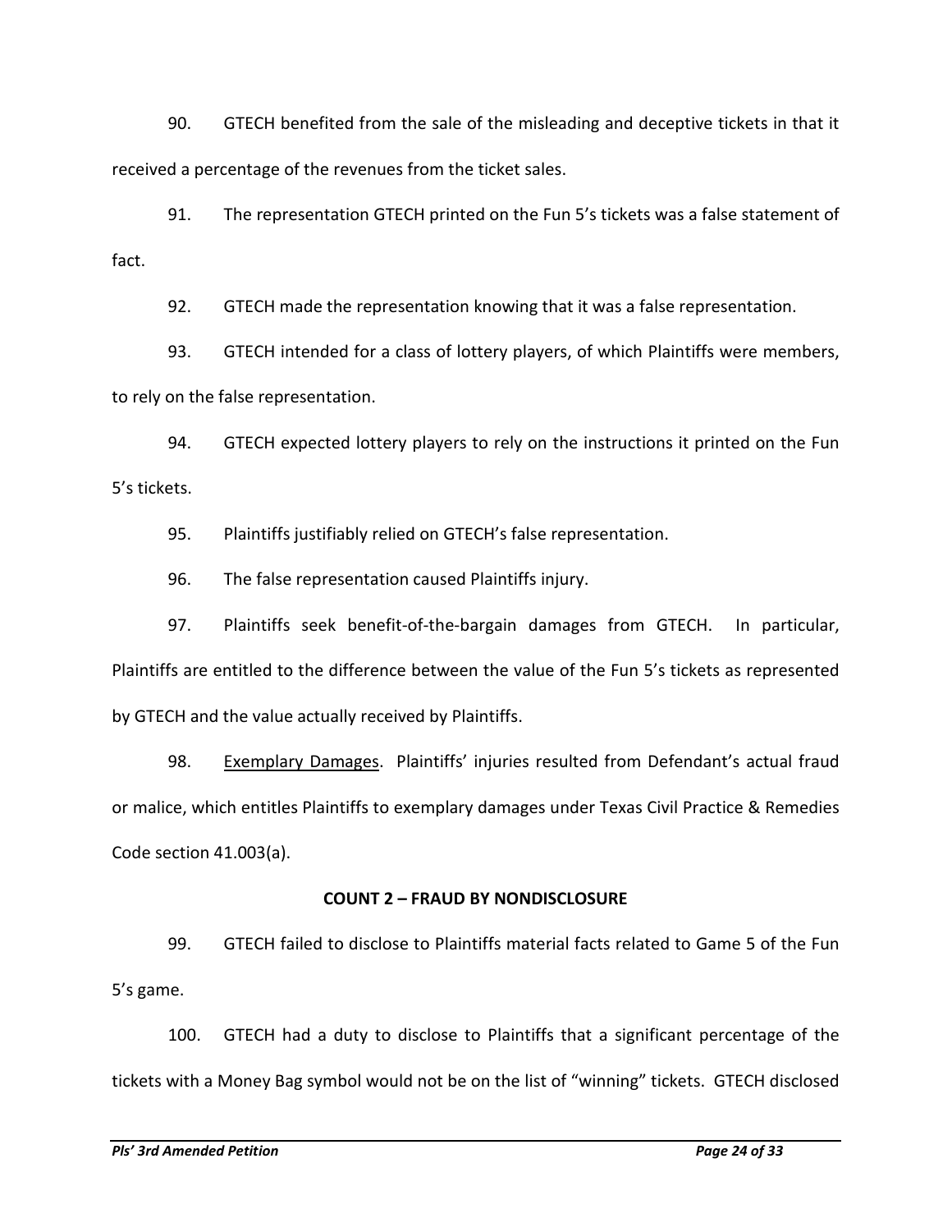90. GTECH benefited from the sale of the misleading and deceptive tickets in that it received a percentage of the revenues from the ticket sales.

91. The representation GTECH printed on the Fun 5's tickets was a false statement of fact.

92. GTECH made the representation knowing that it was a false representation.

93. GTECH intended for a class of lottery players, of which Plaintiffs were members, to rely on the false representation.

94. GTECH expected lottery players to rely on the instructions it printed on the Fun 5's tickets.

95. Plaintiffs justifiably relied on GTECH's false representation.

96. The false representation caused Plaintiffs injury.

97. Plaintiffs seek benefit-of-the-bargain damages from GTECH. In particular, Plaintiffs are entitled to the difference between the value of the Fun 5's tickets as represented by GTECH and the value actually received by Plaintiffs.

98. Exemplary Damages. Plaintiffs' injuries resulted from Defendant's actual fraud or malice, which entitles Plaintiffs to exemplary damages under Texas Civil Practice & Remedies Code section 41.003(a).

**COUNT 2 – FRAUD BY NONDISCLOSURE**

99. GTECH failed to disclose to Plaintiffs material facts related to Game 5 of the Fun 5's game.

100. GTECH had a duty to disclose to Plaintiffs that a significant percentage of the tickets with a Money Bag symbol would not be on the list of "winning" tickets. GTECH disclosed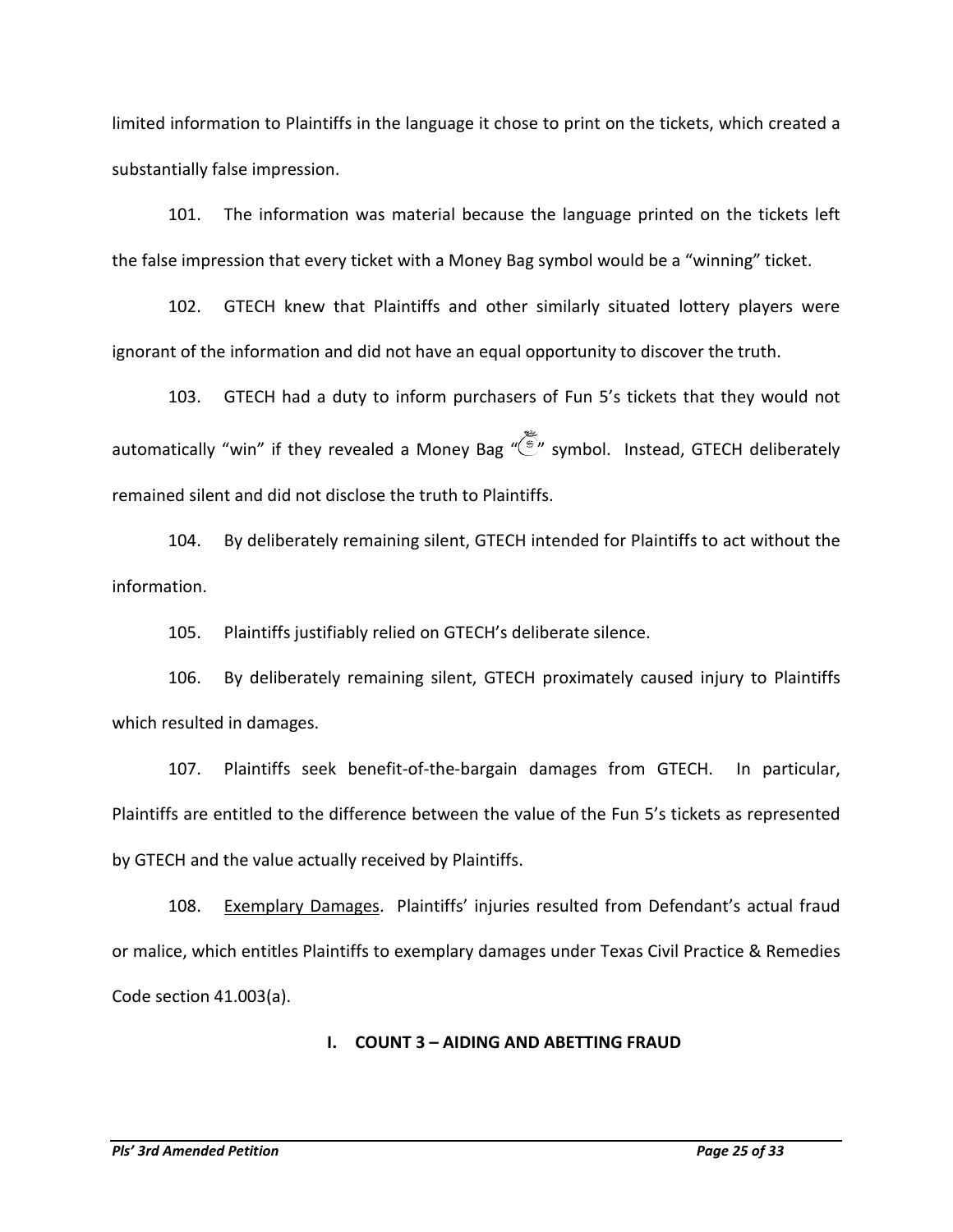limited information to Plaintiffs in the language it chose to print on the tickets, which created a substantially false impression.

101. The information was material because the language printed on the tickets left the false impression that every ticket with a Money Bag symbol would be a "winning" ticket.

102. GTECH knew that Plaintiffs and other similarly situated lottery players were ignorant of the information and did not have an equal opportunity to discover the truth.

103. GTECH had a duty to inform purchasers of Fun 5's tickets that they would not automatically "win" if they revealed a Money Bag "" symbol. Instead, GTECH deliberately remained silent and did not disclose the truth to Plaintiffs.

104. By deliberately remaining silent, GTECH intended for Plaintiffs to act without the information.

105. Plaintiffs justifiably relied on GTECH's deliberate silence.

106. By deliberately remaining silent, GTECH proximately caused injury to Plaintiffs which resulted in damages.

107. Plaintiffs seek benefit-of-the-bargain damages from GTECH. In particular, Plaintiffs are entitled to the difference between the value of the Fun 5's tickets as represented by GTECH and the value actually received by Plaintiffs.

108. Exemplary Damages. Plaintiffs' injuries resulted from Defendant's actual fraud or malice, which entitles Plaintiffs to exemplary damages under Texas Civil Practice & Remedies Code section 41.003(a).

## I. COUNT 3 – AIDING AND ABETTING FRAUD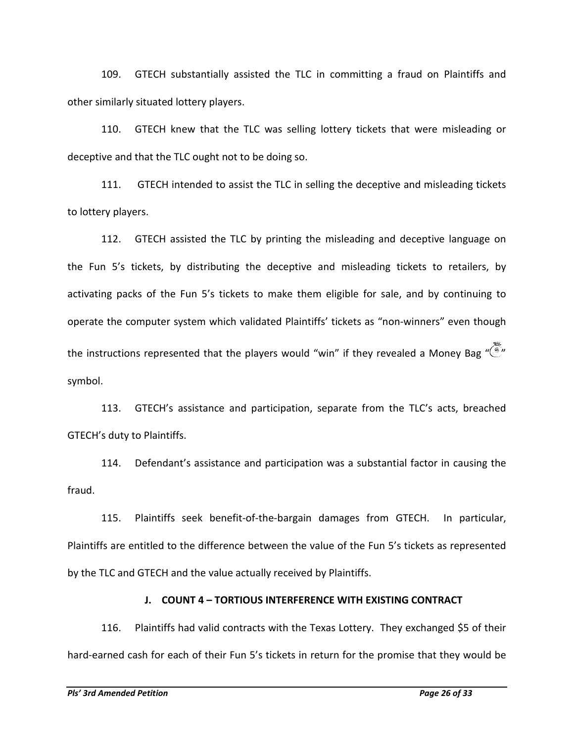109. GTECH substantially assisted the TLC in committing a fraud on Plaintiffs and other similarly situated lottery players.

110. GTECH knew that the TLC was selling lottery tickets that were misleading or deceptive and that the TLC ought not to be doing so.

111. GTECH intended to assist the TLC in selling the deceptive and misleading tickets to lottery players.

112. GTECH assisted the TLC by printing the misleading and deceptive language on the Fun 5's tickets, by distributing the deceptive and misleading tickets to retailers, by activating packs of the Fun 5's tickets to make them eligible for sale, and by continuing to operate the computer system which validated Plaintiffs' tickets as "non-winners" even though the instructions represented that the players would "win" if they revealed a Money Bag "" symbol.

113. GTECH's assistance and participation, separate from the TLC's acts, breached GTECH's duty to Plaintiffs.

114. Defendant's assistance and participation was a substantial factor in causing the fraud.

115. Plaintiffs seek benefit-of-the-bargain damages from GTECH. In particular, Plaintiffs are entitled to the difference between the value of the Fun 5's tickets as represented by the TLC and GTECH and the value actually received by Plaintiffs.

### J. COUNT 4 – TORTIOUS INTERFERENCE WITH EXISTING CONTRACT

116. Plaintiffs had valid contracts with the Texas Lottery. They exchanged $5 of their hard-earned cash for each of their Fun 5's tickets in return for the promise that they would be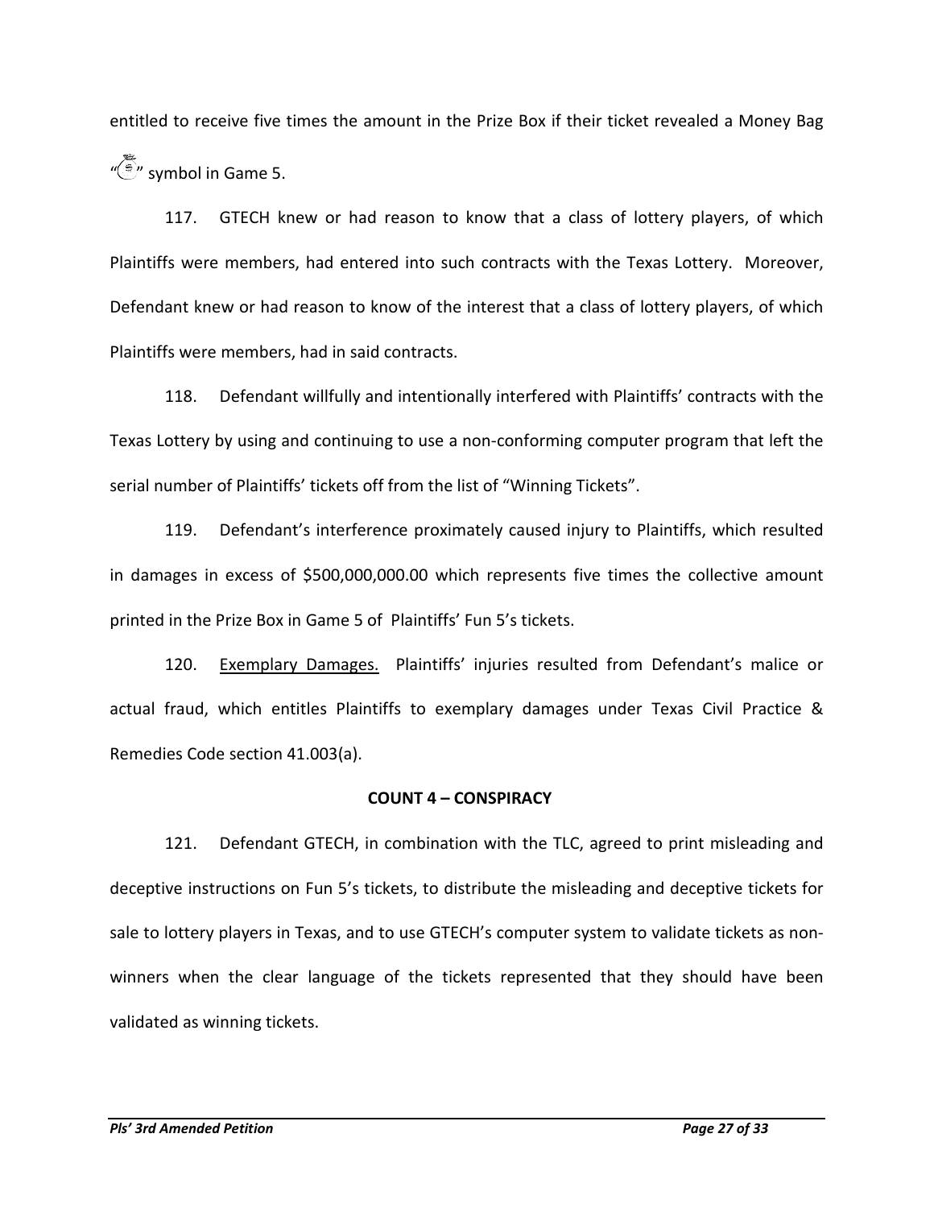entitled to receive five times the amount in the Prize Box if their ticket revealed a Money Bag "💰" symbol in Game 5.

117. GTECH knew or had reason to know that a class of lottery players, of which Plaintiffs were members, had entered into such contracts with the Texas Lottery. Moreover, Defendant knew or had reason to know of the interest that a class of lottery players, of which Plaintiffs were members, had in said contracts.

118. Defendant willfully and intentionally interfered with Plaintiffs' contracts with the Texas Lottery by using and continuing to use a non-conforming computer program that left the serial number of Plaintiffs' tickets off from the list of "Winning Tickets".

119. Defendant's interference proximately caused injury to Plaintiffs, which resulted in damages in excess of $500,000,000.00 which represents five times the collective amount printed in the Prize Box in Game 5 of Plaintiffs' Fun 5's tickets.

120. <u>Exemplary Damages.</u> Plaintiffs' injuries resulted from Defendant's malice or actual fraud, which entitles Plaintiffs to exemplary damages under Texas Civil Practice & Remedies Code section 41.003(a).

**COUNT 4 – CONSPIRACY**

121. Defendant GTECH, in combination with the TLC, agreed to print misleading and deceptive instructions on Fun 5's tickets, to distribute the misleading and deceptive tickets for sale to lottery players in Texas, and to use GTECH's computer system to validate tickets as non-winners when the clear language of the tickets represented that they should have been validated as winning tickets.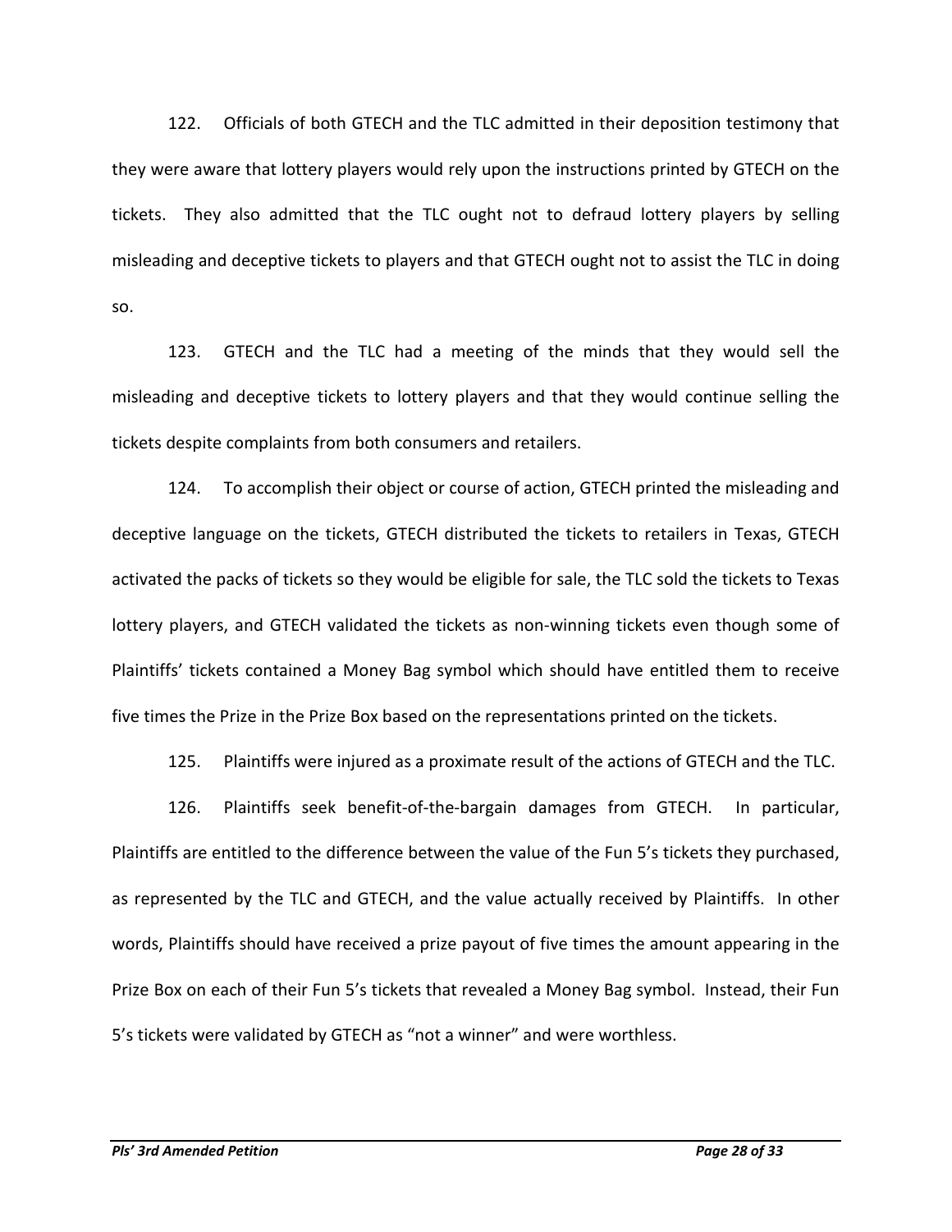122. Officials of both GTECH and the TLC admitted in their deposition testimony that they were aware that lottery players would rely upon the instructions printed by GTECH on the tickets. They also admitted that the TLC ought not to defraud lottery players by selling misleading and deceptive tickets to players and that GTECH ought not to assist the TLC in doing so.

123. GTECH and the TLC had a meeting of the minds that they would sell the misleading and deceptive tickets to lottery players and that they would continue selling the tickets despite complaints from both consumers and retailers.

124. To accomplish their object or course of action, GTECH printed the misleading and deceptive language on the tickets, GTECH distributed the tickets to retailers in Texas, GTECH activated the packs of tickets so they would be eligible for sale, the TLC sold the tickets to Texas lottery players, and GTECH validated the tickets as non-winning tickets even though some of Plaintiffs' tickets contained a Money Bag symbol which should have entitled them to receive five times the Prize in the Prize Box based on the representations printed on the tickets.

125. Plaintiffs were injured as a proximate result of the actions of GTECH and the TLC.

126. Plaintiffs seek benefit-of-the-bargain damages from GTECH. In particular, Plaintiffs are entitled to the difference between the value of the Fun 5's tickets they purchased, as represented by the TLC and GTECH, and the value actually received by Plaintiffs. In other words, Plaintiffs should have received a prize payout of five times the amount appearing in the Prize Box on each of their Fun 5's tickets that revealed a Money Bag symbol. Instead, their Fun 5's tickets were validated by GTECH as "not a winner" and were worthless.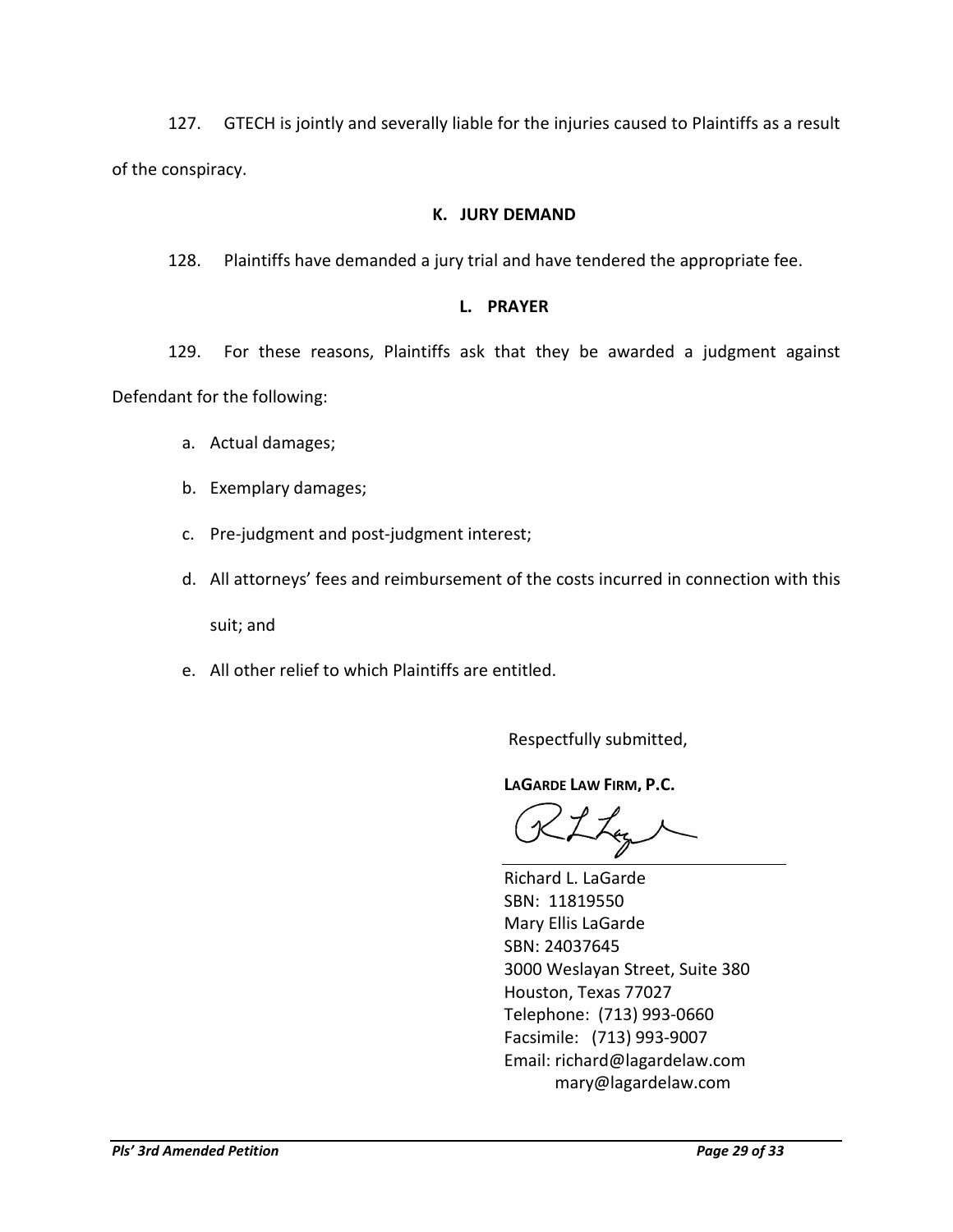127. GTECH is jointly and severally liable for the injuries caused to Plaintiffs as a result of the conspiracy.

## K. JURY DEMAND

128. Plaintiffs have demanded a jury trial and have tendered the appropriate fee.

## L. PRAYER

129. For these reasons, Plaintiffs ask that they be awarded a judgment against Defendant for the following:

a. Actual damages;

b. Exemplary damages;

c. Pre-judgment and post-judgment interest;

d. All attorneys' fees and reimbursement of the costs incurred in connection with this suit; and

e. All other relief to which Plaintiffs are entitled.

Respectfully submitted,

**LAGARDE LAW FIRM, P.C.**

Richard L. LaGarde
SBN: 11819550
Mary Ellis LaGarde
SBN: 24037645
3000 Weslayan Street, Suite 380
Houston, Texas 77027
Telephone: (713) 993-0660
Facsimile: (713) 993-9007
Email: richard@lagardelaw.com
mary@lagardelaw.com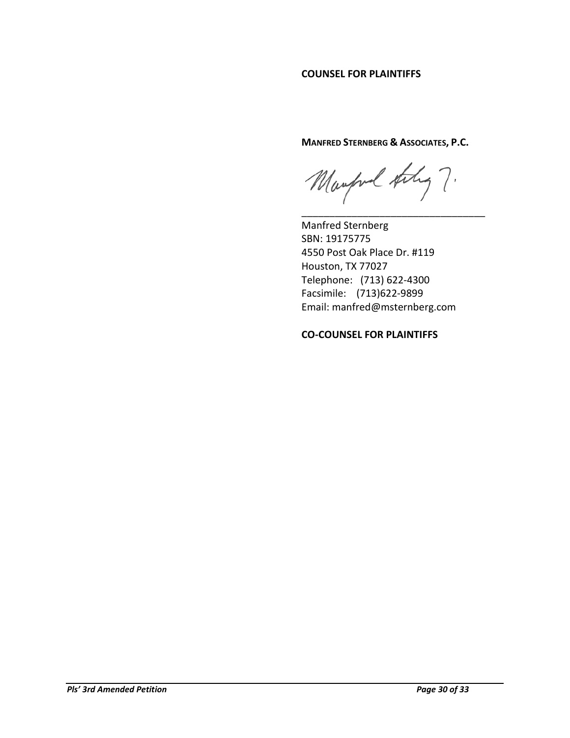**COUNSEL FOR PLAINTIFFS**

**MANFRED STERNBERG & ASSOCIATES, P.C.**

\_\_\_\_\_\_\_\_\_\_\_\_\_\_\_\_\_\_\_\_\_\_\_\_\_\_\_\_\_\_\_\_\_\_

Manfred Sternberg
SBN: 19175775
4550 Post Oak Place Dr. #119
Houston, TX 77027
Telephone: (713) 622-4300
Facsimile: (713)622-9899
Email: manfred@msternberg.com

**CO-COUNSEL FOR PLAINTIFFS**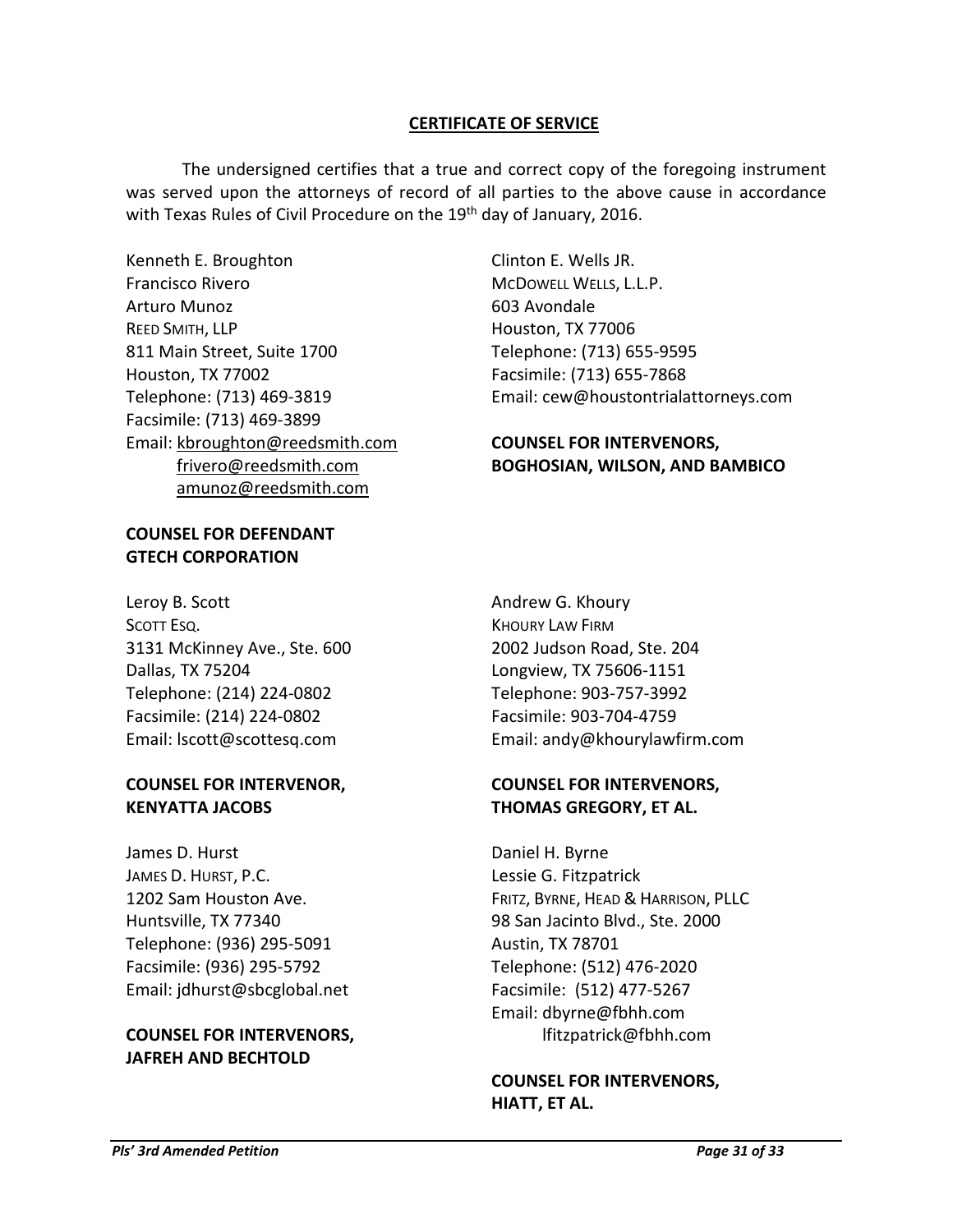## CERTIFICATE OF SERVICE

The undersigned certifies that a true and correct copy of the foregoing instrument was served upon the attorneys of record of all parties to the above cause in accordance with Texas Rules of Civil Procedure on the 19th day of January, 2016.

Kenneth E. Broughton
Francisco Rivero
Arturo Munoz
REED SMITH, LLP
811 Main Street, Suite 1700
Houston, TX 77002
Telephone: (713) 469-3819
Facsimile: (713) 469-3899
Email: kbroughton@reedsmith.com
frivero@reedsmith.com
amunoz@reedsmith.com

**COUNSEL FOR DEFENDANT GTECH CORPORATION**

Clinton E. Wells JR.
MCDOWELL WELLS, L.L.P.
603 Avondale
Houston, TX 77006
Telephone: (713) 655-9595
Facsimile: (713) 655-7868
Email: cew@houstontrialattorneys.com

**COUNSEL FOR INTERVENORS, BOGHOSIAN, WILSON, AND BAMBICO**

Leroy B. Scott
SCOTT ESQ.
3131 McKinney Ave., Ste. 600
Dallas, TX 75204
Telephone: (214) 224-0802
Facsimile: (214) 224-0802
Email: lscott@scottesq.com

**COUNSEL FOR INTERVENOR, KENYATTA JACOBS**

Andrew G. Khoury
KHOURY LAW FIRM
2002 Judson Road, Ste. 204
Longview, TX 75606-1151
Telephone: 903-757-3992
Facsimile: 903-704-4759
Email: andy@khourylawfirm.com

**COUNSEL FOR INTERVENORS, THOMAS GREGORY, ET AL.**

James D. Hurst
JAMES D. HURST, P.C.
1202 Sam Houston Ave.
Huntsville, TX 77340
Telephone: (936) 295-5091
Facsimile: (936) 295-5792
Email: jdhurst@sbcglobal.net

**COUNSEL FOR INTERVENORS, JAFREH AND BECHTOLD**

Daniel H. Byrne
Lessie G. Fitzpatrick
FRITZ, BYRNE, HEAD & HARRISON, PLLC
98 San Jacinto Blvd., Ste. 2000
Austin, TX 78701
Telephone: (512) 476-2020
Facsimile: (512) 477-5267
Email: dbyrne@fbhh.com
lfitzpatrick@fbhh.com

**COUNSEL FOR INTERVENORS, HIATT, ET AL.**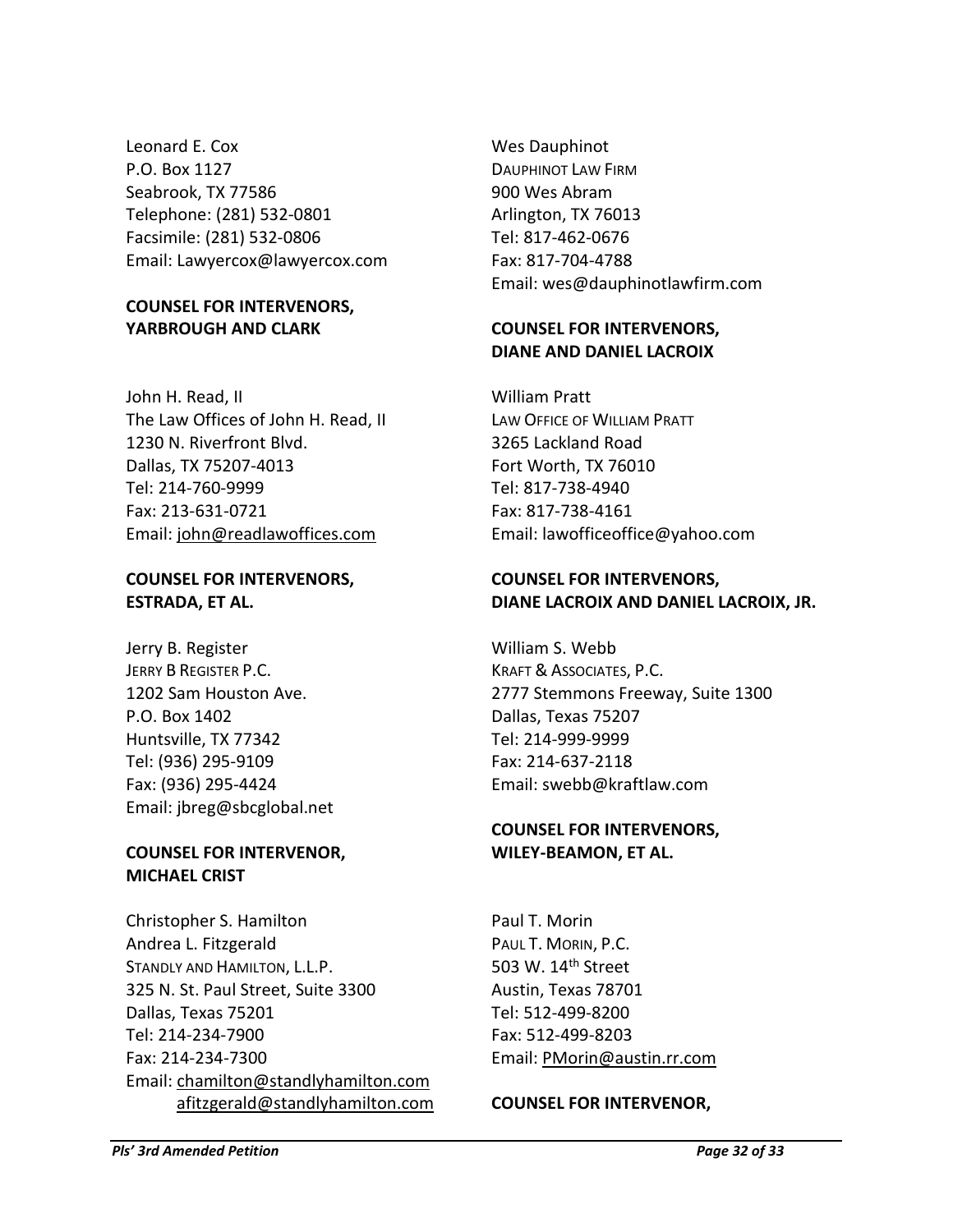Leonard E. Cox
P.O. Box 1127
Seabrook, TX 77586
Telephone: (281) 532-0801
Facsimile: (281) 532-0806
Email: Lawyercox@lawyercox.com

**COUNSEL FOR INTERVENORS, YARBROUGH AND CLARK**

John H. Read, II
The Law Offices of John H. Read, II
1230 N. Riverfront Blvd.
Dallas, TX 75207-4013
Tel: 214-760-9999
Fax: 213-631-0721
Email: john@readlawoffices.com

**COUNSEL FOR INTERVENORS, ESTRADA, ET AL.**

Jerry B. Register
JERRY B REGISTER P.C.
1202 Sam Houston Ave.
P.O. Box 1402
Huntsville, TX 77342
Tel: (936) 295-9109
Fax: (936) 295-4424
Email: jbreg@sbcglobal.net

**COUNSEL FOR INTERVENOR, MICHAEL CRIST**

Christopher S. Hamilton
Andrea L. Fitzgerald
STANDLY AND HAMILTON, L.L.P.
325 N. St. Paul Street, Suite 3300
Dallas, Texas 75201
Tel: 214-234-7900
Fax: 214-234-7300
Email: chamilton@standlyhamilton.com
afitzgerald@standlyhamilton.com

Wes Dauphinot
DAUPHINOT LAW FIRM
900 Wes Abram
Arlington, TX 76013
Tel: 817-462-0676
Fax: 817-704-4788
Email: wes@dauphinotlawfirm.com

**COUNSEL FOR INTERVENORS, DIANE AND DANIEL LACROIX**

William Pratt
LAW OFFICE OF WILLIAM PRATT
3265 Lackland Road
Fort Worth, TX 76010
Tel: 817-738-4940
Fax: 817-738-4161
Email: lawofficeoffice@yahoo.com

**COUNSEL FOR INTERVENORS, DIANE LACROIX AND DANIEL LACROIX, JR.**

William S. Webb
KRAFT & ASSOCIATES, P.C.
2777 Stemmons Freeway, Suite 1300
Dallas, Texas 75207
Tel: 214-999-9999
Fax: 214-637-2118
Email: swebb@kraftlaw.com

**COUNSEL FOR INTERVENORS, WILEY-BEAMON, ET AL.**

Paul T. Morin
PAUL T. MORIN, P.C.
503 W. 14th Street
Austin, Texas 78701
Tel: 512-499-8200
Fax: 512-499-8203
Email: PMorin@austin.rr.com

**COUNSEL FOR INTERVENOR,**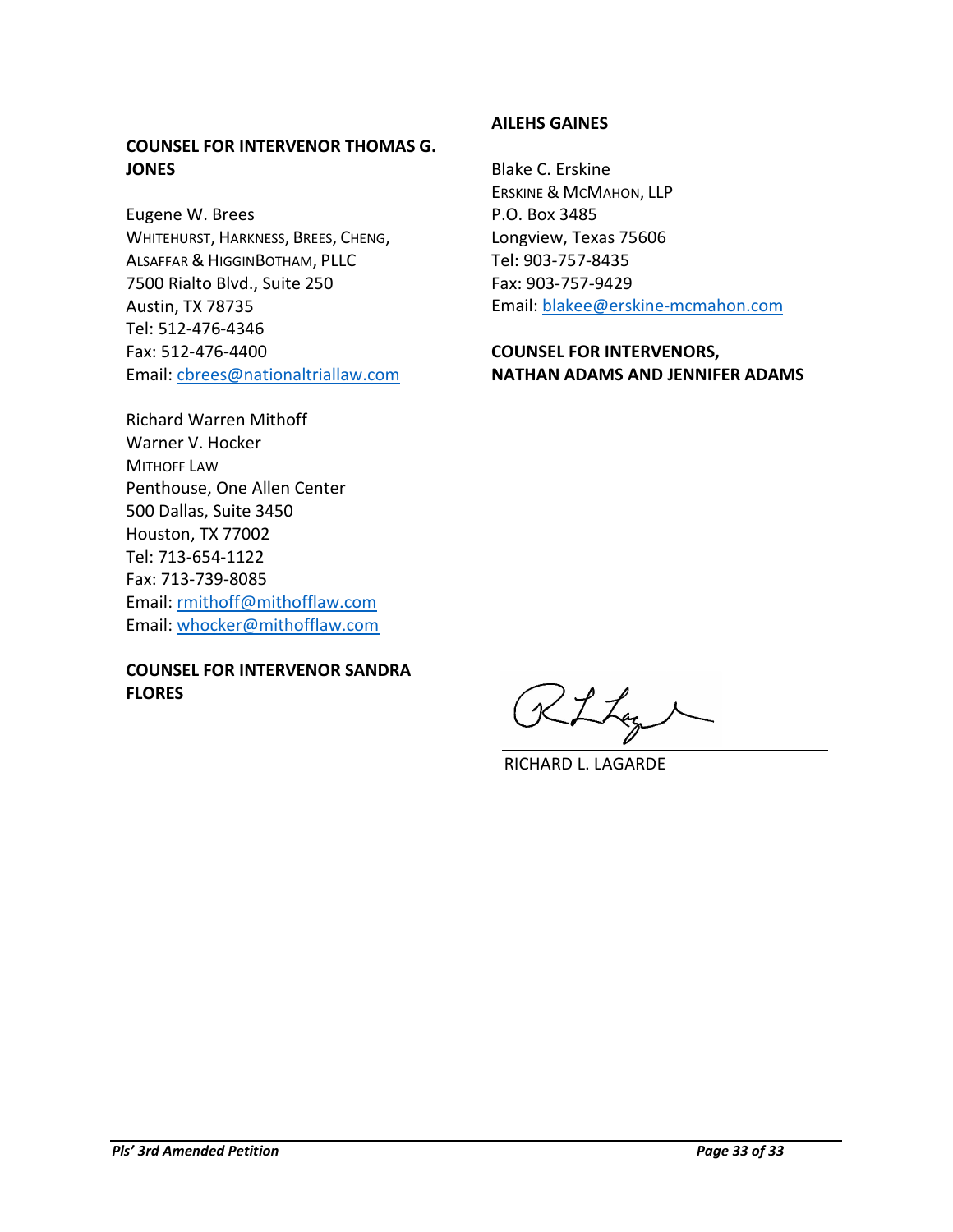**COUNSEL FOR INTERVENOR THOMAS G. JONES**

Eugene W. Brees
WHITEHURST, HARKNESS, BREES, CHENG, ALSAFFAR & HIGGINBOTHAM, PLLC
7500 Rialto Blvd., Suite 250
Austin, TX 78735
Tel: 512-476-4346
Fax: 512-476-4400
Email: cbrees@nationaltriallaw.com

Richard Warren Mithoff
Warner V. Hocker
MITHOFF LAW
Penthouse, One Allen Center
500 Dallas, Suite 3450
Houston, TX 77002
Tel: 713-654-1122
Fax: 713-739-8085
Email: rmithoff@mithofflaw.com
Email: whocker@mithofflaw.com

**COUNSEL FOR INTERVENOR SANDRA FLORES**

**AILEHS GAINES**

Blake C. Erskine
ERSKINE & MCMAHON, LLP
P.O. Box 3485
Longview, Texas 75606
Tel: 903-757-8435
Fax: 903-757-9429
Email: blakee@erskine-mcmahon.com

**COUNSEL FOR INTERVENORS, NATHAN ADAMS AND JENNIFER ADAMS**

RICHARD L. LAGARDE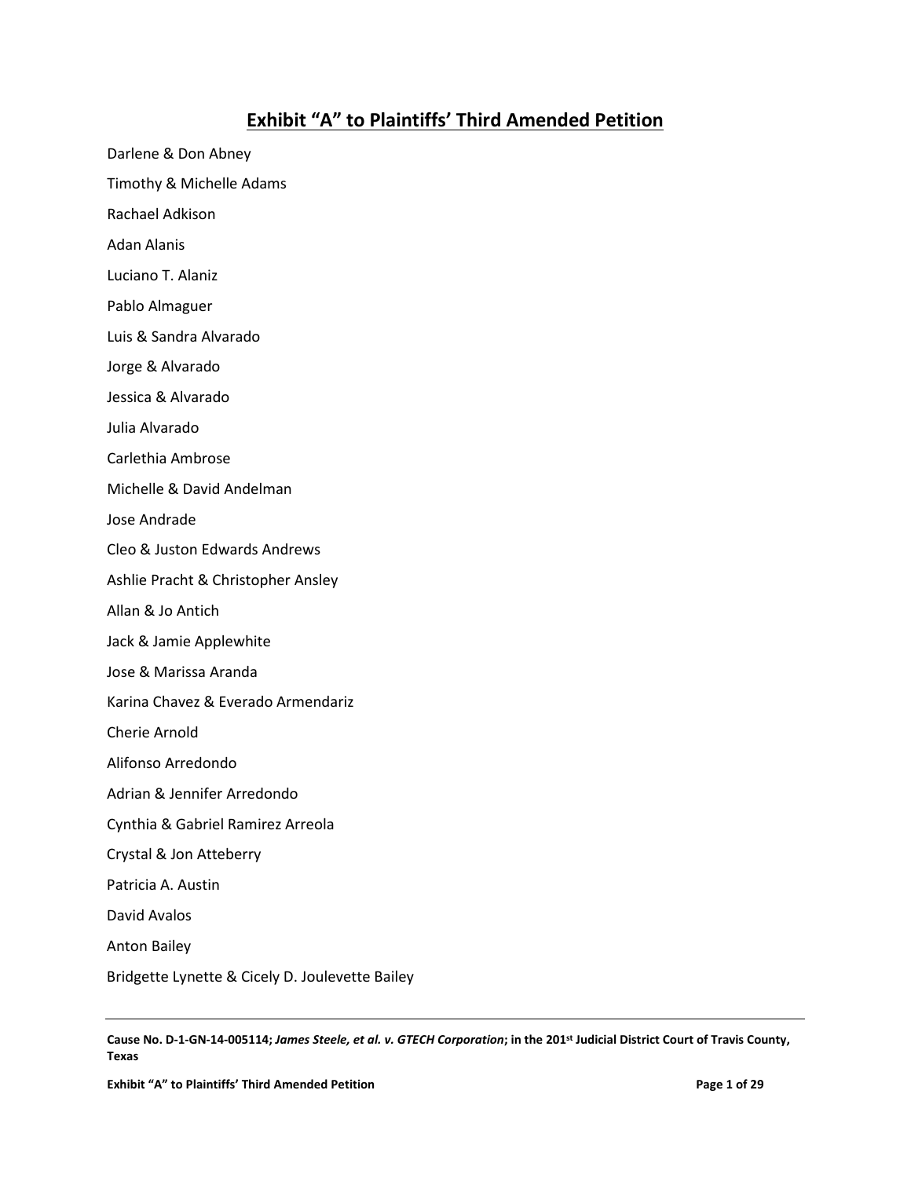# Exhibit "A" to Plaintiffs' Third Amended Petition

Darlene & Don Abney

Timothy & Michelle Adams

Rachael Adkison

Adan Alanis

Luciano T. Alaniz

Pablo Almaguer

Luis & Sandra Alvarado

Jorge & Alvarado

Jessica & Alvarado

Julia Alvarado

Carlethia Ambrose

Michelle & David Andelman

Jose Andrade

Cleo & Juston Edwards Andrews

Ashlie Pracht & Christopher Ansley

Allan & Jo Antich

Jack & Jamie Applewhite

Jose & Marissa Aranda

Karina Chavez & Everado Armendariz

Cherie Arnold

Alifonso Arredondo

Adrian & Jennifer Arredondo

Cynthia & Gabriel Ramirez Arreola

Crystal & Jon Atteberry

Patricia A. Austin

David Avalos

Anton Bailey

Bridgette Lynette & Cicely D. Joulevette Bailey

**Cause No. D-1-GN-14-005114; *James Steele, et al. v. GTECH Corporation*; in the 201st Judicial District Court of Travis County, Texas**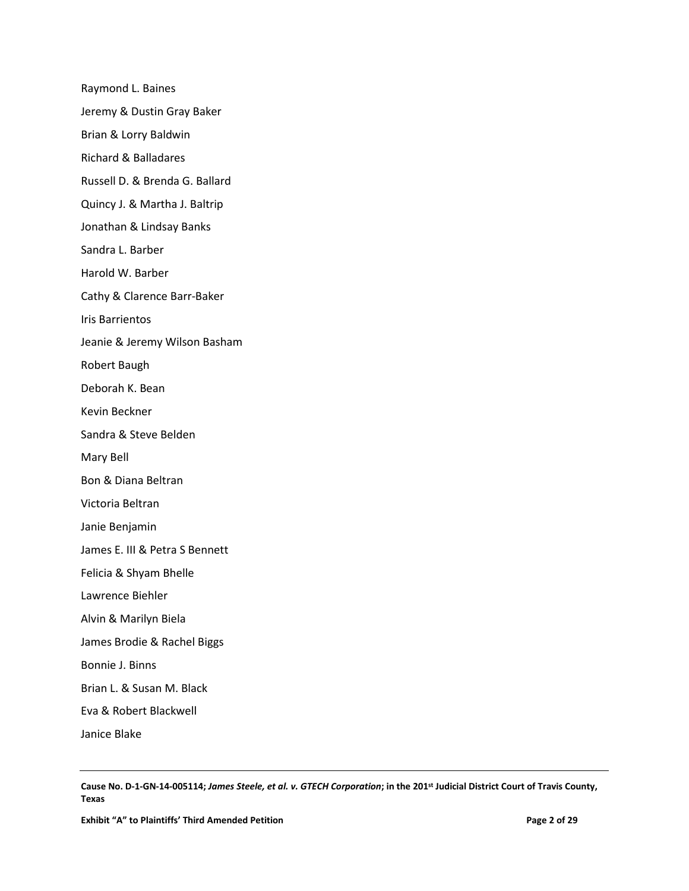Raymond L. Baines

Jeremy & Dustin Gray Baker

Brian & Lorry Baldwin

Richard & Balladares

Russell D. & Brenda G. Ballard

Quincy J. & Martha J. Baltrip

Jonathan & Lindsay Banks

Sandra L. Barber

Harold W. Barber

Cathy & Clarence Barr-Baker

Iris Barrientos

Jeanie & Jeremy Wilson Basham

Robert Baugh

Deborah K. Bean

Kevin Beckner

Sandra & Steve Belden

Mary Bell

Bon & Diana Beltran

Victoria Beltran

Janie Benjamin

James E. III & Petra S Bennett

Felicia & Shyam Bhelle

Lawrence Biehler

Alvin & Marilyn Biela

James Brodie & Rachel Biggs

Bonnie J. Binns

Brian L. & Susan M. Black

Eva & Robert Blackwell

Janice Blake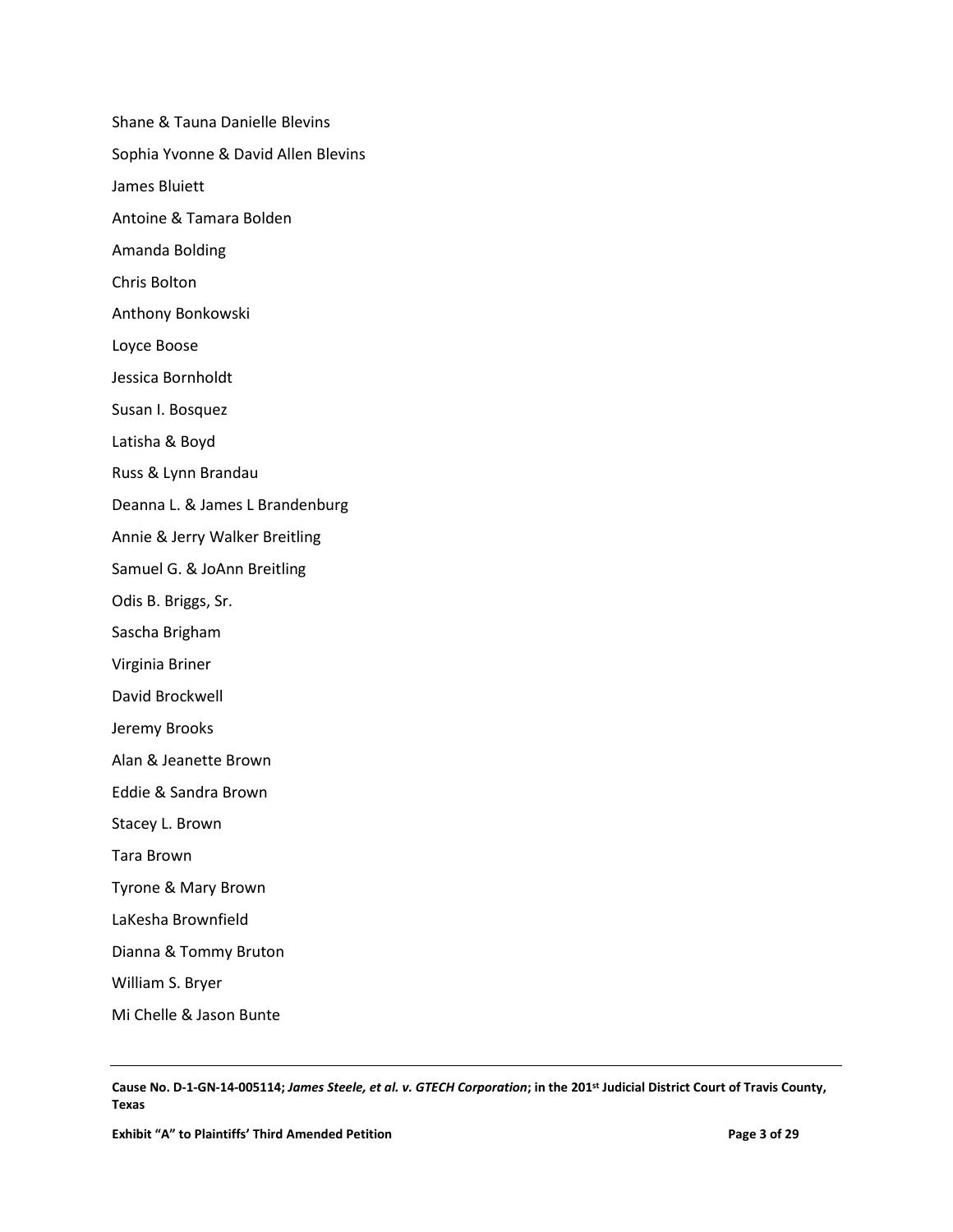Shane & Tauna Danielle Blevins

Sophia Yvonne & David Allen Blevins

James Bluiett

Antoine & Tamara Bolden

Amanda Bolding

Chris Bolton

Anthony Bonkowski

Loyce Boose

Jessica Bornholdt

Susan I. Bosquez

Latisha & Boyd

Russ & Lynn Brandau

Deanna L. & James L Brandenburg

Annie & Jerry Walker Breitling

Samuel G. & JoAnn Breitling

Odis B. Briggs, Sr.

Sascha Brigham

Virginia Briner

David Brockwell

Jeremy Brooks

Alan & Jeanette Brown

Eddie & Sandra Brown

Stacey L. Brown

Tara Brown

Tyrone & Mary Brown

LaKesha Brownfield

Dianna & Tommy Bruton

William S. Bryer

Mi Chelle & Jason Bunte

**Cause No. D-1-GN-14-005114; *James Steele, et al. v. GTECH Corporation*; in the 201st Judicial District Court of Travis County, Texas**

**Exhibit "A" to Plaintiffs' Third Amended Petition**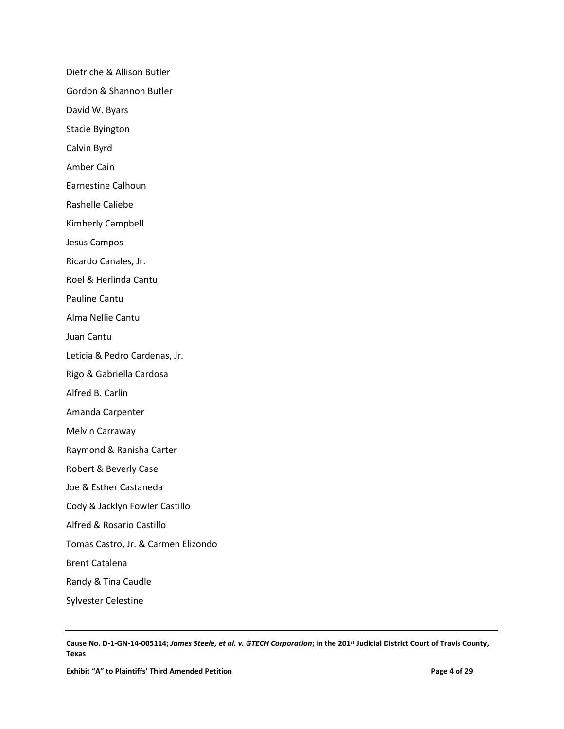Dietriche & Allison Butler

Gordon & Shannon Butler

David W. Byars

Stacie Byington

Calvin Byrd

Amber Cain

Earnestine Calhoun

Rashelle Caliebe

Kimberly Campbell

Jesus Campos

Ricardo Canales, Jr.

Roel & Herlinda Cantu

Pauline Cantu

Alma Nellie Cantu

Juan Cantu

Leticia & Pedro Cardenas, Jr.

Rigo & Gabriella Cardosa

Alfred B. Carlin

Amanda Carpenter

Melvin Carraway

Raymond & Ranisha Carter

Robert & Beverly Case

Joe & Esther Castaneda

Cody & Jacklyn Fowler Castillo

Alfred & Rosario Castillo

Tomas Castro, Jr. & Carmen Elizondo

Brent Catalena

Randy & Tina Caudle

Sylvester Celestine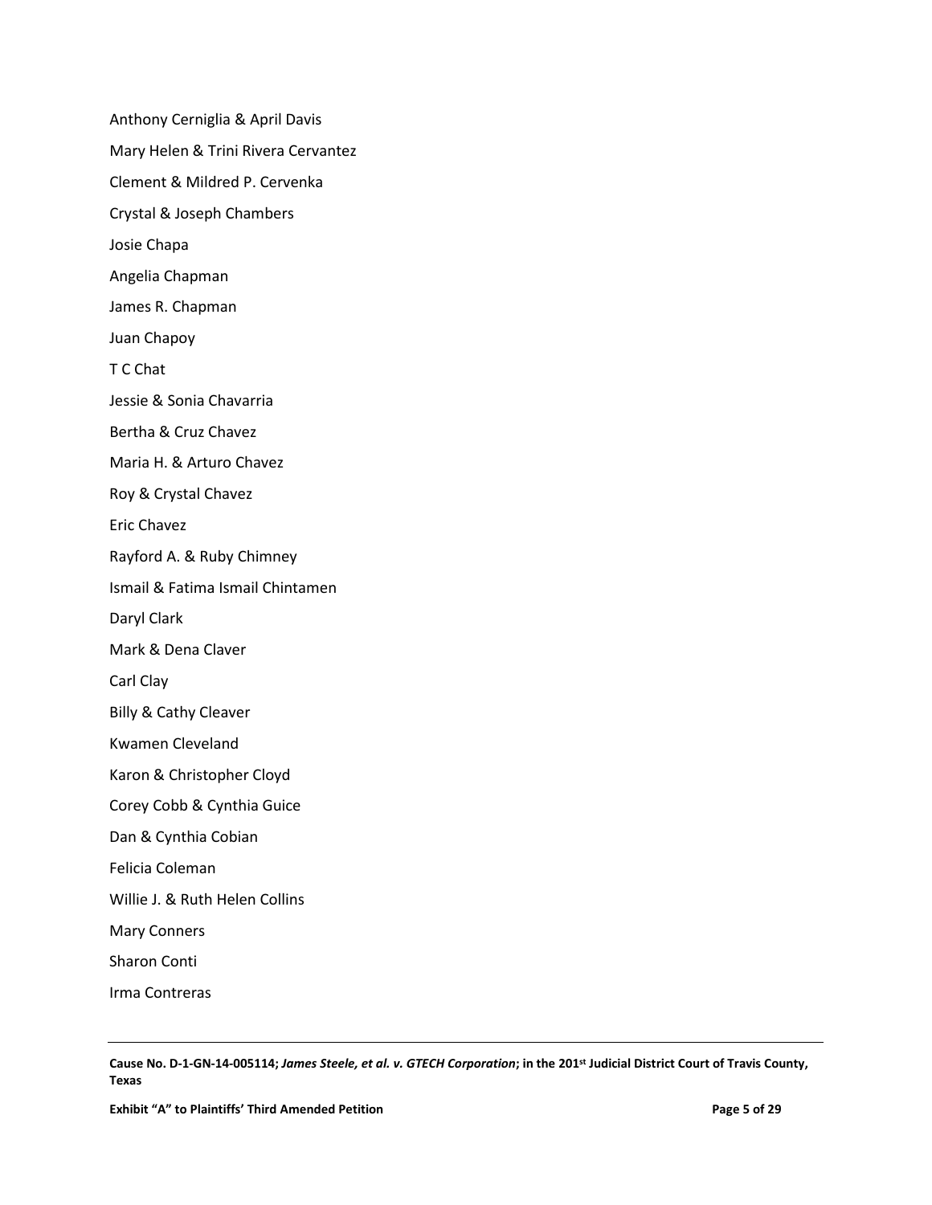Anthony Cerniglia & April Davis

Mary Helen & Trini Rivera Cervantez

Clement & Mildred P. Cervenka

Crystal & Joseph Chambers

Josie Chapa

Angelia Chapman

James R. Chapman

Juan Chapoy

T C Chat

Jessie & Sonia Chavarria

Bertha & Cruz Chavez

Maria H. & Arturo Chavez

Roy & Crystal Chavez

Eric Chavez

Rayford A. & Ruby Chimney

Ismail & Fatima Ismail Chintamen

Daryl Clark

Mark & Dena Claver

Carl Clay

Billy & Cathy Cleaver

Kwamen Cleveland

Karon & Christopher Cloyd

Corey Cobb & Cynthia Guice

Dan & Cynthia Cobian

Felicia Coleman

Willie J. & Ruth Helen Collins

Mary Conners

Sharon Conti

Irma Contreras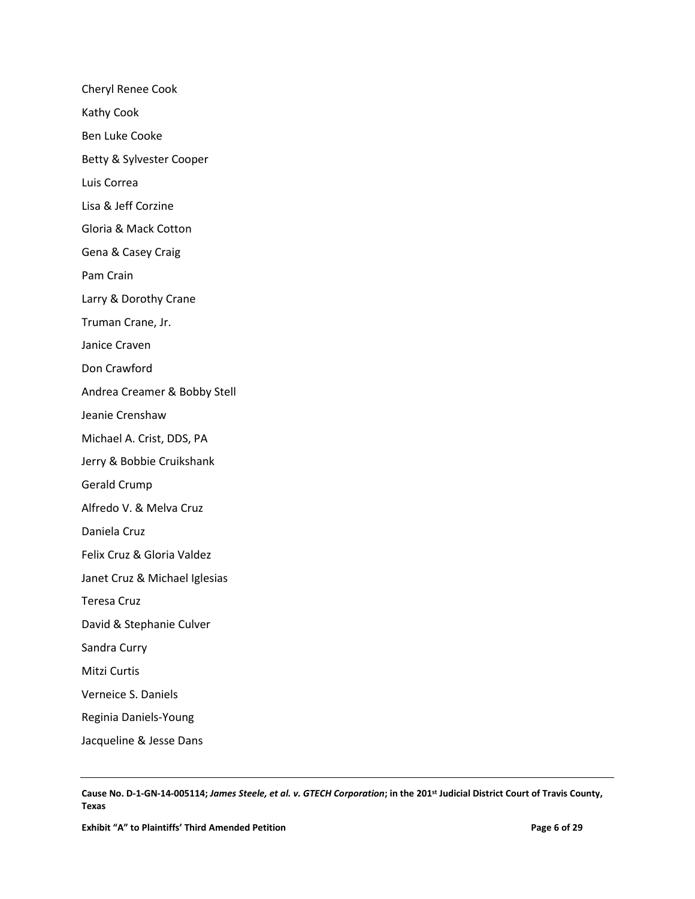Cheryl Renee Cook

Kathy Cook

Ben Luke Cooke

Betty & Sylvester Cooper

Luis Correa

Lisa & Jeff Corzine

Gloria & Mack Cotton

Gena & Casey Craig

Pam Crain

Larry & Dorothy Crane

Truman Crane, Jr.

Janice Craven

Don Crawford

Andrea Creamer & Bobby Stell

Jeanie Crenshaw

Michael A. Crist, DDS, PA

Jerry & Bobbie Cruikshank

Gerald Crump

Alfredo V. & Melva Cruz

Daniela Cruz

Felix Cruz & Gloria Valdez

Janet Cruz & Michael Iglesias

Teresa Cruz

David & Stephanie Culver

Sandra Curry

Mitzi Curtis

Verneice S. Daniels

Reginia Daniels-Young

Jacqueline & Jesse Dans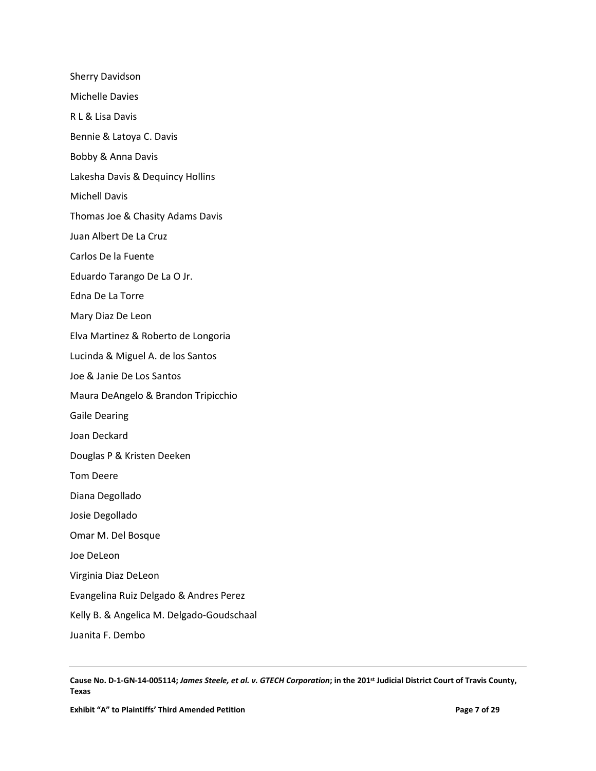Sherry Davidson

Michelle Davies

R L & Lisa Davis

Bennie & Latoya C. Davis

Bobby & Anna Davis

Lakesha Davis & Dequincy Hollins

Michell Davis

Thomas Joe & Chasity Adams Davis

Juan Albert De La Cruz

Carlos De la Fuente

Eduardo Tarango De La O Jr.

Edna De La Torre

Mary Diaz De Leon

Elva Martinez & Roberto de Longoria

Lucinda & Miguel A. de los Santos

Joe & Janie De Los Santos

Maura DeAngelo & Brandon Tripicchio

Gaile Dearing

Joan Deckard

Douglas P & Kristen Deeken

Tom Deere

Diana Degollado

Josie Degollado

Omar M. Del Bosque

Joe DeLeon

Virginia Diaz DeLeon

Evangelina Ruiz Delgado & Andres Perez

Kelly B. & Angelica M. Delgado-Goudschaal

Juanita F. Dembo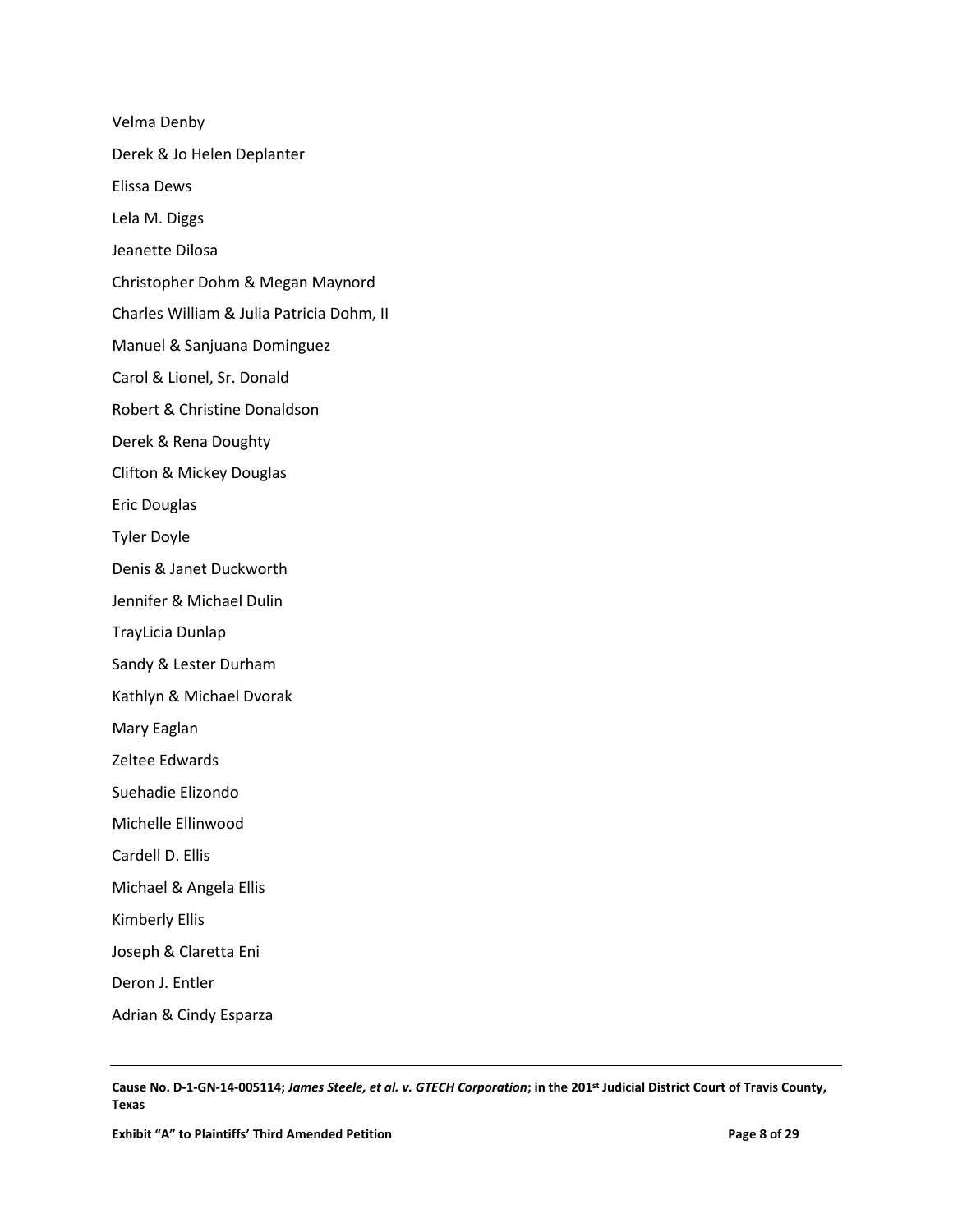Velma Denby

Derek & Jo Helen Deplanter

Elissa Dews

Lela M. Diggs

Jeanette Dilosa

Christopher Dohm & Megan Maynord

Charles William & Julia Patricia Dohm, II

Manuel & Sanjuana Dominguez

Carol & Lionel, Sr. Donald

Robert & Christine Donaldson

Derek & Rena Doughty

Clifton & Mickey Douglas

Eric Douglas

Tyler Doyle

Denis & Janet Duckworth

Jennifer & Michael Dulin

TrayLicia Dunlap

Sandy & Lester Durham

Kathlyn & Michael Dvorak

Mary Eaglan

Zeltee Edwards

Suehadie Elizondo

Michelle Ellinwood

Cardell D. Ellis

Michael & Angela Ellis

Kimberly Ellis

Joseph & Claretta Eni

Deron J. Entler

Adrian & Cindy Esparza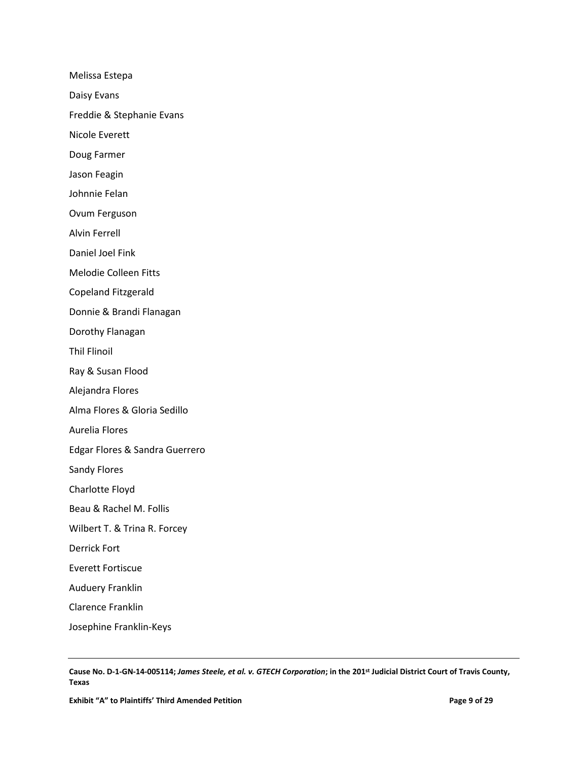Melissa Estepa

Daisy Evans

Freddie & Stephanie Evans

Nicole Everett

Doug Farmer

Jason Feagin

Johnnie Felan

Ovum Ferguson

Alvin Ferrell

Daniel Joel Fink

Melodie Colleen Fitts

Copeland Fitzgerald

Donnie & Brandi Flanagan

Dorothy Flanagan

Thil Flinoil

Ray & Susan Flood

Alejandra Flores

Alma Flores & Gloria Sedillo

Aurelia Flores

Edgar Flores & Sandra Guerrero

Sandy Flores

Charlotte Floyd

Beau & Rachel M. Follis

Wilbert T. & Trina R. Forcey

Derrick Fort

Everett Fortiscue

Auduery Franklin

Clarence Franklin

Josephine Franklin-Keys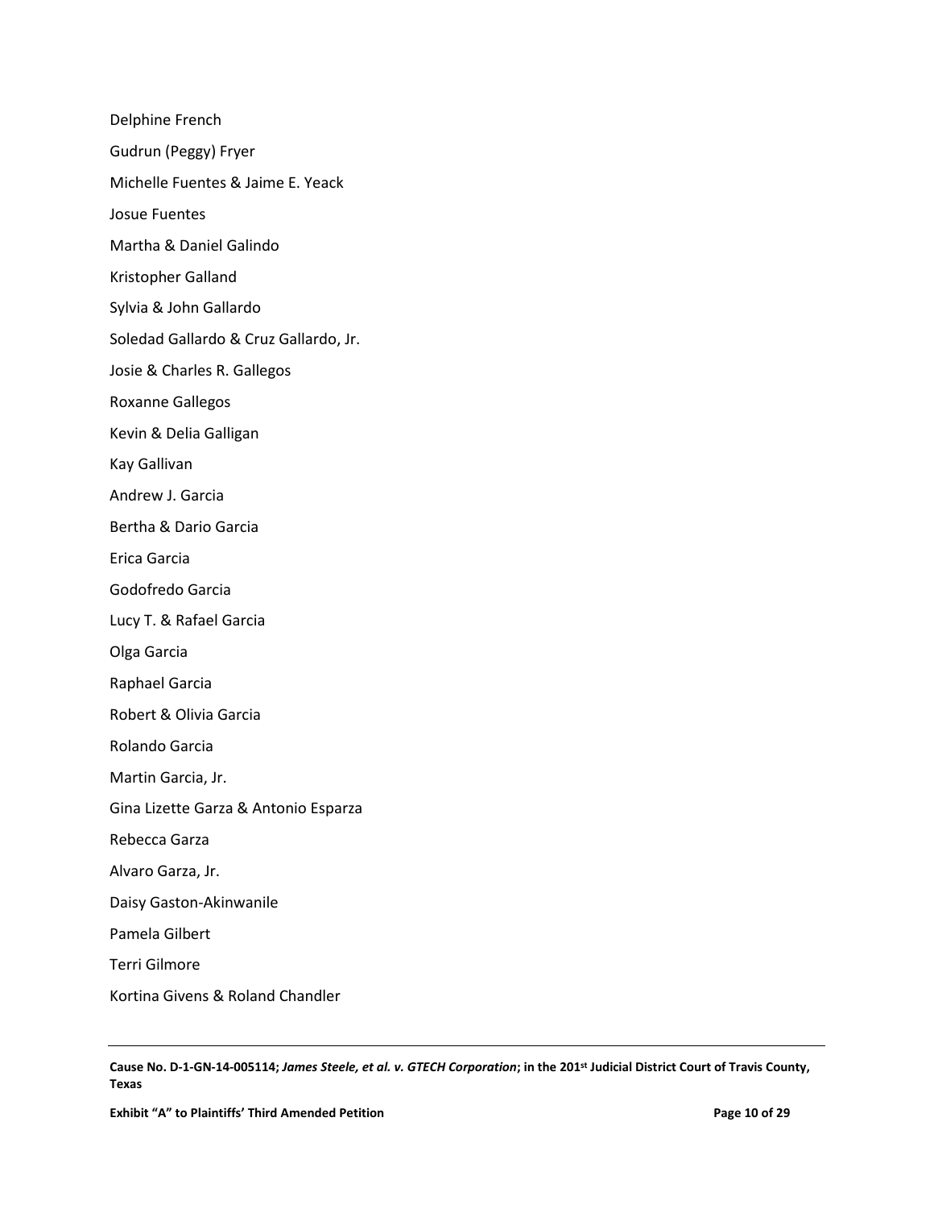Delphine French

Gudrun (Peggy) Fryer

Michelle Fuentes & Jaime E. Yeack

Josue Fuentes

Martha & Daniel Galindo

Kristopher Galland

Sylvia & John Gallardo

Soledad Gallardo & Cruz Gallardo, Jr.

Josie & Charles R. Gallegos

Roxanne Gallegos

Kevin & Delia Galligan

Kay Gallivan

Andrew J. Garcia

Bertha & Dario Garcia

Erica Garcia

Godofredo Garcia

Lucy T. & Rafael Garcia

Olga Garcia

Raphael Garcia

Robert & Olivia Garcia

Rolando Garcia

Martin Garcia, Jr.

Gina Lizette Garza & Antonio Esparza

Rebecca Garza

Alvaro Garza, Jr.

Daisy Gaston-Akinwanile

Pamela Gilbert

Terri Gilmore

Kortina Givens & Roland Chandler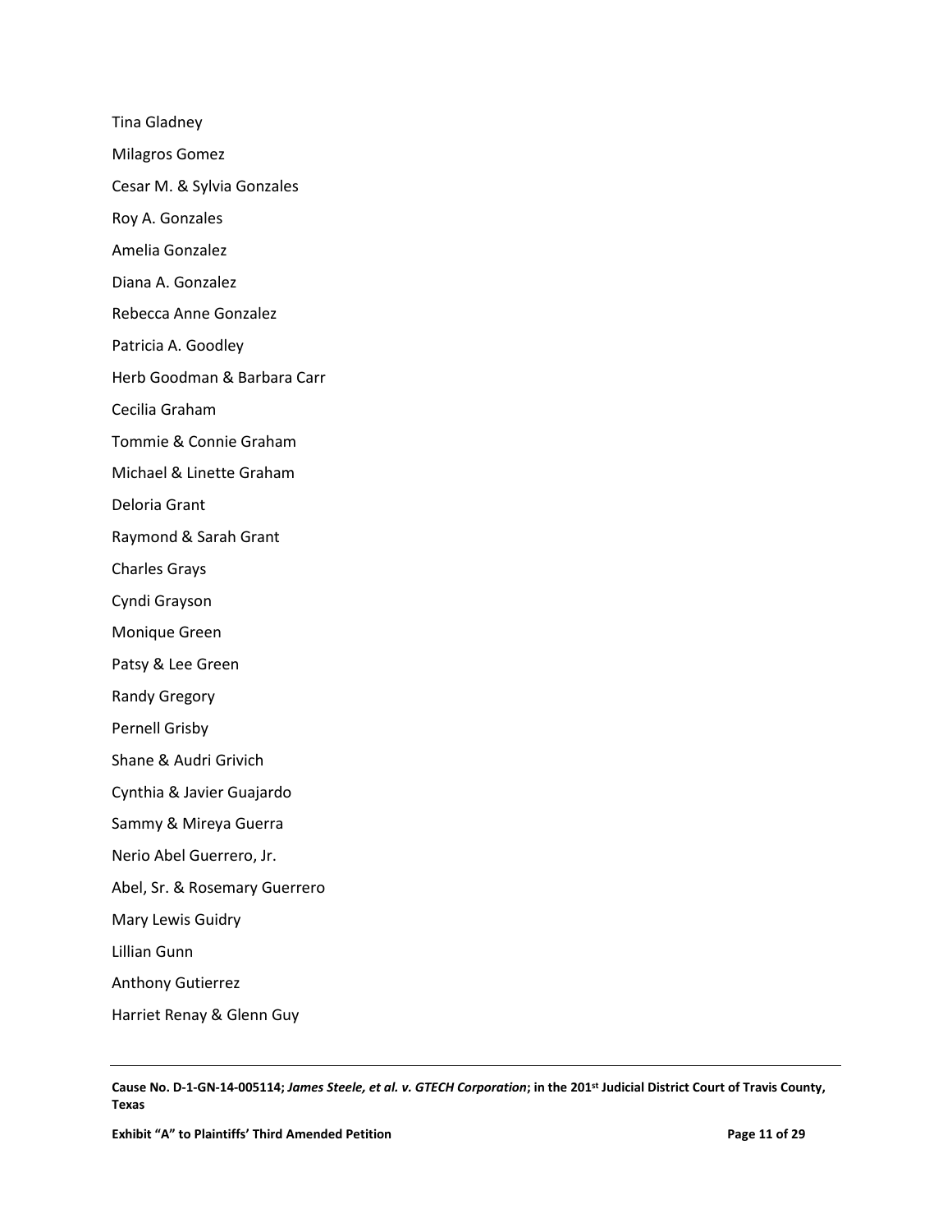Tina Gladney

Milagros Gomez

Cesar M. & Sylvia Gonzales

Roy A. Gonzales

Amelia Gonzalez

Diana A. Gonzalez

Rebecca Anne Gonzalez

Patricia A. Goodley

Herb Goodman & Barbara Carr

Cecilia Graham

Tommie & Connie Graham

Michael & Linette Graham

Deloria Grant

Raymond & Sarah Grant

Charles Grays

Cyndi Grayson

Monique Green

Patsy & Lee Green

Randy Gregory

Pernell Grisby

Shane & Audri Grivich

Cynthia & Javier Guajardo

Sammy & Mireya Guerra

Nerio Abel Guerrero, Jr.

Abel, Sr. & Rosemary Guerrero

Mary Lewis Guidry

Lillian Gunn

Anthony Gutierrez

Harriet Renay & Glenn Guy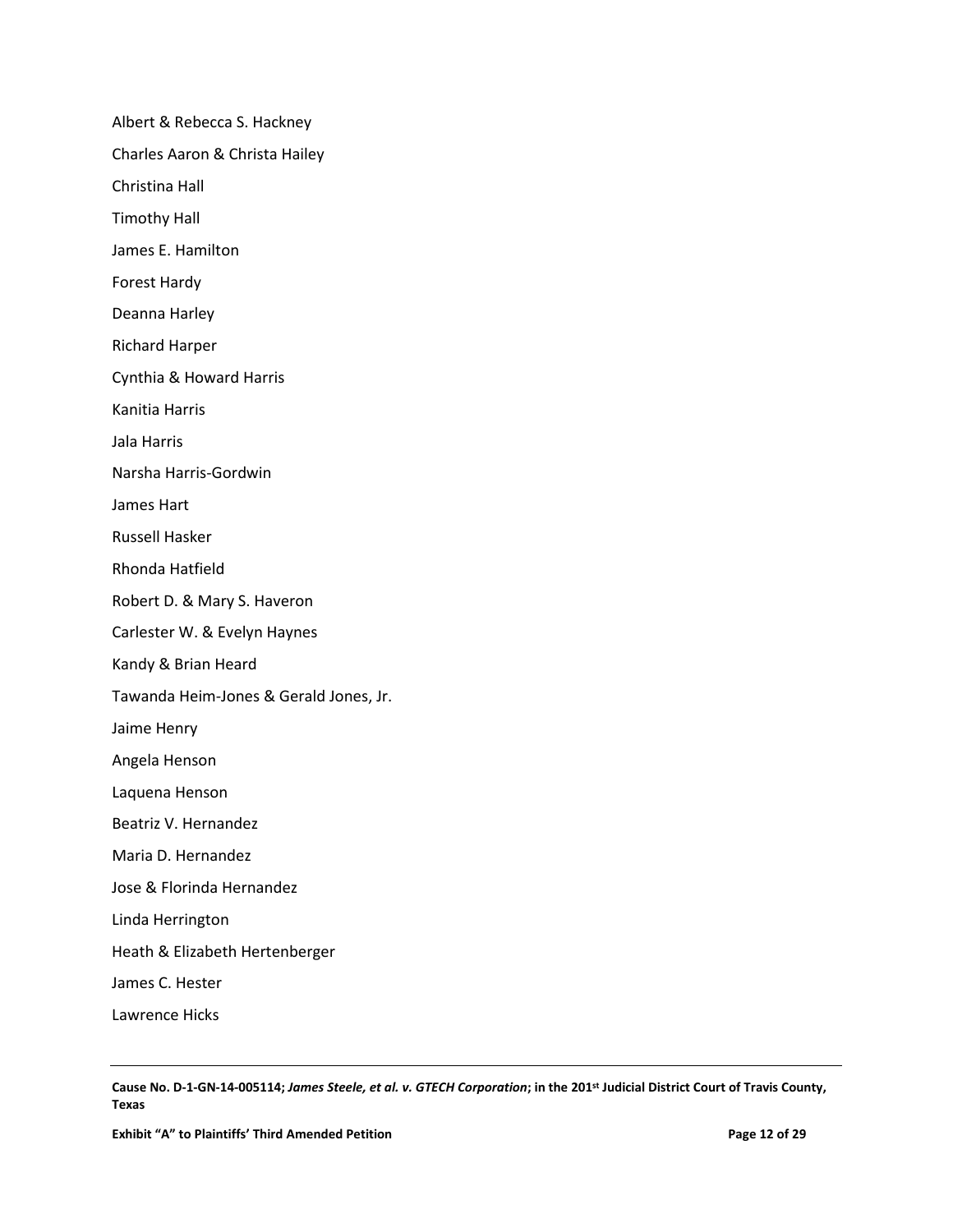Albert & Rebecca S. Hackney

Charles Aaron & Christa Hailey

Christina Hall

Timothy Hall

James E. Hamilton

Forest Hardy

Deanna Harley

Richard Harper

Cynthia & Howard Harris

Kanitia Harris

Jala Harris

Narsha Harris-Gordwin

James Hart

Russell Hasker

Rhonda Hatfield

Robert D. & Mary S. Haveron

Carlester W. & Evelyn Haynes

Kandy & Brian Heard

Tawanda Heim-Jones & Gerald Jones, Jr.

Jaime Henry

Angela Henson

Laquena Henson

Beatriz V. Hernandez

Maria D. Hernandez

Jose & Florinda Hernandez

Linda Herrington

Heath & Elizabeth Hertenberger

James C. Hester

Lawrence Hicks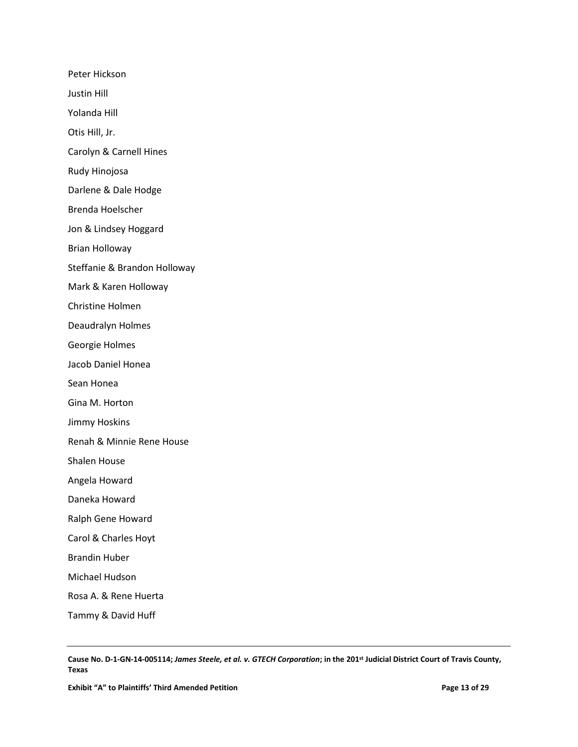Peter Hickson

Justin Hill

Yolanda Hill

Otis Hill, Jr.

Carolyn & Carnell Hines

Rudy Hinojosa

Darlene & Dale Hodge

Brenda Hoelscher

Jon & Lindsey Hoggard

Brian Holloway

Steffanie & Brandon Holloway

Mark & Karen Holloway

Christine Holmen

Deaudralyn Holmes

Georgie Holmes

Jacob Daniel Honea

Sean Honea

Gina M. Horton

Jimmy Hoskins

Renah & Minnie Rene House

Shalen House

Angela Howard

Daneka Howard

Ralph Gene Howard

Carol & Charles Hoyt

Brandin Huber

Michael Hudson

Rosa A. & Rene Huerta

Tammy & David Huff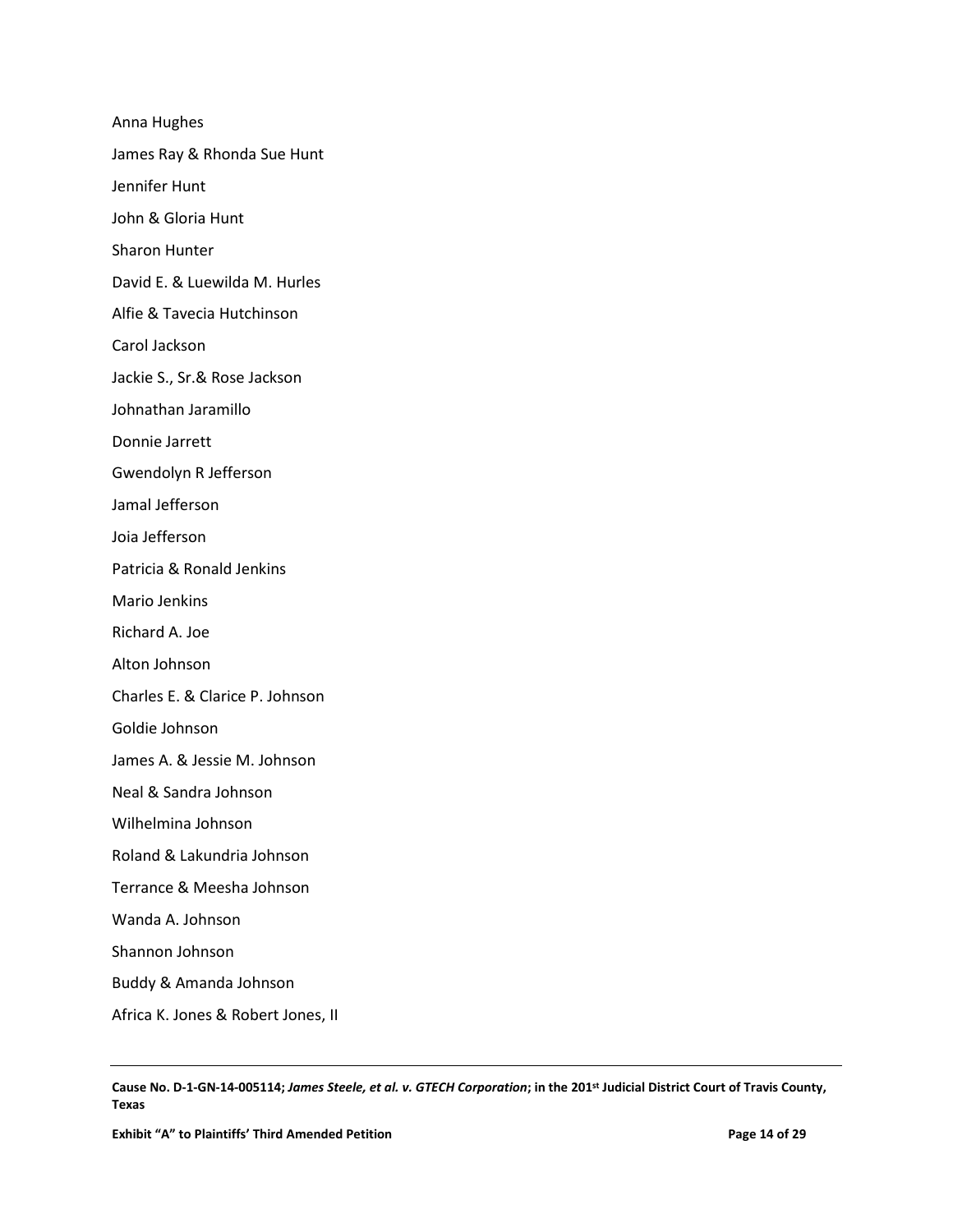Anna Hughes

James Ray & Rhonda Sue Hunt

Jennifer Hunt

John & Gloria Hunt

Sharon Hunter

David E. & Luewilda M. Hurles

Alfie & Tavecia Hutchinson

Carol Jackson

Jackie S., Sr.& Rose Jackson

Johnathan Jaramillo

Donnie Jarrett

Gwendolyn R Jefferson

Jamal Jefferson

Joia Jefferson

Patricia & Ronald Jenkins

Mario Jenkins

Richard A. Joe

Alton Johnson

Charles E. & Clarice P. Johnson

Goldie Johnson

James A. & Jessie M. Johnson

Neal & Sandra Johnson

Wilhelmina Johnson

Roland & Lakundria Johnson

Terrance & Meesha Johnson

Wanda A. Johnson

Shannon Johnson

Buddy & Amanda Johnson

Africa K. Jones & Robert Jones, II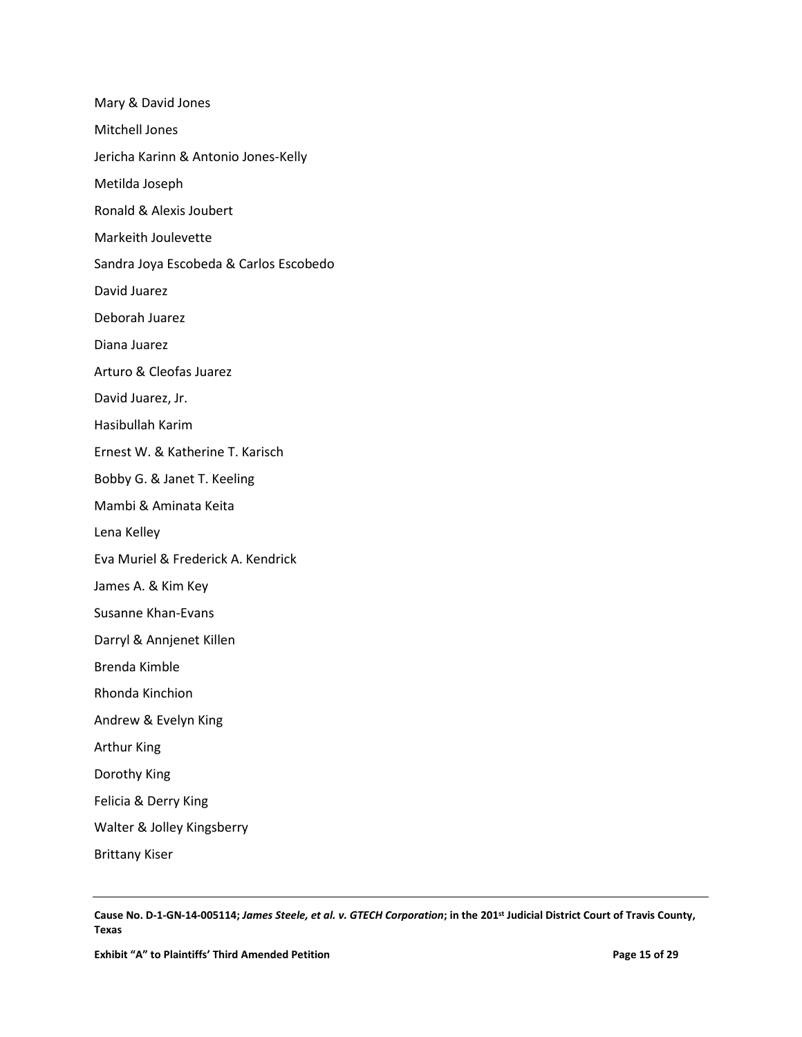Mary & David Jones

Mitchell Jones

Jericha Karinn & Antonio Jones-Kelly

Metilda Joseph

Ronald & Alexis Joubert

Markeith Joulevette

Sandra Joya Escobeda & Carlos Escobedo

David Juarez

Deborah Juarez

Diana Juarez

Arturo & Cleofas Juarez

David Juarez, Jr.

Hasibullah Karim

Ernest W. & Katherine T. Karisch

Bobby G. & Janet T. Keeling

Mambi & Aminata Keita

Lena Kelley

Eva Muriel & Frederick A. Kendrick

James A. & Kim Key

Susanne Khan-Evans

Darryl & Annjenet Killen

Brenda Kimble

Rhonda Kinchion

Andrew & Evelyn King

Arthur King

Dorothy King

Felicia & Derry King

Walter & Jolley Kingsberry

Brittany Kiser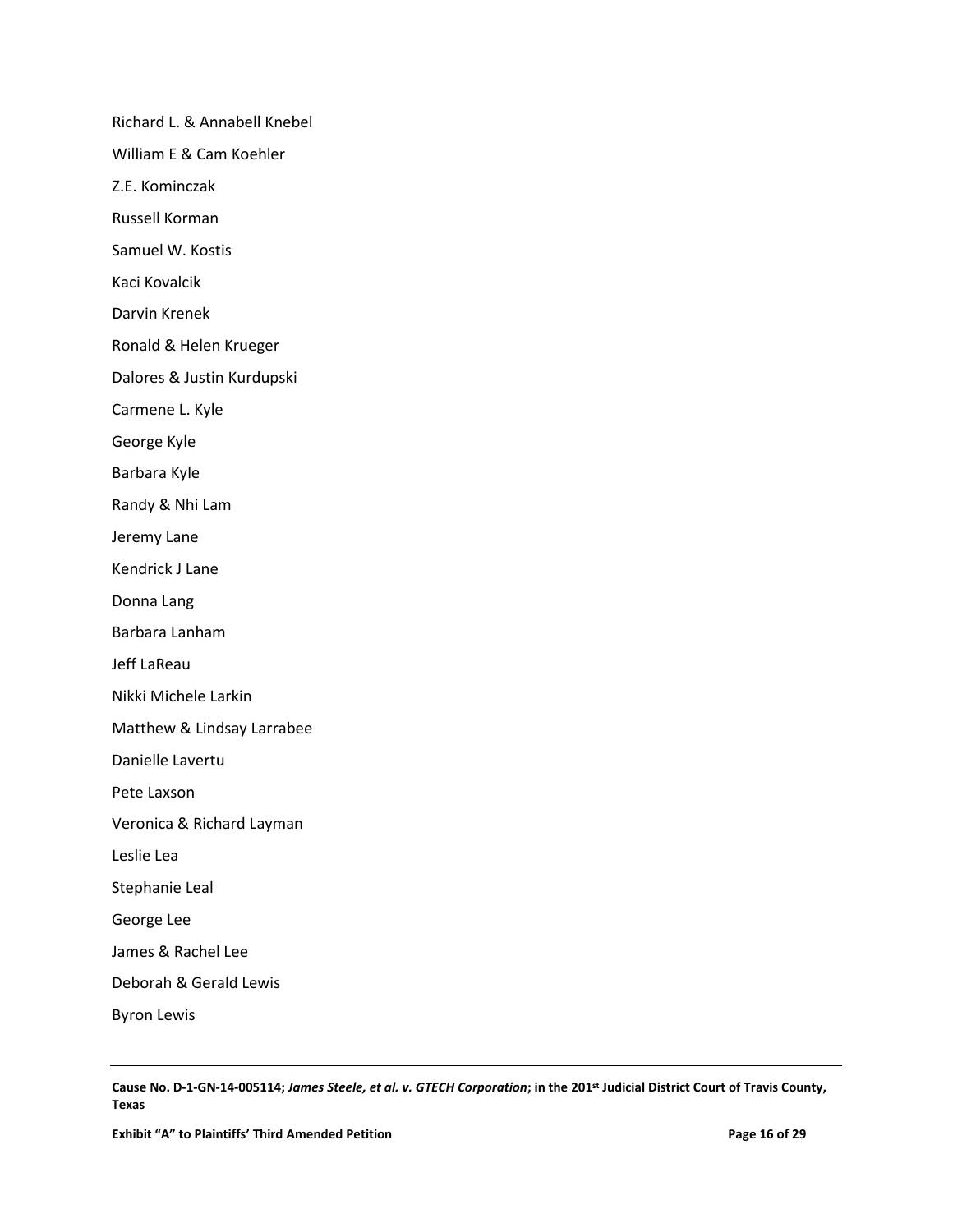Richard L. & Annabell Knebel

William E & Cam Koehler

Z.E. Kominczak

Russell Korman

Samuel W. Kostis

Kaci Kovalcik

Darvin Krenek

Ronald & Helen Krueger

Dalores & Justin Kurdupski

Carmene L. Kyle

George Kyle

Barbara Kyle

Randy & Nhi Lam

Jeremy Lane

Kendrick J Lane

Donna Lang

Barbara Lanham

Jeff LaReau

Nikki Michele Larkin

Matthew & Lindsay Larrabee

Danielle Lavertu

Pete Laxson

Veronica & Richard Layman

Leslie Lea

Stephanie Leal

George Lee

James & Rachel Lee

Deborah & Gerald Lewis

Byron Lewis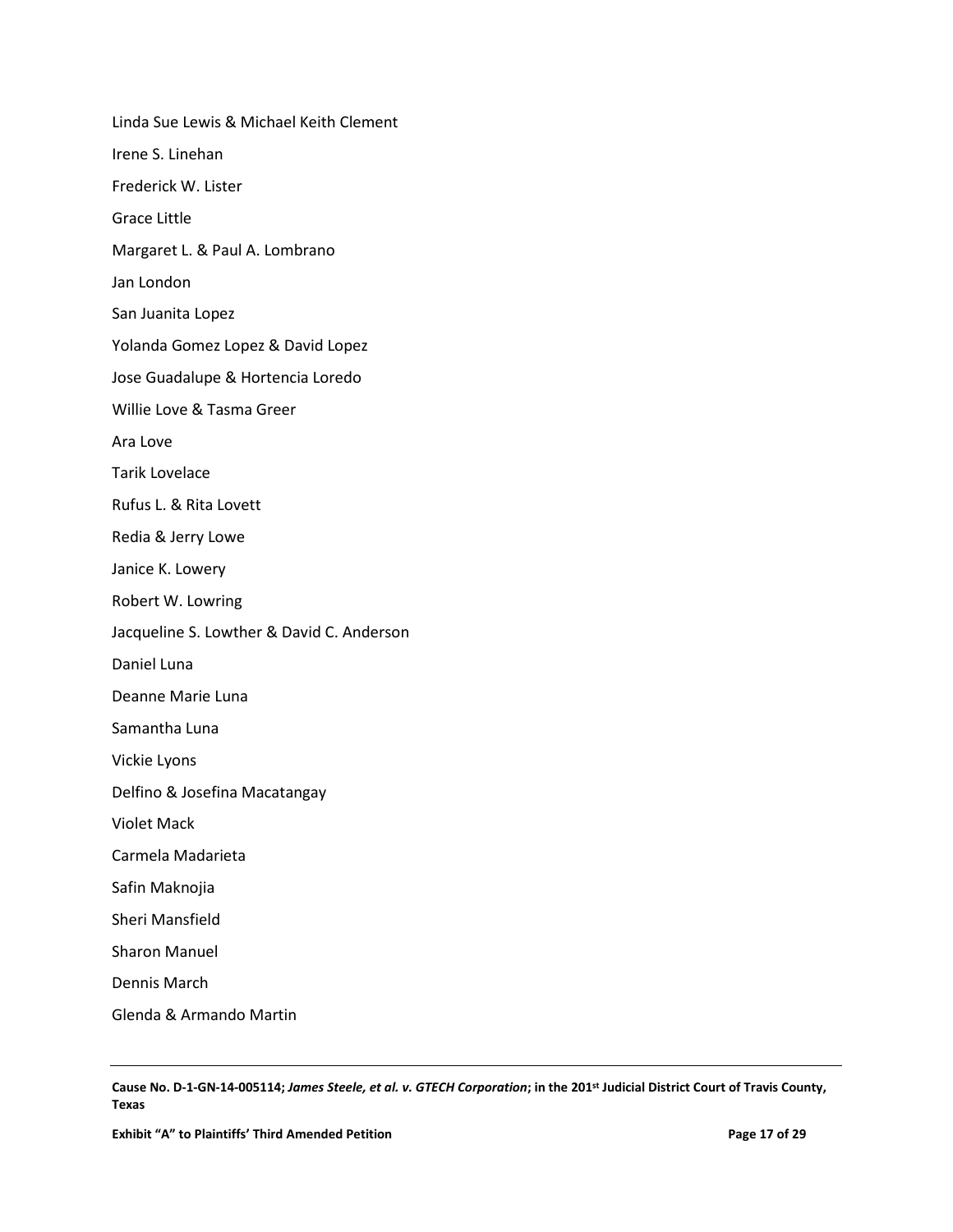Linda Sue Lewis & Michael Keith Clement

Irene S. Linehan

Frederick W. Lister

Grace Little

Margaret L. & Paul A. Lombrano

Jan London

San Juanita Lopez

Yolanda Gomez Lopez & David Lopez

Jose Guadalupe & Hortencia Loredo

Willie Love & Tasma Greer

Ara Love

Tarik Lovelace

Rufus L. & Rita Lovett

Redia & Jerry Lowe

Janice K. Lowery

Robert W. Lowring

Jacqueline S. Lowther & David C. Anderson

Daniel Luna

Deanne Marie Luna

Samantha Luna

Vickie Lyons

Delfino & Josefina Macatangay

Violet Mack

Carmela Madarieta

Safin Maknojia

Sheri Mansfield

Sharon Manuel

Dennis March

Glenda & Armando Martin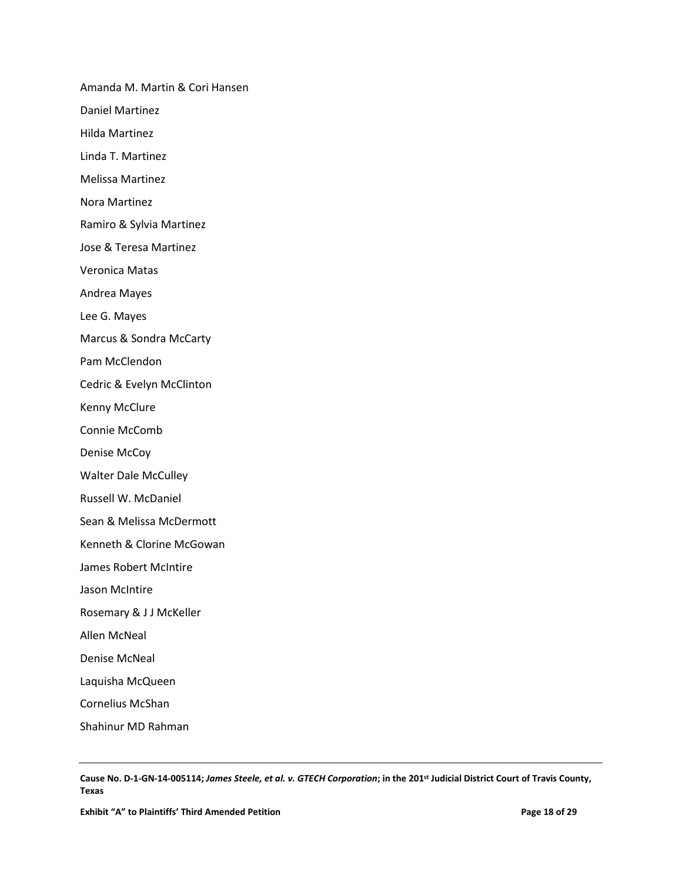Amanda M. Martin & Cori Hansen

Daniel Martinez

Hilda Martinez

Linda T. Martinez

Melissa Martinez

Nora Martinez

Ramiro & Sylvia Martinez

Jose & Teresa Martinez

Veronica Matas

Andrea Mayes

Lee G. Mayes

Marcus & Sondra McCarty

Pam McClendon

Cedric & Evelyn McClinton

Kenny McClure

Connie McComb

Denise McCoy

Walter Dale McCulley

Russell W. McDaniel

Sean & Melissa McDermott

Kenneth & Clorine McGowan

James Robert McIntire

Jason McIntire

Rosemary & J J McKeller

Allen McNeal

Denise McNeal

Laquisha McQueen

Cornelius McShan

Shahinur MD Rahman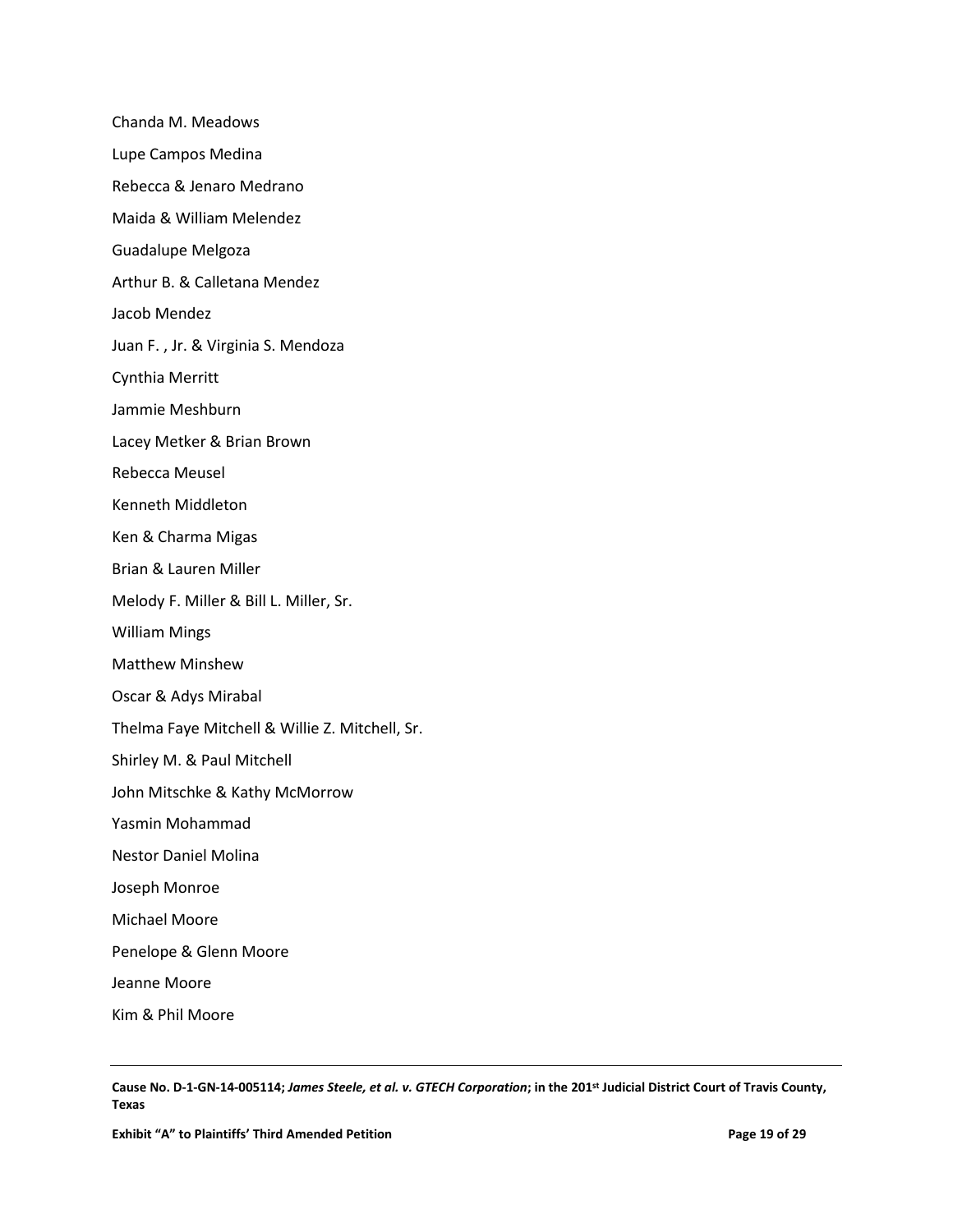Chanda M. Meadows

Lupe Campos Medina

Rebecca & Jenaro Medrano

Maida & William Melendez

Guadalupe Melgoza

Arthur B. & Calletana Mendez

Jacob Mendez

Juan F. , Jr. & Virginia S. Mendoza

Cynthia Merritt

Jammie Meshburn

Lacey Metker & Brian Brown

Rebecca Meusel

Kenneth Middleton

Ken & Charma Migas

Brian & Lauren Miller

Melody F. Miller & Bill L. Miller, Sr.

William Mings

Matthew Minshew

Oscar & Adys Mirabal

Thelma Faye Mitchell & Willie Z. Mitchell, Sr.

Shirley M. & Paul Mitchell

John Mitschke & Kathy McMorrow

Yasmin Mohammad

Nestor Daniel Molina

Joseph Monroe

Michael Moore

Penelope & Glenn Moore

Jeanne Moore

Kim & Phil Moore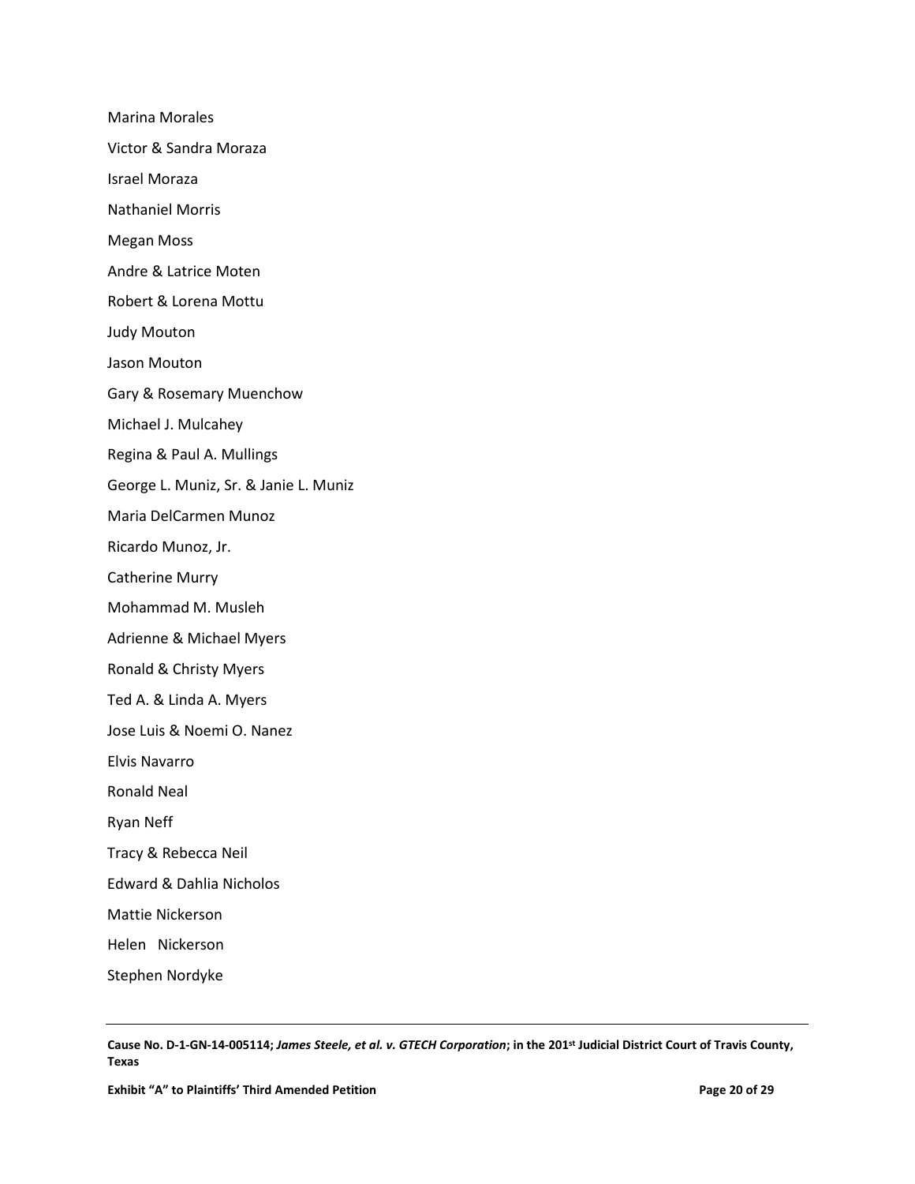Marina Morales

Victor & Sandra Moraza

Israel Moraza

Nathaniel Morris

Megan Moss

Andre & Latrice Moten

Robert & Lorena Mottu

Judy Mouton

Jason Mouton

Gary & Rosemary Muenchow

Michael J. Mulcahey

Regina & Paul A. Mullings

George L. Muniz, Sr. & Janie L. Muniz

Maria DelCarmen Munoz

Ricardo Munoz, Jr.

Catherine Murry

Mohammad M. Musleh

Adrienne & Michael Myers

Ronald & Christy Myers

Ted A. & Linda A. Myers

Jose Luis & Noemi O. Nanez

Elvis Navarro

Ronald Neal

Ryan Neff

Tracy & Rebecca Neil

Edward & Dahlia Nicholos

Mattie Nickerson

Helen Nickerson

Stephen Nordyke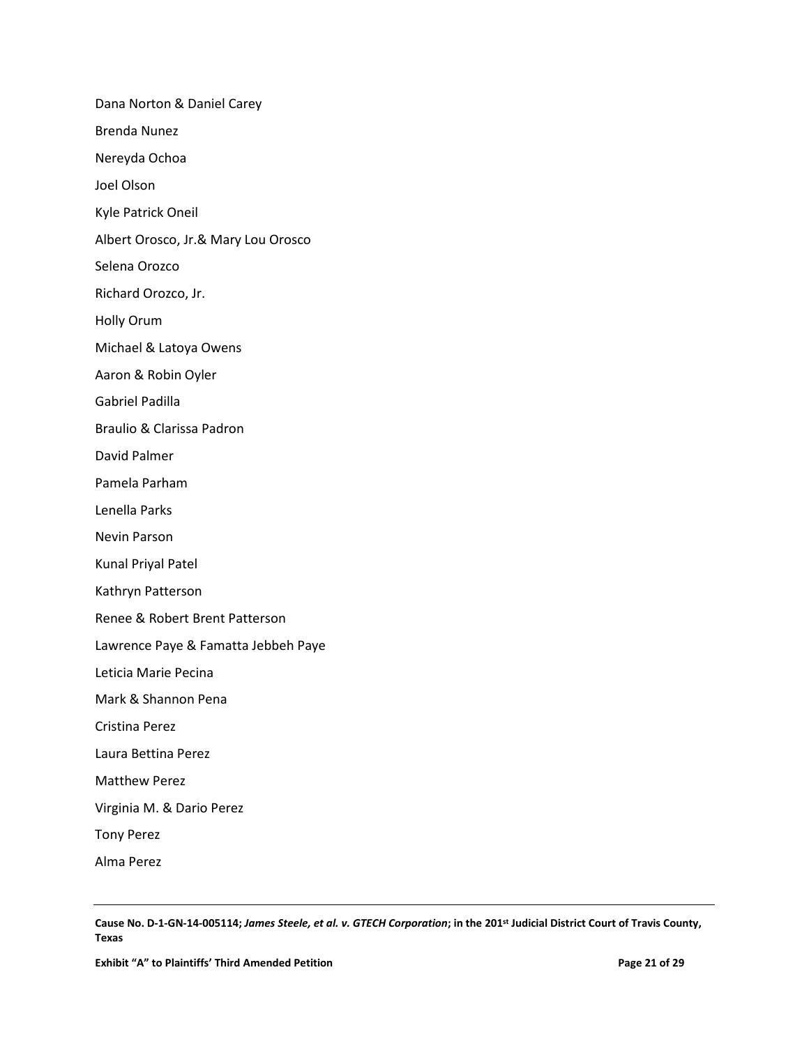Dana Norton & Daniel Carey

Brenda Nunez

Nereyda Ochoa

Joel Olson

Kyle Patrick Oneil

Albert Orosco, Jr.& Mary Lou Orosco

Selena Orozco

Richard Orozco, Jr.

Holly Orum

Michael & Latoya Owens

Aaron & Robin Oyler

Gabriel Padilla

Braulio & Clarissa Padron

David Palmer

Pamela Parham

Lenella Parks

Nevin Parson

Kunal Priyal Patel

Kathryn Patterson

Renee & Robert Brent Patterson

Lawrence Paye & Famatta Jebbeh Paye

Leticia Marie Pecina

Mark & Shannon Pena

Cristina Perez

Laura Bettina Perez

Matthew Perez

Virginia M. & Dario Perez

Tony Perez

Alma Perez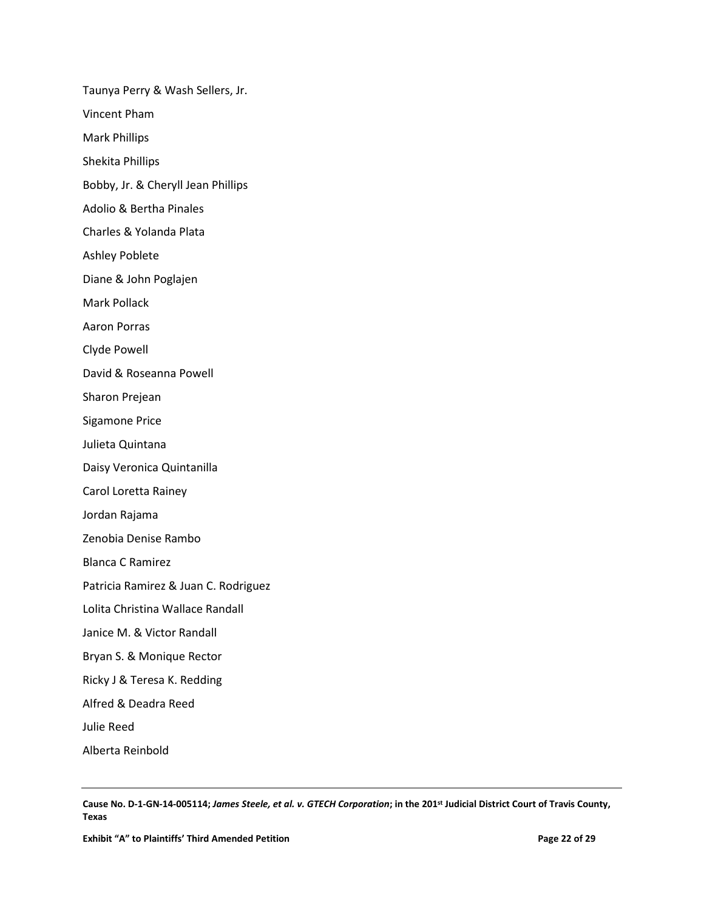Taunya Perry & Wash Sellers, Jr.

Vincent Pham

Mark Phillips

Shekita Phillips

Bobby, Jr. & Cheryll Jean Phillips

Adolio & Bertha Pinales

Charles & Yolanda Plata

Ashley Poblete

Diane & John Poglajen

Mark Pollack

Aaron Porras

Clyde Powell

David & Roseanna Powell

Sharon Prejean

Sigamone Price

Julieta Quintana

Daisy Veronica Quintanilla

Carol Loretta Rainey

Jordan Rajama

Zenobia Denise Rambo

Blanca C Ramirez

Patricia Ramirez & Juan C. Rodriguez

Lolita Christina Wallace Randall

Janice M. & Victor Randall

Bryan S. & Monique Rector

Ricky J & Teresa K. Redding

Alfred & Deadra Reed

Julie Reed

Alberta Reinbold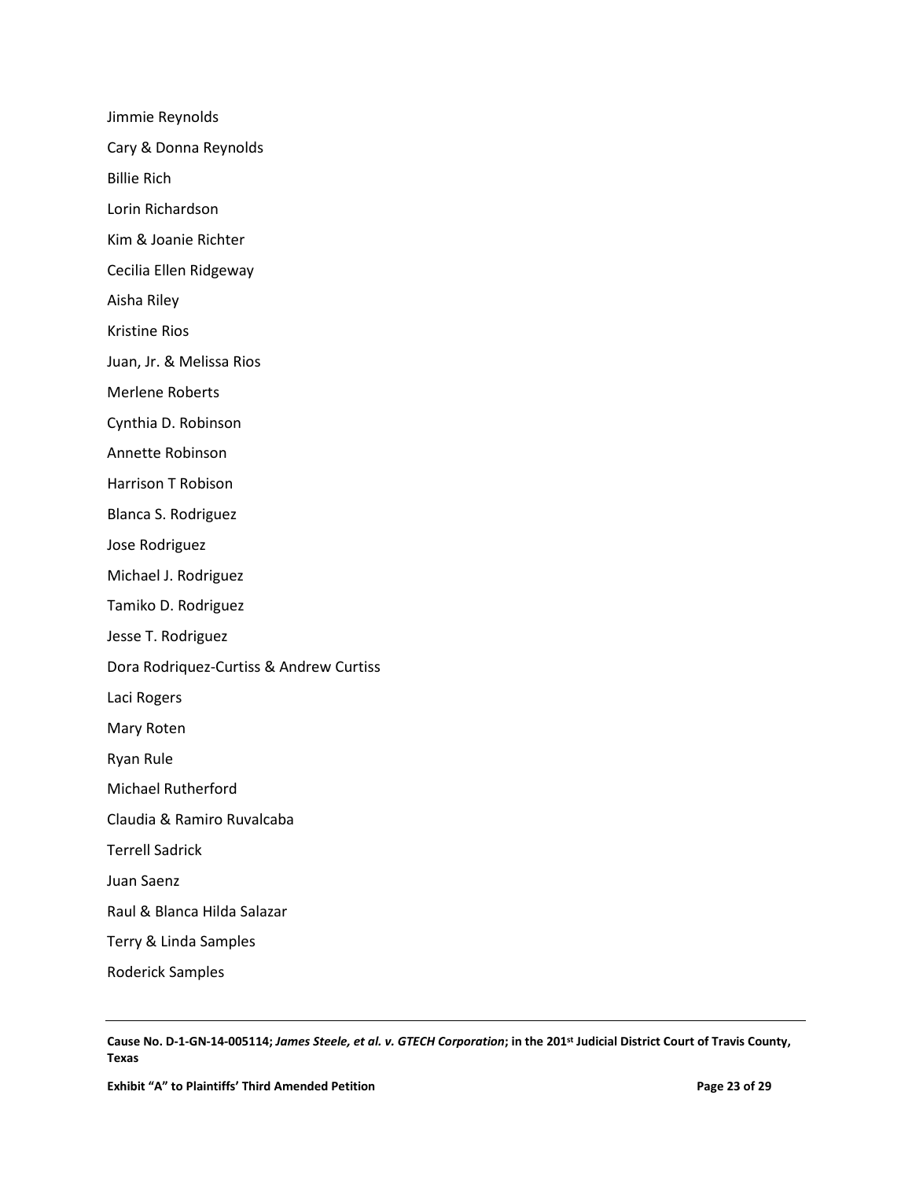Jimmie Reynolds

Cary & Donna Reynolds

Billie Rich

Lorin Richardson

Kim & Joanie Richter

Cecilia Ellen Ridgeway

Aisha Riley

Kristine Rios

Juan, Jr. & Melissa Rios

Merlene Roberts

Cynthia D. Robinson

Annette Robinson

Harrison T Robison

Blanca S. Rodriguez

Jose Rodriguez

Michael J. Rodriguez

Tamiko D. Rodriguez

Jesse T. Rodriguez

Dora Rodriquez-Curtiss & Andrew Curtiss

Laci Rogers

Mary Roten

Ryan Rule

Michael Rutherford

Claudia & Ramiro Ruvalcaba

Terrell Sadrick

Juan Saenz

Raul & Blanca Hilda Salazar

Terry & Linda Samples

Roderick Samples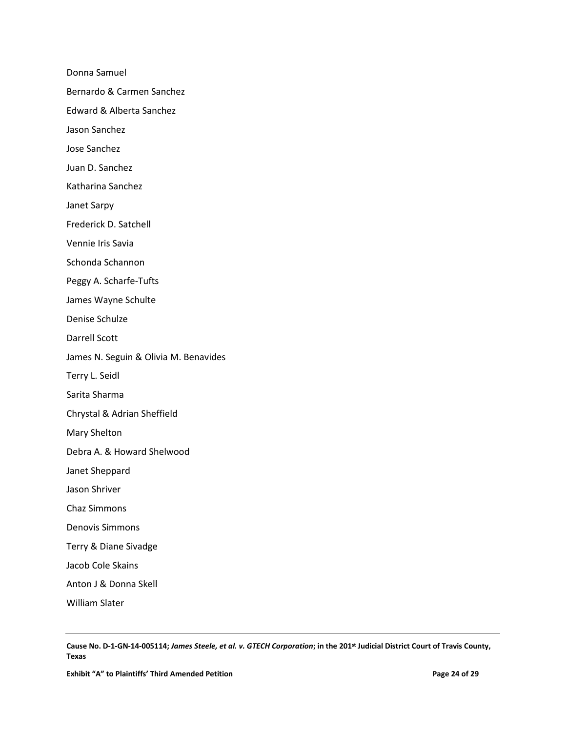Donna Samuel

Bernardo & Carmen Sanchez

Edward & Alberta Sanchez

Jason Sanchez

Jose Sanchez

Juan D. Sanchez

Katharina Sanchez

Janet Sarpy

Frederick D. Satchell

Vennie Iris Savia

Schonda Schannon

Peggy A. Scharfe-Tufts

James Wayne Schulte

Denise Schulze

Darrell Scott

James N. Seguin & Olivia M. Benavides

Terry L. Seidl

Sarita Sharma

Chrystal & Adrian Sheffield

Mary Shelton

Debra A. & Howard Shelwood

Janet Sheppard

Jason Shriver

Chaz Simmons

Denovis Simmons

Terry & Diane Sivadge

Jacob Cole Skains

Anton J & Donna Skell

William Slater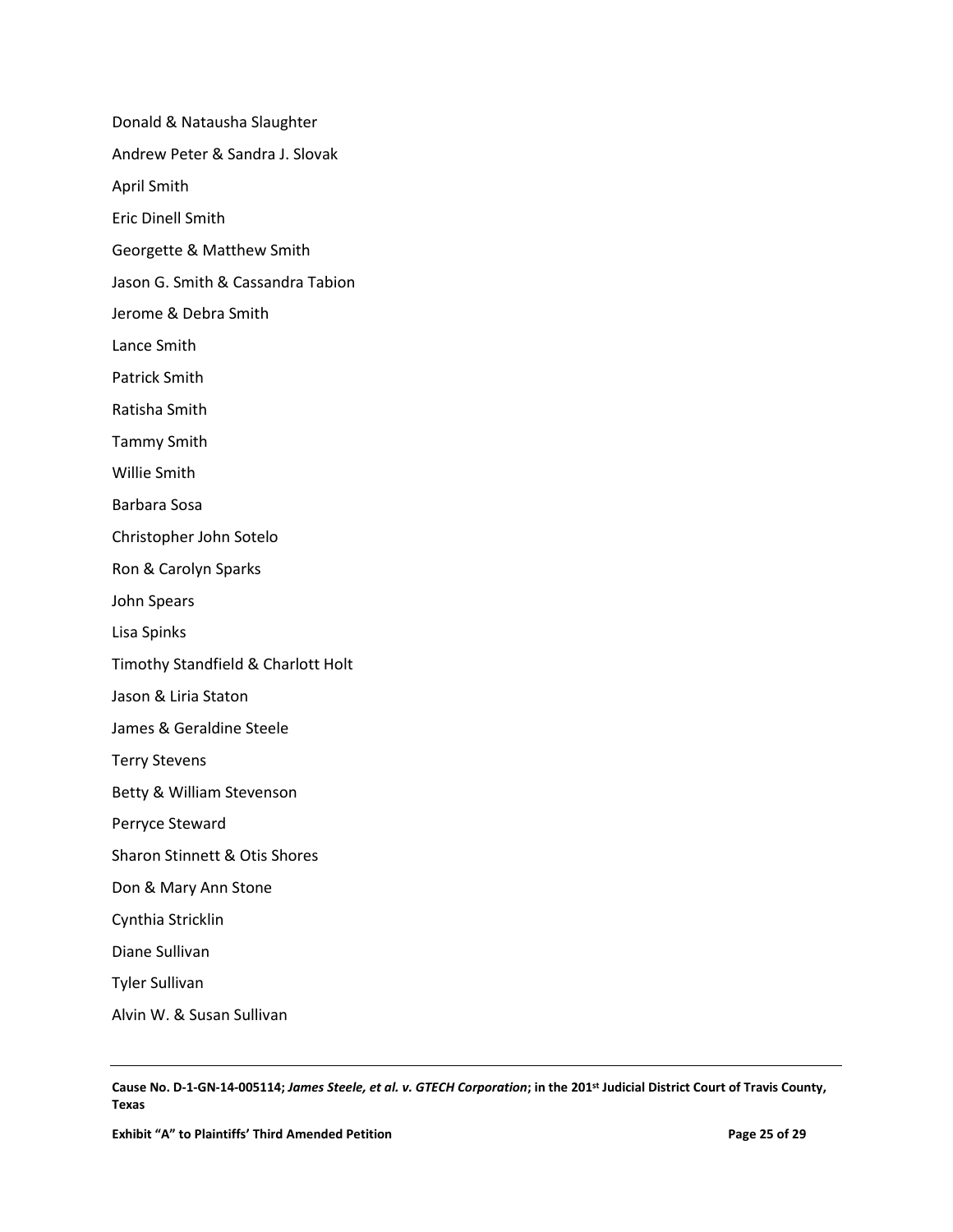Donald & Natausha Slaughter

Andrew Peter & Sandra J. Slovak

April Smith

Eric Dinell Smith

Georgette & Matthew Smith

Jason G. Smith & Cassandra Tabion

Jerome & Debra Smith

Lance Smith

Patrick Smith

Ratisha Smith

Tammy Smith

Willie Smith

Barbara Sosa

Christopher John Sotelo

Ron & Carolyn Sparks

John Spears

Lisa Spinks

Timothy Standfield & Charlott Holt

Jason & Liria Staton

James & Geraldine Steele

Terry Stevens

Betty & William Stevenson

Perryce Steward

Sharon Stinnett & Otis Shores

Don & Mary Ann Stone

Cynthia Stricklin

Diane Sullivan

Tyler Sullivan

Alvin W. & Susan Sullivan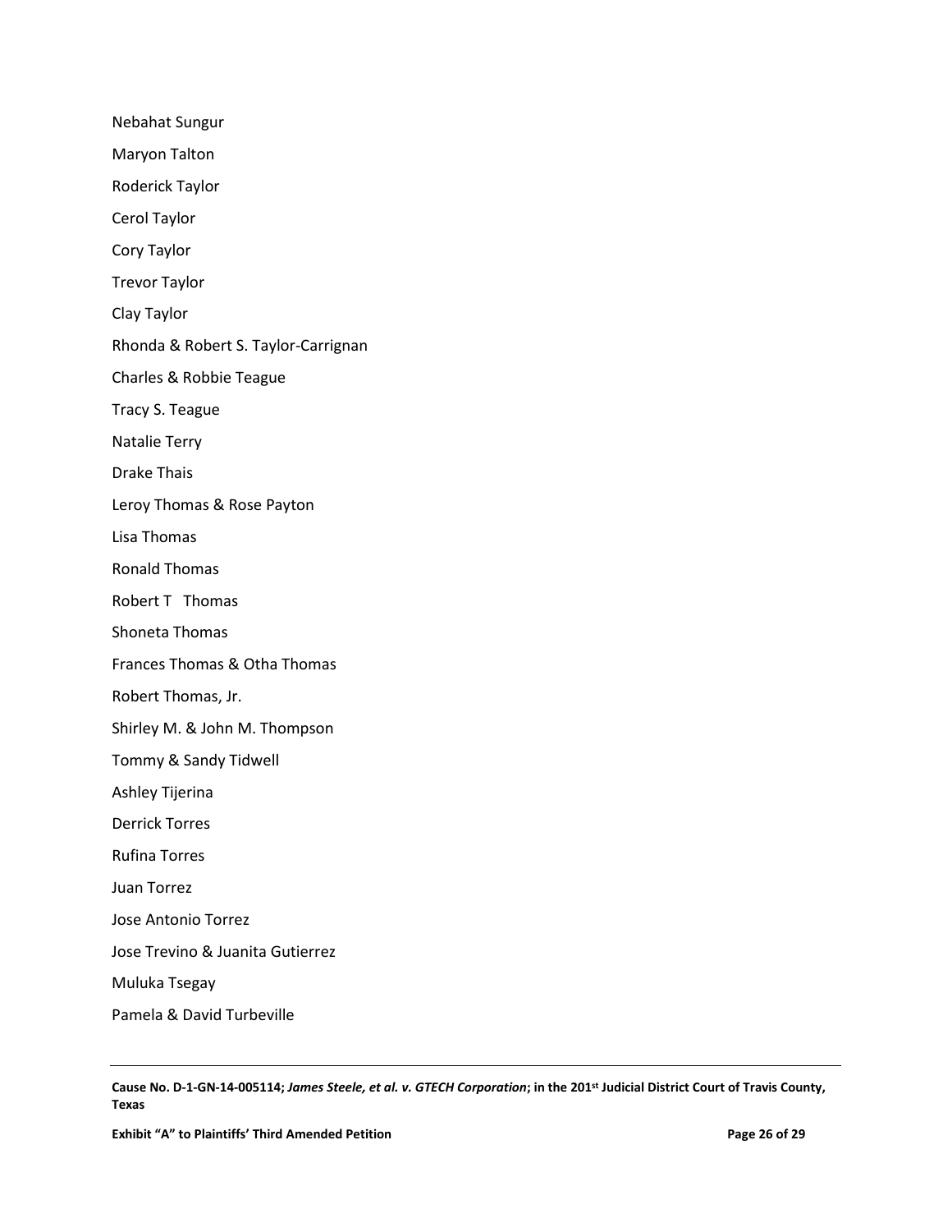Nebahat Sungur

Maryon Talton

Roderick Taylor

Cerol Taylor

Cory Taylor

Trevor Taylor

Clay Taylor

Rhonda & Robert S. Taylor-Carrignan

Charles & Robbie Teague

Tracy S. Teague

Natalie Terry

Drake Thais

Leroy Thomas & Rose Payton

Lisa Thomas

Ronald Thomas

Robert T Thomas

Shoneta Thomas

Frances Thomas & Otha Thomas

Robert Thomas, Jr.

Shirley M. & John M. Thompson

Tommy & Sandy Tidwell

Ashley Tijerina

Derrick Torres

Rufina Torres

Juan Torrez

Jose Antonio Torrez

Jose Trevino & Juanita Gutierrez

Muluka Tsegay

Pamela & David Turbeville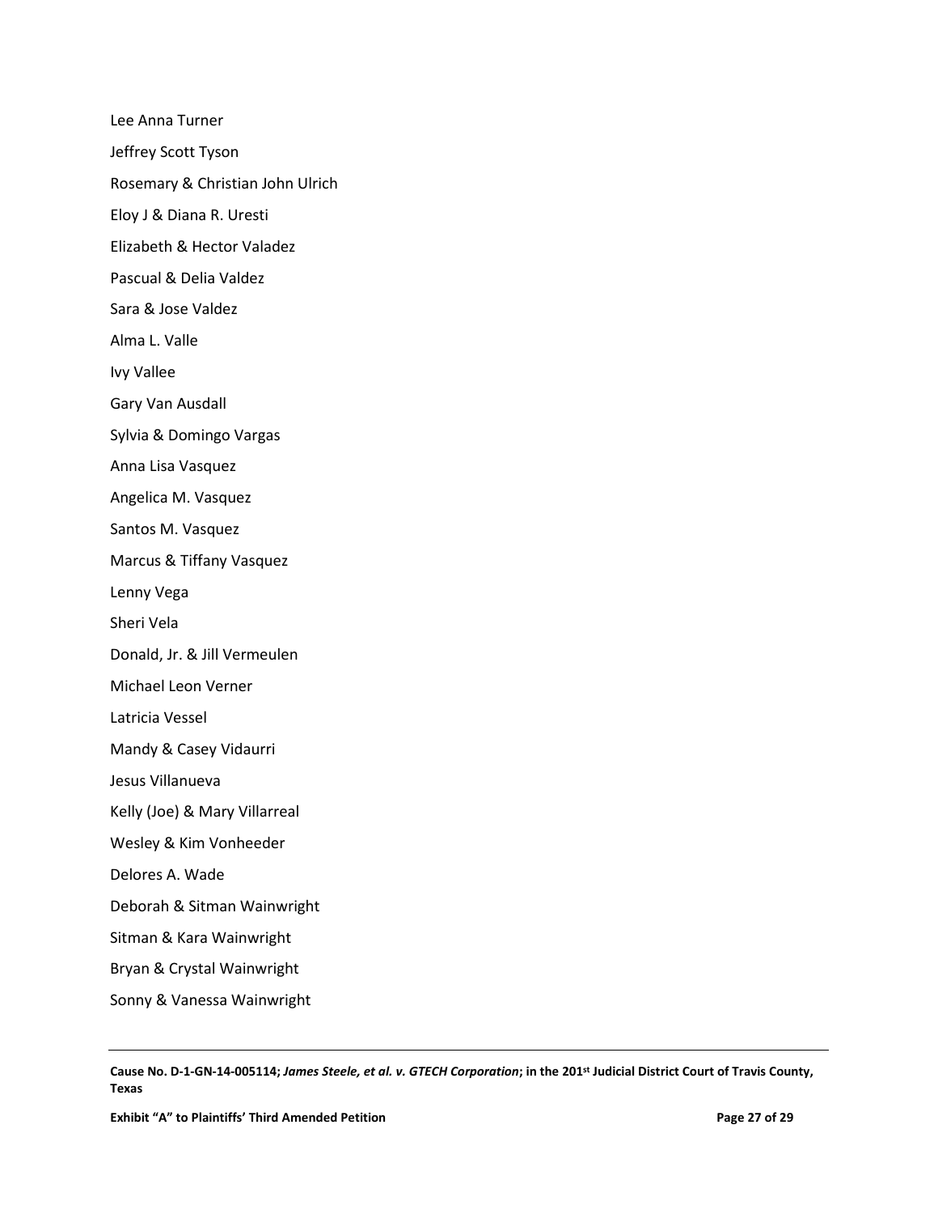Lee Anna Turner

Jeffrey Scott Tyson

Rosemary & Christian John Ulrich

Eloy J & Diana R. Uresti

Elizabeth & Hector Valadez

Pascual & Delia Valdez

Sara & Jose Valdez

Alma L. Valle

Ivy Vallee

Gary Van Ausdall

Sylvia & Domingo Vargas

Anna Lisa Vasquez

Angelica M. Vasquez

Santos M. Vasquez

Marcus & Tiffany Vasquez

Lenny Vega

Sheri Vela

Donald, Jr. & Jill Vermeulen

Michael Leon Verner

Latricia Vessel

Mandy & Casey Vidaurri

Jesus Villanueva

Kelly (Joe) & Mary Villarreal

Wesley & Kim Vonheeder

Delores A. Wade

Deborah & Sitman Wainwright

Sitman & Kara Wainwright

Bryan & Crystal Wainwright

Sonny & Vanessa Wainwright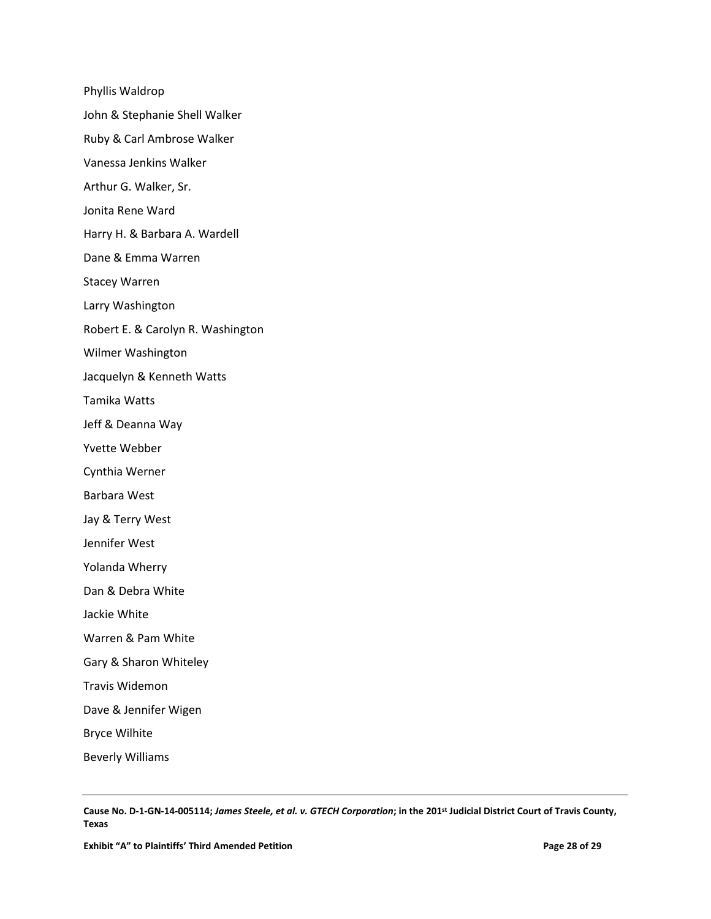Phyllis Waldrop

John & Stephanie Shell Walker

Ruby & Carl Ambrose Walker

Vanessa Jenkins Walker

Arthur G. Walker, Sr.

Jonita Rene Ward

Harry H. & Barbara A. Wardell

Dane & Emma Warren

Stacey Warren

Larry Washington

Robert E. & Carolyn R. Washington

Wilmer Washington

Jacquelyn & Kenneth Watts

Tamika Watts

Jeff & Deanna Way

Yvette Webber

Cynthia Werner

Barbara West

Jay & Terry West

Jennifer West

Yolanda Wherry

Dan & Debra White

Jackie White

Warren & Pam White

Gary & Sharon Whiteley

Travis Widemon

Dave & Jennifer Wigen

Bryce Wilhite

Beverly Williams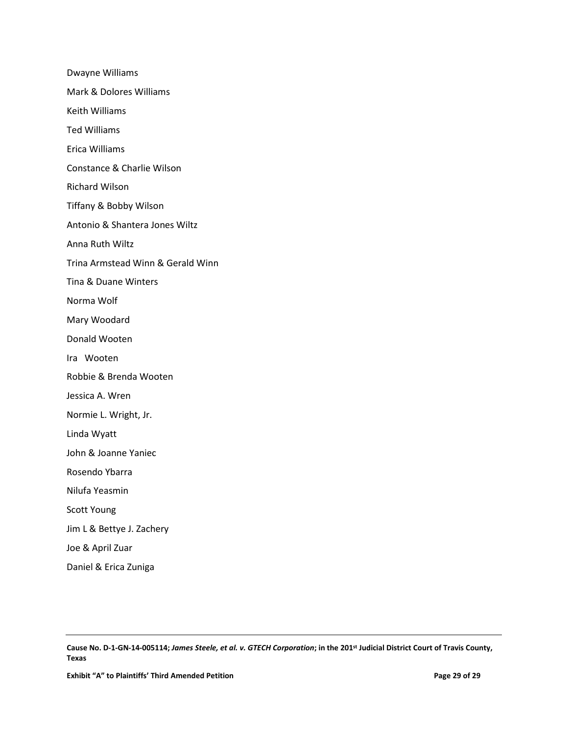Dwayne Williams

Mark & Dolores Williams

Keith Williams

Ted Williams

Erica Williams

Constance & Charlie Wilson

Richard Wilson

Tiffany & Bobby Wilson

Antonio & Shantera Jones Wiltz

Anna Ruth Wiltz

Trina Armstead Winn & Gerald Winn

Tina & Duane Winters

Norma Wolf

Mary Woodard

Donald Wooten

Ira Wooten

Robbie & Brenda Wooten

Jessica A. Wren

Normie L. Wright, Jr.

Linda Wyatt

John & Joanne Yaniec

Rosendo Ybarra

Nilufa Yeasmin

Scott Young

Jim L & Bettye J. Zachery

Joe & April Zuar

Daniel & Erica Zuniga